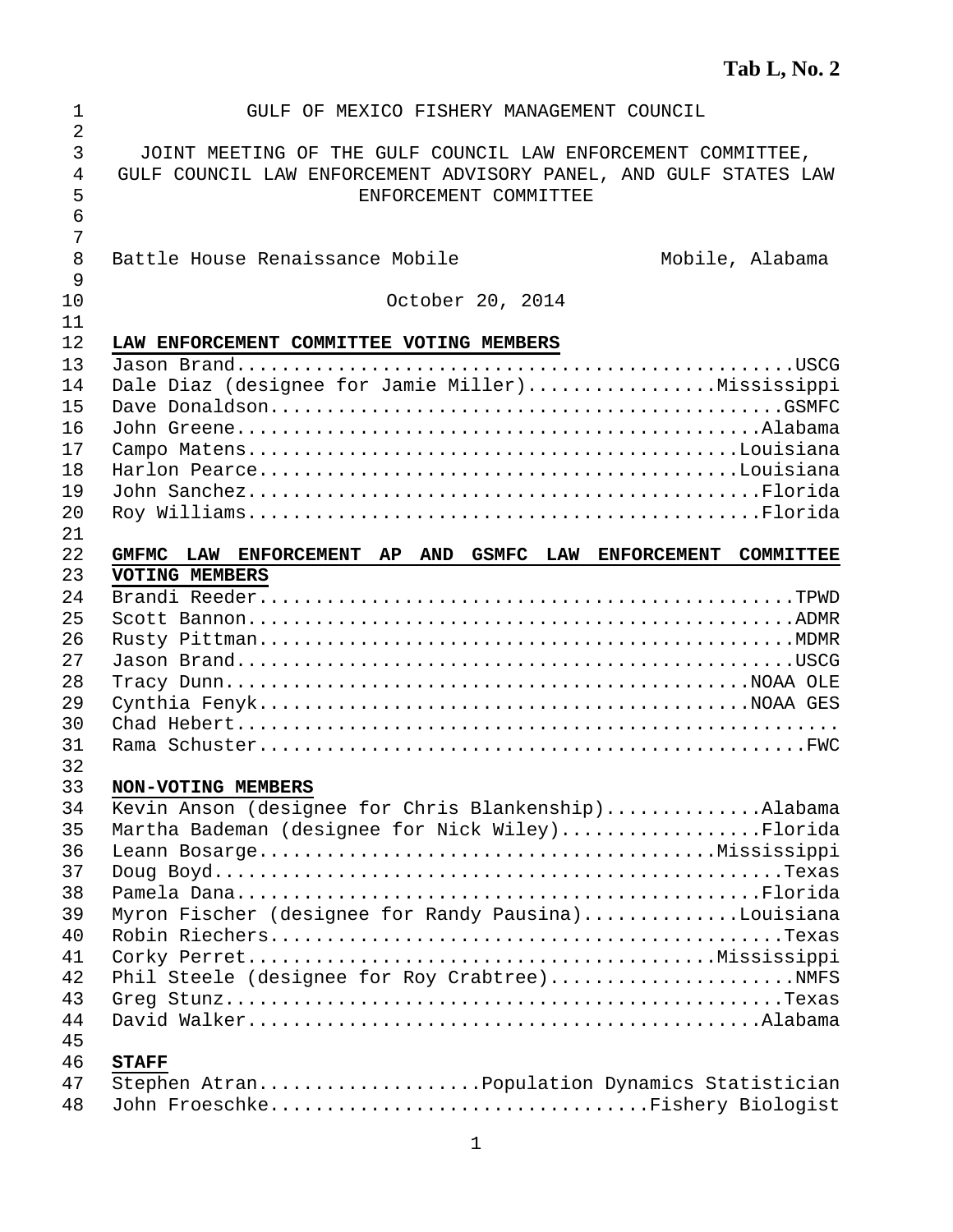**Tab L, No. 2**

GULF OF MEXICO FISHERY MANAGEMENT COUNCIL

JOINT MEETING OF THE GULF COUNCIL LAW ENFORCEMENT COMMITTEE, GULF COUNCIL LAW ENFORCEMENT ADVISORY PANEL, AND GULF STATES LAW ENFORCEMENT COMMITTEE

Battle House Renaissance Mobile — Mobile, Alabama

October 20, 2014

**LAW ENFORCEMENT COMMITTEE VOTING MEMBERS**

Jason Brand...............................................USCG
Dale Diaz (designee for Jamie Miller)................Mississippi
Dave Donaldson............................................GSMFC
John Greene..............................................Alabama
Campo Matens...........................................Louisiana
Harlon Pearce..........................................Louisiana
John Sanchez.............................................Florida
Roy Williams.............................................Florida

**GMFMC LAW ENFORCEMENT AP AND GSMFC LAW ENFORCEMENT COMMITTEE VOTING MEMBERS**

Brandi Reeder...............................................TPWD
Scott Bannon................................................ADMR
Rusty Pittman...............................................MDMR
Jason Brand.................................................USCG
Tracy Dunn..............................................NOAA OLE
Cynthia Fenyk...........................................NOAA GES
Chad Hebert....................................................
Rama Schuster................................................FWC

**NON-VOTING MEMBERS**

Kevin Anson (designee for Chris Blankenship)..............Alabama
Martha Bademan (designee for Nick Wiley)..................Florida
Leann Bosarge.........................................Mississippi
Doug Boyd...................................................Texas
Pamela Dana...............................................Florida
Myron Fischer (designee for Randy Pausina).............Louisiana
Robin Riechers..............................................Texas
Corky Perret..........................................Mississippi
Phil Steele (designee for Roy Crabtree).....................NMFS
Greg Stunz..................................................Texas
David Walker..............................................Alabama

**STAFF**

Stephen Atran...................Population Dynamics Statistician
John Froeschke................................Fishery Biologist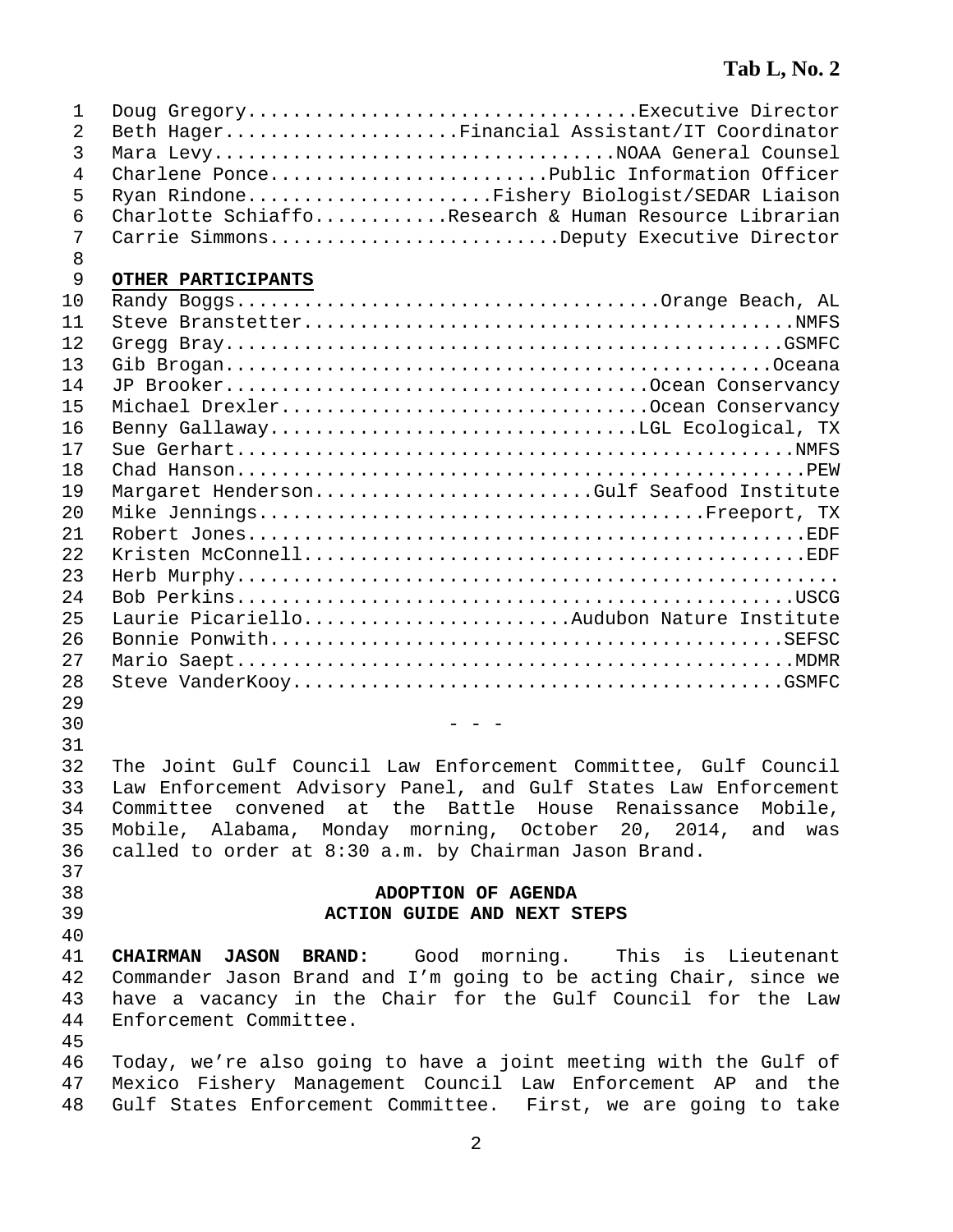Tab L, No. 2

Doug Gregory....................................Executive Director
Beth Hager.....................Financial Assistant/IT Coordinator
Mara Levy...................................NOAA General Counsel
Charlene Ponce........................Public Information Officer
Ryan Rindone.....................Fishery Biologist/SEDAR Liaison
Charlotte Schiaffo............Research & Human Resource Librarian
Carrie Simmons..........................Deputy Executive Director

**OTHER PARTICIPANTS**

Randy Boggs....................................Orange Beach, AL
Steve Branstetter..........................................NMFS
Gregg Bray.................................................GSMFC
Gib Brogan................................................Oceana
JP Brooker.....................................Ocean Conservancy
Michael Drexler................................Ocean Conservancy
Benny Gallaway................................LGL Ecological, TX
Sue Gerhart................................................NMFS
Chad Hanson................................................PEW
Margaret Henderson........................Gulf Seafood Institute
Mike Jennings.......................................Freeport, TX
Robert Jones................................................EDF
Kristen McConnell...........................................EDF
Herb Murphy...................................................
Bob Perkins................................................USCG
Laurie Picariello.......................Audubon Nature Institute
Bonnie Ponwith............................................SEFSC
Mario Saept................................................MDMR
Steve VanderKooy..........................................GSMFC

\- - -

The Joint Gulf Council Law Enforcement Committee, Gulf Council Law Enforcement Advisory Panel, and Gulf States Law Enforcement Committee convened at the Battle House Renaissance Mobile, Mobile, Alabama, Monday morning, October 20, 2014, and was called to order at 8:30 a.m. by Chairman Jason Brand.

## ADOPTION OF AGENDA
## ACTION GUIDE AND NEXT STEPS

**CHAIRMAN JASON BRAND:** Good morning. This is Lieutenant Commander Jason Brand and I'm going to be acting Chair, since we have a vacancy in the Chair for the Gulf Council for the Law Enforcement Committee.

Today, we're also going to have a joint meeting with the Gulf of Mexico Fishery Management Council Law Enforcement AP and the Gulf States Enforcement Committee. First, we are going to take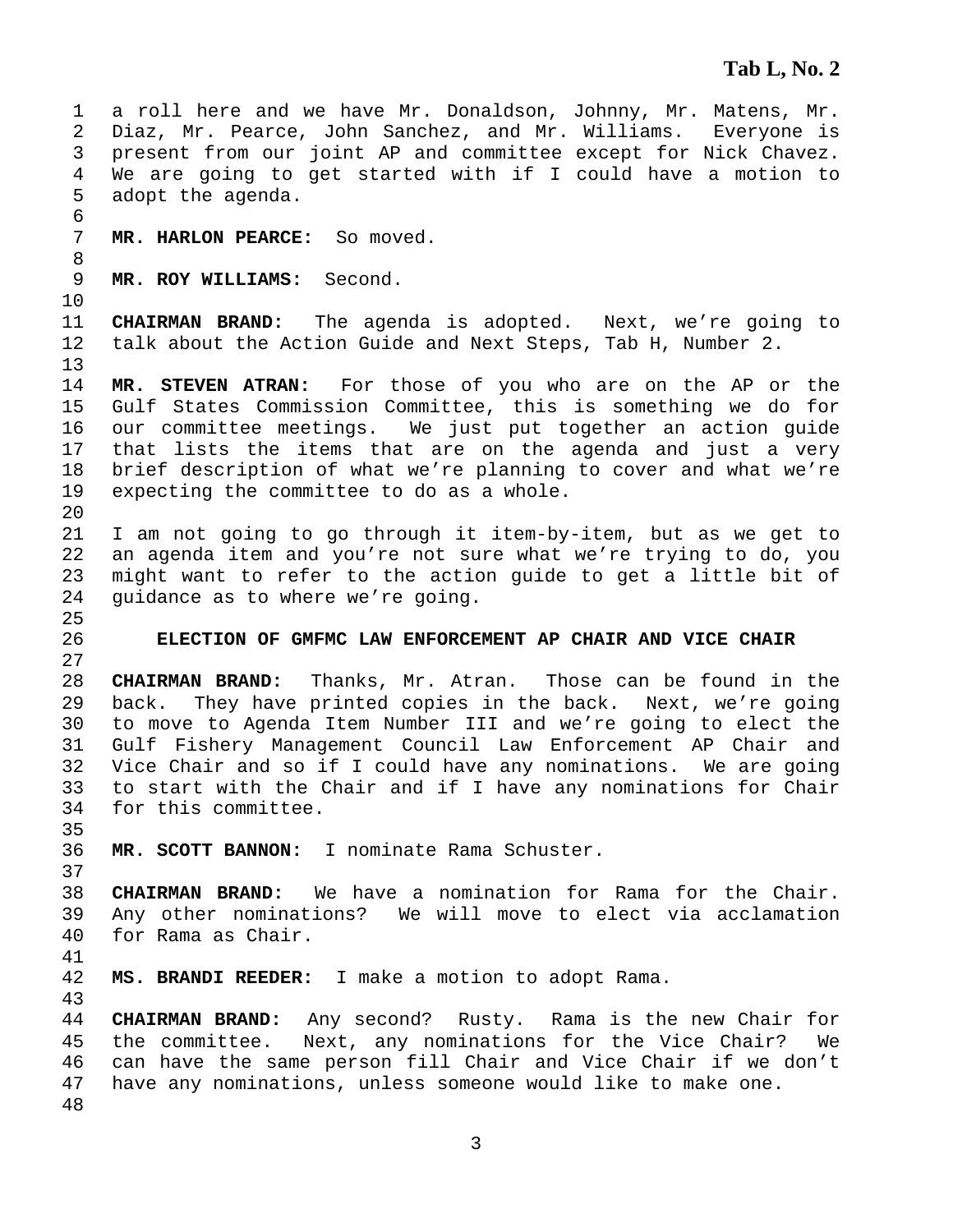a roll here and we have Mr. Donaldson, Johnny, Mr. Matens, Mr. Diaz, Mr. Pearce, John Sanchez, and Mr. Williams. Everyone is present from our joint AP and committee except for Nick Chavez. We are going to get started with if I could have a motion to adopt the agenda.

**MR. HARLON PEARCE:** So moved.

**MR. ROY WILLIAMS:** Second.

**CHAIRMAN BRAND:** The agenda is adopted. Next, we're going to talk about the Action Guide and Next Steps, Tab H, Number 2.

**MR. STEVEN ATRAN:** For those of you who are on the AP or the Gulf States Commission Committee, this is something we do for our committee meetings. We just put together an action guide that lists the items that are on the agenda and just a very brief description of what we're planning to cover and what we're expecting the committee to do as a whole.

I am not going to go through it item-by-item, but as we get to an agenda item and you're not sure what we're trying to do, you might want to refer to the action guide to get a little bit of guidance as to where we're going.

## ELECTION OF GMFMC LAW ENFORCEMENT AP CHAIR AND VICE CHAIR

**CHAIRMAN BRAND:** Thanks, Mr. Atran. Those can be found in the back. They have printed copies in the back. Next, we're going to move to Agenda Item Number III and we're going to elect the Gulf Fishery Management Council Law Enforcement AP Chair and Vice Chair and so if I could have any nominations. We are going to start with the Chair and if I have any nominations for Chair for this committee.

**MR. SCOTT BANNON:** I nominate Rama Schuster.

**CHAIRMAN BRAND:** We have a nomination for Rama for the Chair. Any other nominations? We will move to elect via acclamation for Rama as Chair.

**MS. BRANDI REEDER:** I make a motion to adopt Rama.

**CHAIRMAN BRAND:** Any second? Rusty. Rama is the new Chair for the committee. Next, any nominations for the Vice Chair? We can have the same person fill Chair and Vice Chair if we don't have any nominations, unless someone would like to make one.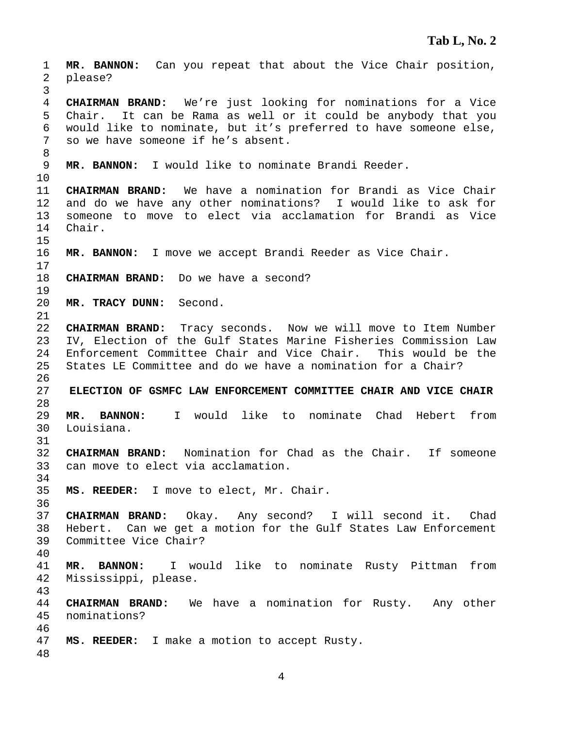**MR. BANNON:** Can you repeat that about the Vice Chair position, please?

**CHAIRMAN BRAND:** We're just looking for nominations for a Vice Chair. It can be Rama as well or it could be anybody that you would like to nominate, but it's preferred to have someone else, so we have someone if he's absent.

**MR. BANNON:** I would like to nominate Brandi Reeder.

**CHAIRMAN BRAND:** We have a nomination for Brandi as Vice Chair and do we have any other nominations? I would like to ask for someone to move to elect via acclamation for Brandi as Vice Chair.

**MR. BANNON:** I move we accept Brandi Reeder as Vice Chair.

**CHAIRMAN BRAND:** Do we have a second?

**MR. TRACY DUNN:** Second.

**CHAIRMAN BRAND:** Tracy seconds. Now we will move to Item Number IV, Election of the Gulf States Marine Fisheries Commission Law Enforcement Committee Chair and Vice Chair. This would be the States LE Committee and do we have a nomination for a Chair?

## ELECTION OF GSMFC LAW ENFORCEMENT COMMITTEE CHAIR AND VICE CHAIR

**MR. BANNON:** I would like to nominate Chad Hebert from Louisiana.

**CHAIRMAN BRAND:** Nomination for Chad as the Chair. If someone can move to elect via acclamation.

**MS. REEDER:** I move to elect, Mr. Chair.

**CHAIRMAN BRAND:** Okay. Any second? I will second it. Chad Hebert. Can we get a motion for the Gulf States Law Enforcement Committee Vice Chair?

**MR. BANNON:** I would like to nominate Rusty Pittman from Mississippi, please.

**CHAIRMAN BRAND:** We have a nomination for Rusty. Any other nominations?

**MS. REEDER:** I make a motion to accept Rusty.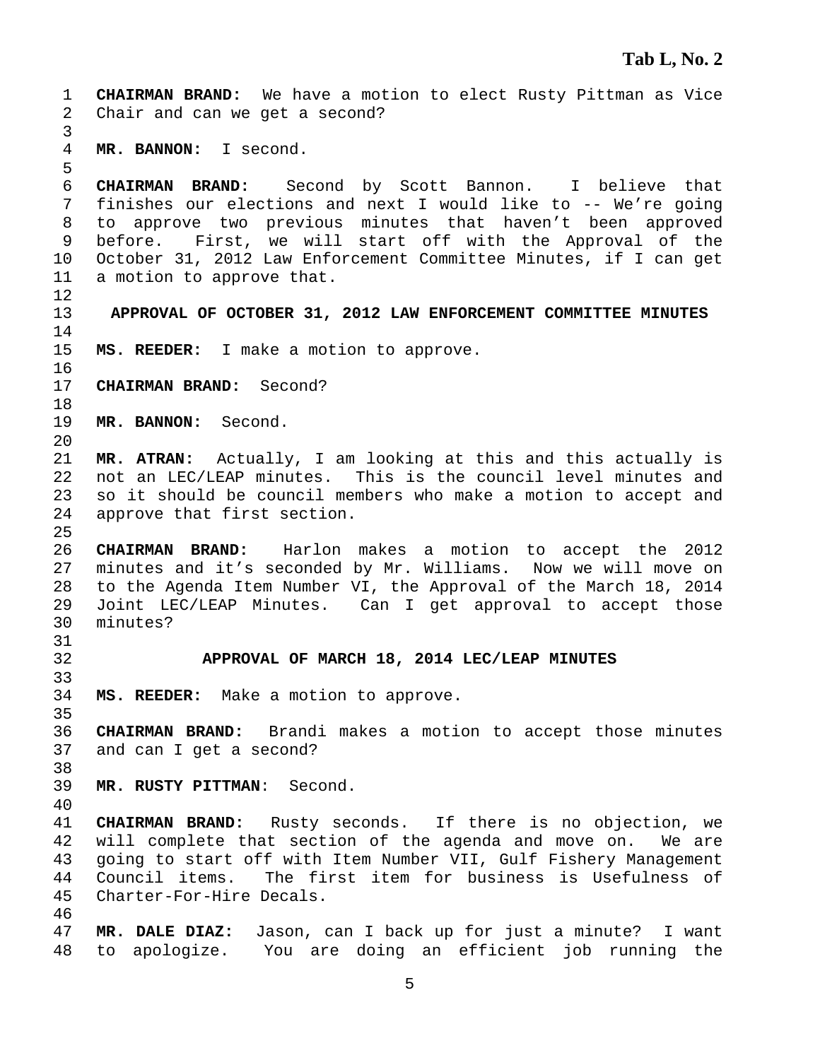Tab L, No. 2

**CHAIRMAN BRAND:** We have a motion to elect Rusty Pittman as Vice Chair and can we get a second?

**MR. BANNON:** I second.

**CHAIRMAN BRAND:** Second by Scott Bannon. I believe that finishes our elections and next I would like to -- We're going to approve two previous minutes that haven't been approved before. First, we will start off with the Approval of the October 31, 2012 Law Enforcement Committee Minutes, if I can get a motion to approve that.

**APPROVAL OF OCTOBER 31, 2012 LAW ENFORCEMENT COMMITTEE MINUTES**

**MS. REEDER:** I make a motion to approve.

**CHAIRMAN BRAND:** Second?

**MR. BANNON:** Second.

**MR. ATRAN:** Actually, I am looking at this and this actually is not an LEC/LEAP minutes. This is the council level minutes and so it should be council members who make a motion to accept and approve that first section.

**CHAIRMAN BRAND:** Harlon makes a motion to accept the 2012 minutes and it's seconded by Mr. Williams. Now we will move on to the Agenda Item Number VI, the Approval of the March 18, 2014 Joint LEC/LEAP Minutes. Can I get approval to accept those minutes?

**APPROVAL OF MARCH 18, 2014 LEC/LEAP MINUTES**

**MS. REEDER:** Make a motion to approve.

**CHAIRMAN BRAND:** Brandi makes a motion to accept those minutes and can I get a second?

**MR. RUSTY PITTMAN:** Second.

**CHAIRMAN BRAND:** Rusty seconds. If there is no objection, we will complete that section of the agenda and move on. We are going to start off with Item Number VII, Gulf Fishery Management Council items. The first item for business is Usefulness of Charter-For-Hire Decals.

**MR. DALE DIAZ:** Jason, can I back up for just a minute? I want to apologize. You are doing an efficient job running the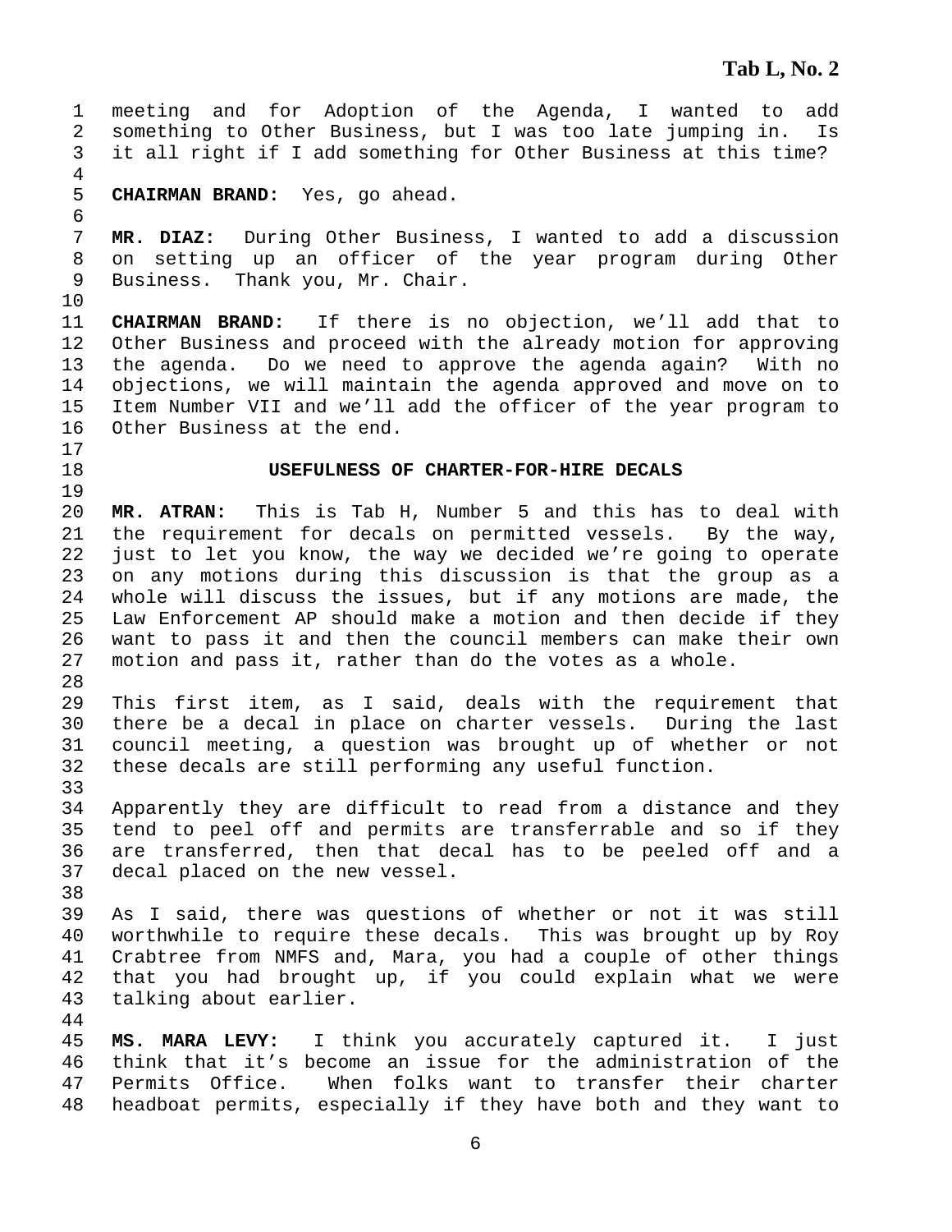meeting and for Adoption of the Agenda, I wanted to add something to Other Business, but I was too late jumping in. Is it all right if I add something for Other Business at this time?

**CHAIRMAN BRAND:** Yes, go ahead.

**MR. DIAZ:** During Other Business, I wanted to add a discussion on setting up an officer of the year program during Other Business. Thank you, Mr. Chair.

**CHAIRMAN BRAND:** If there is no objection, we'll add that to Other Business and proceed with the already motion for approving the agenda. Do we need to approve the agenda again? With no objections, we will maintain the agenda approved and move on to Item Number VII and we'll add the officer of the year program to Other Business at the end.

## USEFULNESS OF CHARTER-FOR-HIRE DECALS

**MR. ATRAN:** This is Tab H, Number 5 and this has to deal with the requirement for decals on permitted vessels. By the way, just to let you know, the way we decided we're going to operate on any motions during this discussion is that the group as a whole will discuss the issues, but if any motions are made, the Law Enforcement AP should make a motion and then decide if they want to pass it and then the council members can make their own motion and pass it, rather than do the votes as a whole.

This first item, as I said, deals with the requirement that there be a decal in place on charter vessels. During the last council meeting, a question was brought up of whether or not these decals are still performing any useful function.

Apparently they are difficult to read from a distance and they tend to peel off and permits are transferrable and so if they are transferred, then that decal has to be peeled off and a decal placed on the new vessel.

As I said, there was questions of whether or not it was still worthwhile to require these decals. This was brought up by Roy Crabtree from NMFS and, Mara, you had a couple of other things that you had brought up, if you could explain what we were talking about earlier.

**MS. MARA LEVY:** I think you accurately captured it. I just think that it's become an issue for the administration of the Permits Office. When folks want to transfer their charter headboat permits, especially if they have both and they want to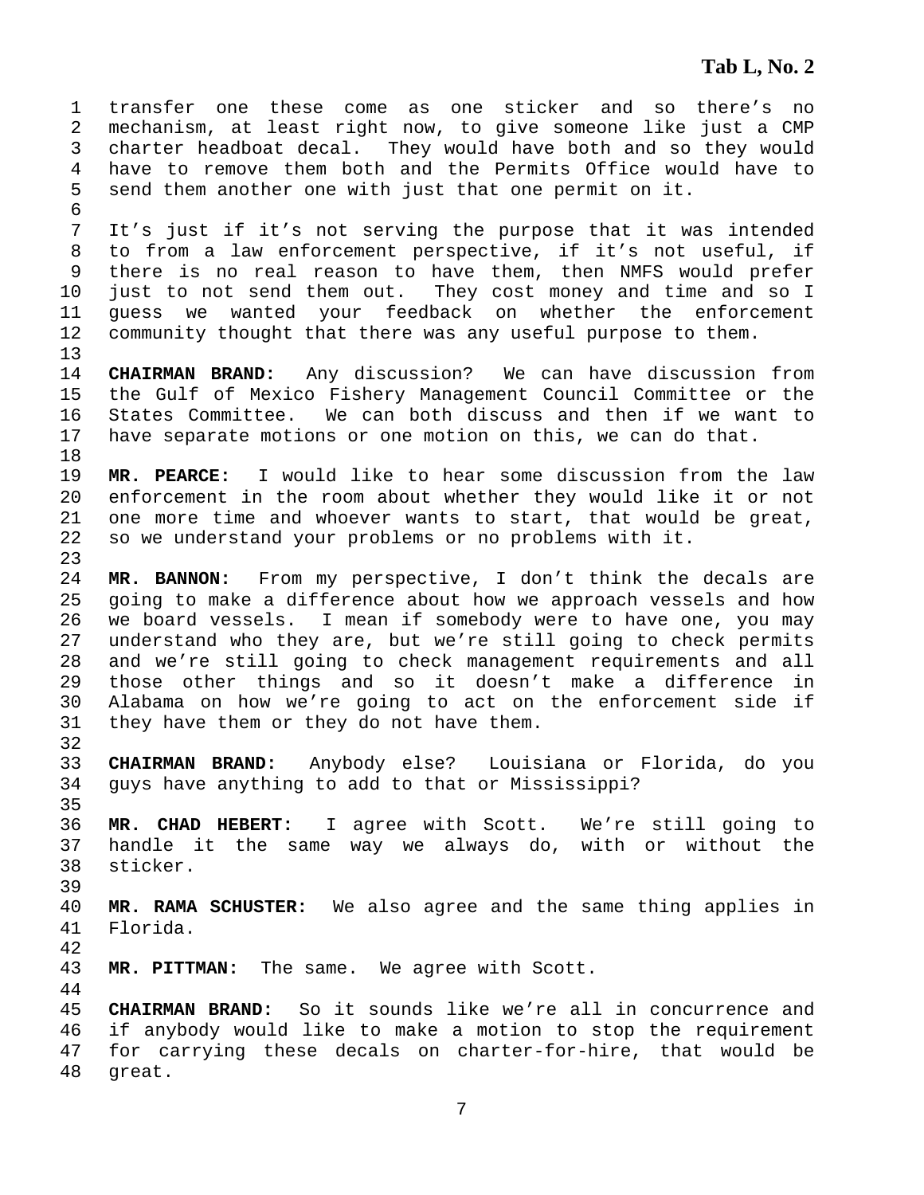transfer one these come as one sticker and so there's no mechanism, at least right now, to give someone like just a CMP charter headboat decal. They would have both and so they would have to remove them both and the Permits Office would have to send them another one with just that one permit on it.

It's just if it's not serving the purpose that it was intended to from a law enforcement perspective, if it's not useful, if there is no real reason to have them, then NMFS would prefer just to not send them out. They cost money and time and so I guess we wanted your feedback on whether the enforcement community thought that there was any useful purpose to them.

**CHAIRMAN BRAND:** Any discussion? We can have discussion from the Gulf of Mexico Fishery Management Council Committee or the States Committee. We can both discuss and then if we want to have separate motions or one motion on this, we can do that.

**MR. PEARCE:** I would like to hear some discussion from the law enforcement in the room about whether they would like it or not one more time and whoever wants to start, that would be great, so we understand your problems or no problems with it.

**MR. BANNON:** From my perspective, I don't think the decals are going to make a difference about how we approach vessels and how we board vessels. I mean if somebody were to have one, you may understand who they are, but we're still going to check permits and we're still going to check management requirements and all those other things and so it doesn't make a difference in Alabama on how we're going to act on the enforcement side if they have them or they do not have them.

**CHAIRMAN BRAND:** Anybody else? Louisiana or Florida, do you guys have anything to add to that or Mississippi?

**MR. CHAD HEBERT:** I agree with Scott. We're still going to handle it the same way we always do, with or without the sticker.

**MR. RAMA SCHUSTER:** We also agree and the same thing applies in Florida.

**MR. PITTMAN:** The same. We agree with Scott.

**CHAIRMAN BRAND:** So it sounds like we're all in concurrence and if anybody would like to make a motion to stop the requirement for carrying these decals on charter-for-hire, that would be great.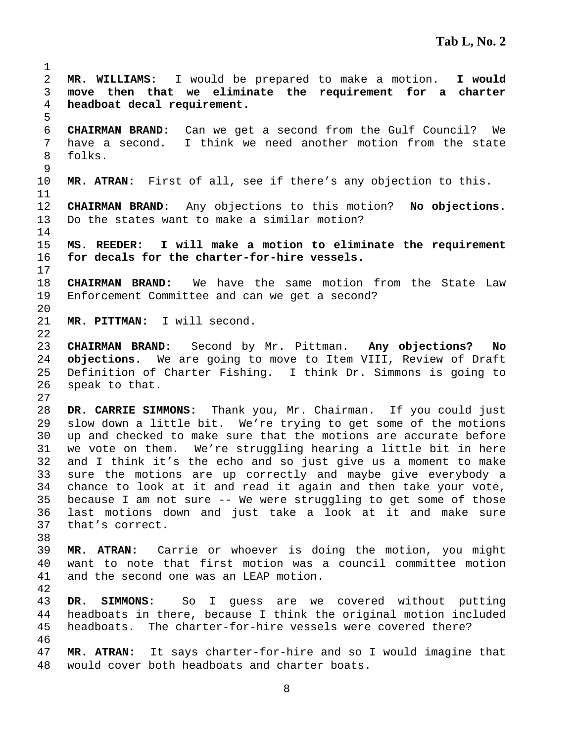**MR. WILLIAMS:** I would be prepared to make a motion. **I would move then that we eliminate the requirement for a charter headboat decal requirement.**

**CHAIRMAN BRAND:** Can we get a second from the Gulf Council? We have a second. I think we need another motion from the state folks.

**MR. ATRAN:** First of all, see if there's any objection to this.

**CHAIRMAN BRAND:** Any objections to this motion? **No objections.** Do the states want to make a similar motion?

**MS. REEDER: I will make a motion to eliminate the requirement for decals for the charter-for-hire vessels.**

**CHAIRMAN BRAND:** We have the same motion from the State Law Enforcement Committee and can we get a second?

**MR. PITTMAN:** I will second.

**CHAIRMAN BRAND:** Second by Mr. Pittman. **Any objections? No objections.** We are going to move to Item VIII, Review of Draft Definition of Charter Fishing. I think Dr. Simmons is going to speak to that.

**DR. CARRIE SIMMONS:** Thank you, Mr. Chairman. If you could just slow down a little bit. We're trying to get some of the motions up and checked to make sure that the motions are accurate before we vote on them. We're struggling hearing a little bit in here and I think it's the echo and so just give us a moment to make sure the motions are up correctly and maybe give everybody a chance to look at it and read it again and then take your vote, because I am not sure -- We were struggling to get some of those last motions down and just take a look at it and make sure that's correct.

**MR. ATRAN:** Carrie or whoever is doing the motion, you might want to note that first motion was a council committee motion and the second one was an LEAP motion.

**DR. SIMMONS:** So I guess are we covered without putting headboats in there, because I think the original motion included headboats. The charter-for-hire vessels were covered there?

**MR. ATRAN:** It says charter-for-hire and so I would imagine that would cover both headboats and charter boats.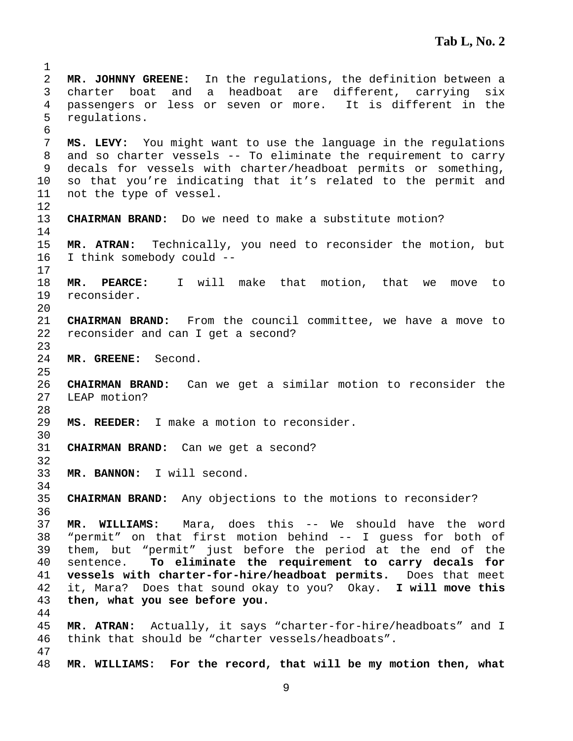**MR. JOHNNY GREENE:** In the regulations, the definition between a charter boat and a headboat are different, carrying six passengers or less or seven or more. It is different in the regulations.

**MS. LEVY:** You might want to use the language in the regulations and so charter vessels -- To eliminate the requirement to carry decals for vessels with charter/headboat permits or something, so that you're indicating that it's related to the permit and not the type of vessel.

**CHAIRMAN BRAND:** Do we need to make a substitute motion?

**MR. ATRAN:** Technically, you need to reconsider the motion, but I think somebody could --

**MR. PEARCE:** I will make that motion, that we move to reconsider.

**CHAIRMAN BRAND:** From the council committee, we have a move to reconsider and can I get a second?

**MR. GREENE:** Second.

**CHAIRMAN BRAND:** Can we get a similar motion to reconsider the LEAP motion?

**MS. REEDER:** I make a motion to reconsider.

**CHAIRMAN BRAND:** Can we get a second?

**MR. BANNON:** I will second.

**CHAIRMAN BRAND:** Any objections to the motions to reconsider?

**MR. WILLIAMS:** Mara, does this -- We should have the word "permit" on that first motion behind -- I guess for both of them, but "permit" just before the period at the end of the sentence. **To eliminate the requirement to carry decals for vessels with charter-for-hire/headboat permits.** Does that meet it, Mara? Does that sound okay to you? Okay. **I will move this then, what you see before you.**

**MR. ATRAN:** Actually, it says "charter-for-hire/headboats" and I think that should be "charter vessels/headboats".

**MR. WILLIAMS: For the record, that will be my motion then, what**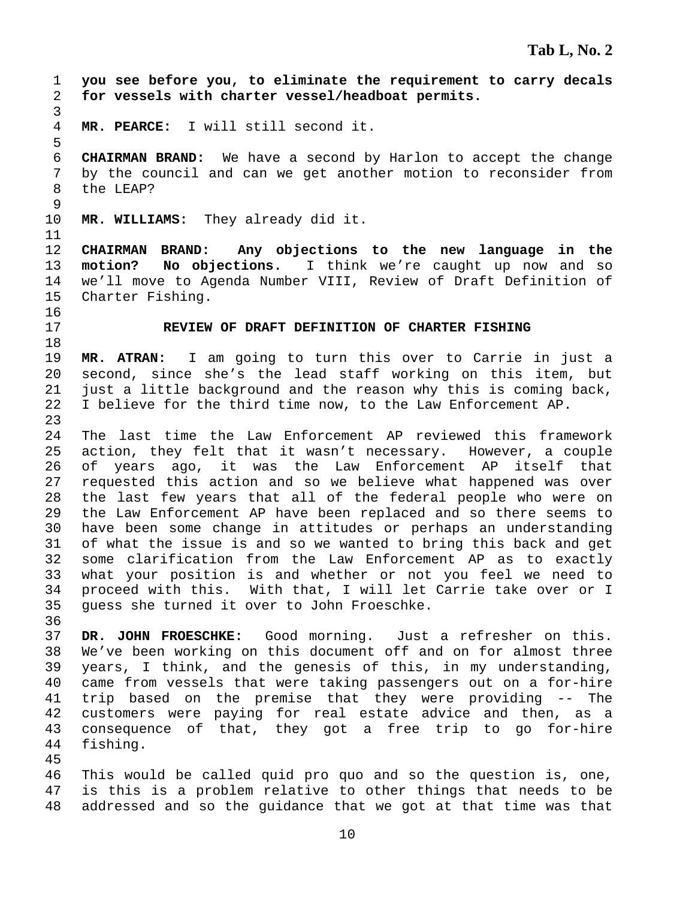**you see before you, to eliminate the requirement to carry decals for vessels with charter vessel/headboat permits.**

**MR. PEARCE:** I will still second it.

**CHAIRMAN BRAND:** We have a second by Harlon to accept the change by the council and can we get another motion to reconsider from the LEAP?

**MR. WILLIAMS:** They already did it.

**CHAIRMAN BRAND: Any objections to the new language in the motion? No objections.** I think we're caught up now and so we'll move to Agenda Number VIII, Review of Draft Definition of Charter Fishing.

## REVIEW OF DRAFT DEFINITION OF CHARTER FISHING

**MR. ATRAN:** I am going to turn this over to Carrie in just a second, since she's the lead staff working on this item, but just a little background and the reason why this is coming back, I believe for the third time now, to the Law Enforcement AP.

The last time the Law Enforcement AP reviewed this framework action, they felt that it wasn't necessary. However, a couple of years ago, it was the Law Enforcement AP itself that requested this action and so we believe what happened was over the last few years that all of the federal people who were on the Law Enforcement AP have been replaced and so there seems to have been some change in attitudes or perhaps an understanding of what the issue is and so we wanted to bring this back and get some clarification from the Law Enforcement AP as to exactly what your position is and whether or not you feel we need to proceed with this. With that, I will let Carrie take over or I guess she turned it over to John Froeschke.

**DR. JOHN FROESCHKE:** Good morning. Just a refresher on this. We've been working on this document off and on for almost three years, I think, and the genesis of this, in my understanding, came from vessels that were taking passengers out on a for-hire trip based on the premise that they were providing -- The customers were paying for real estate advice and then, as a consequence of that, they got a free trip to go for-hire fishing.

This would be called quid pro quo and so the question is, one, is this is a problem relative to other things that needs to be addressed and so the guidance that we got at that time was that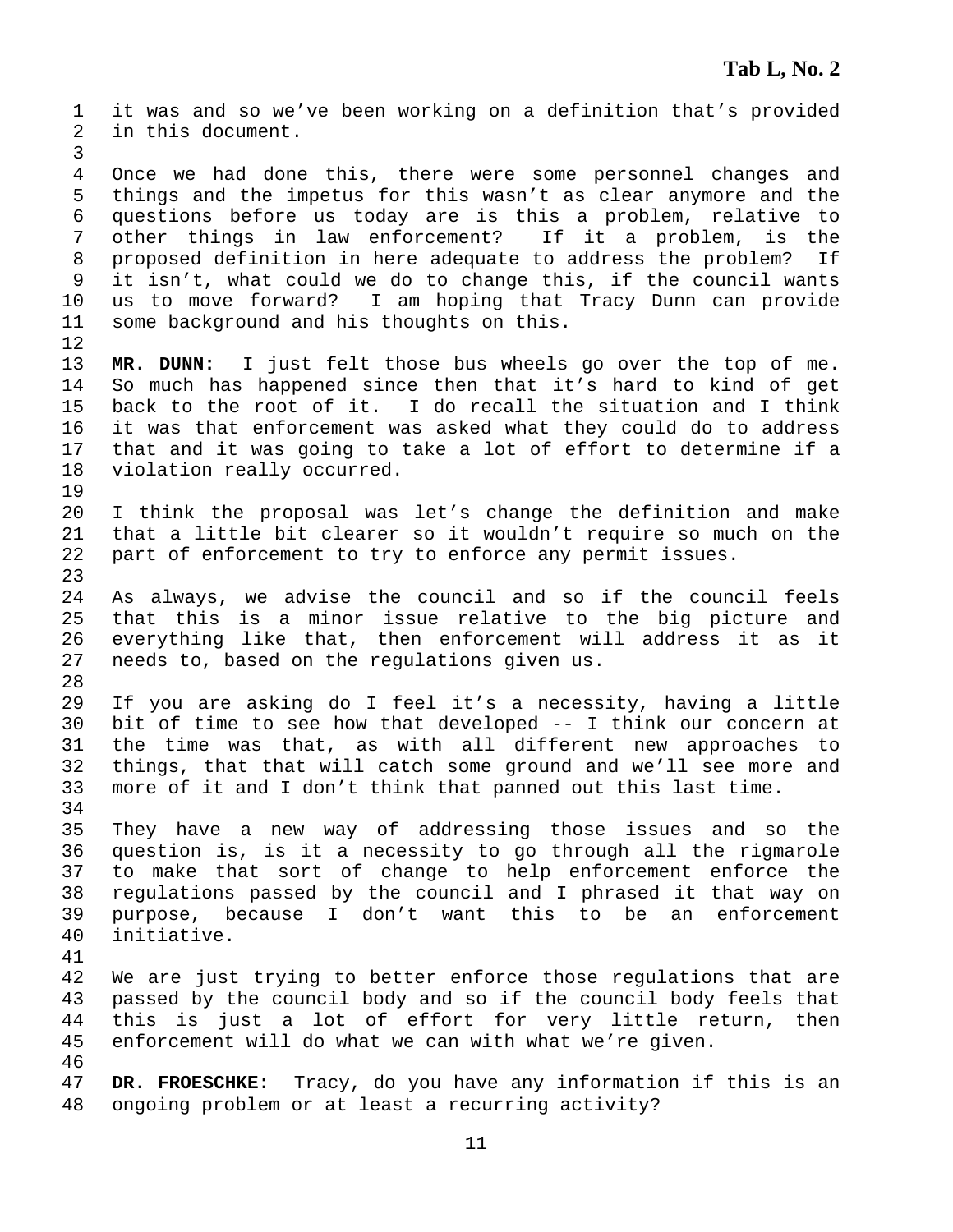it was and so we've been working on a definition that's provided in this document.

Once we had done this, there were some personnel changes and things and the impetus for this wasn't as clear anymore and the questions before us today are is this a problem, relative to other things in law enforcement? If it a problem, is the proposed definition in here adequate to address the problem? If it isn't, what could we do to change this, if the council wants us to move forward? I am hoping that Tracy Dunn can provide some background and his thoughts on this.

**MR. DUNN:** I just felt those bus wheels go over the top of me. So much has happened since then that it's hard to kind of get back to the root of it. I do recall the situation and I think it was that enforcement was asked what they could do to address that and it was going to take a lot of effort to determine if a violation really occurred.

I think the proposal was let's change the definition and make that a little bit clearer so it wouldn't require so much on the part of enforcement to try to enforce any permit issues.

As always, we advise the council and so if the council feels that this is a minor issue relative to the big picture and everything like that, then enforcement will address it as it needs to, based on the regulations given us.

If you are asking do I feel it's a necessity, having a little bit of time to see how that developed -- I think our concern at the time was that, as with all different new approaches to things, that that will catch some ground and we'll see more and more of it and I don't think that panned out this last time.

They have a new way of addressing those issues and so the question is, is it a necessity to go through all the rigmarole to make that sort of change to help enforcement enforce the regulations passed by the council and I phrased it that way on purpose, because I don't want this to be an enforcement initiative.

We are just trying to better enforce those regulations that are passed by the council body and so if the council body feels that this is just a lot of effort for very little return, then enforcement will do what we can with what we're given.

**DR. FROESCHKE:** Tracy, do you have any information if this is an ongoing problem or at least a recurring activity?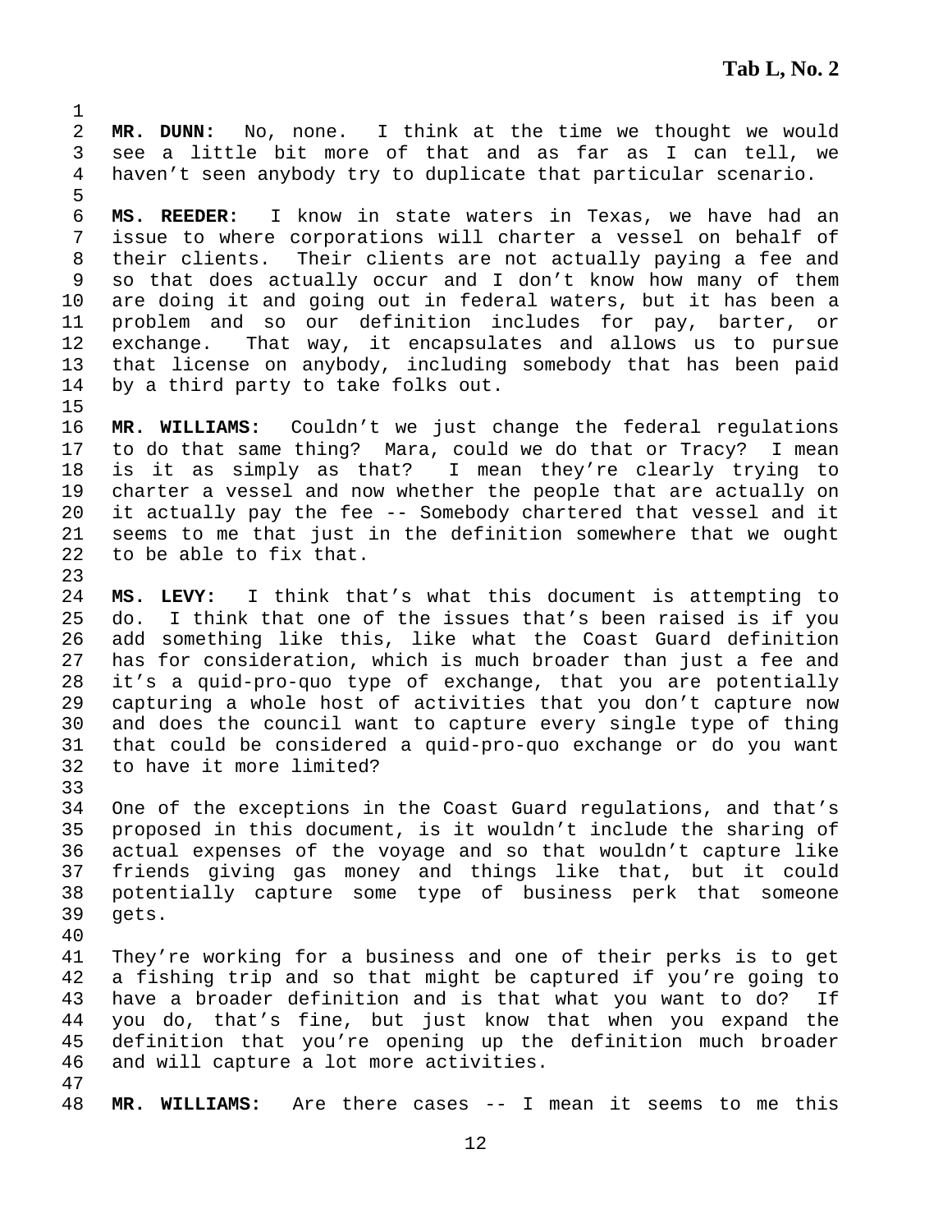**MR. DUNN:** No, none. I think at the time we thought we would see a little bit more of that and as far as I can tell, we haven't seen anybody try to duplicate that particular scenario.

**MS. REEDER:** I know in state waters in Texas, we have had an issue to where corporations will charter a vessel on behalf of their clients. Their clients are not actually paying a fee and so that does actually occur and I don't know how many of them are doing it and going out in federal waters, but it has been a problem and so our definition includes for pay, barter, or exchange. That way, it encapsulates and allows us to pursue that license on anybody, including somebody that has been paid by a third party to take folks out.

**MR. WILLIAMS:** Couldn't we just change the federal regulations to do that same thing? Mara, could we do that or Tracy? I mean is it as simply as that? I mean they're clearly trying to charter a vessel and now whether the people that are actually on it actually pay the fee -- Somebody chartered that vessel and it seems to me that just in the definition somewhere that we ought to be able to fix that.

**MS. LEVY:** I think that's what this document is attempting to do. I think that one of the issues that's been raised is if you add something like this, like what the Coast Guard definition has for consideration, which is much broader than just a fee and it's a quid-pro-quo type of exchange, that you are potentially capturing a whole host of activities that you don't capture now and does the council want to capture every single type of thing that could be considered a quid-pro-quo exchange or do you want to have it more limited?

One of the exceptions in the Coast Guard regulations, and that's proposed in this document, is it wouldn't include the sharing of actual expenses of the voyage and so that wouldn't capture like friends giving gas money and things like that, but it could potentially capture some type of business perk that someone gets.

They're working for a business and one of their perks is to get a fishing trip and so that might be captured if you're going to have a broader definition and is that what you want to do? If you do, that's fine, but just know that when you expand the definition that you're opening up the definition much broader and will capture a lot more activities.

**MR. WILLIAMS:** Are there cases -- I mean it seems to me this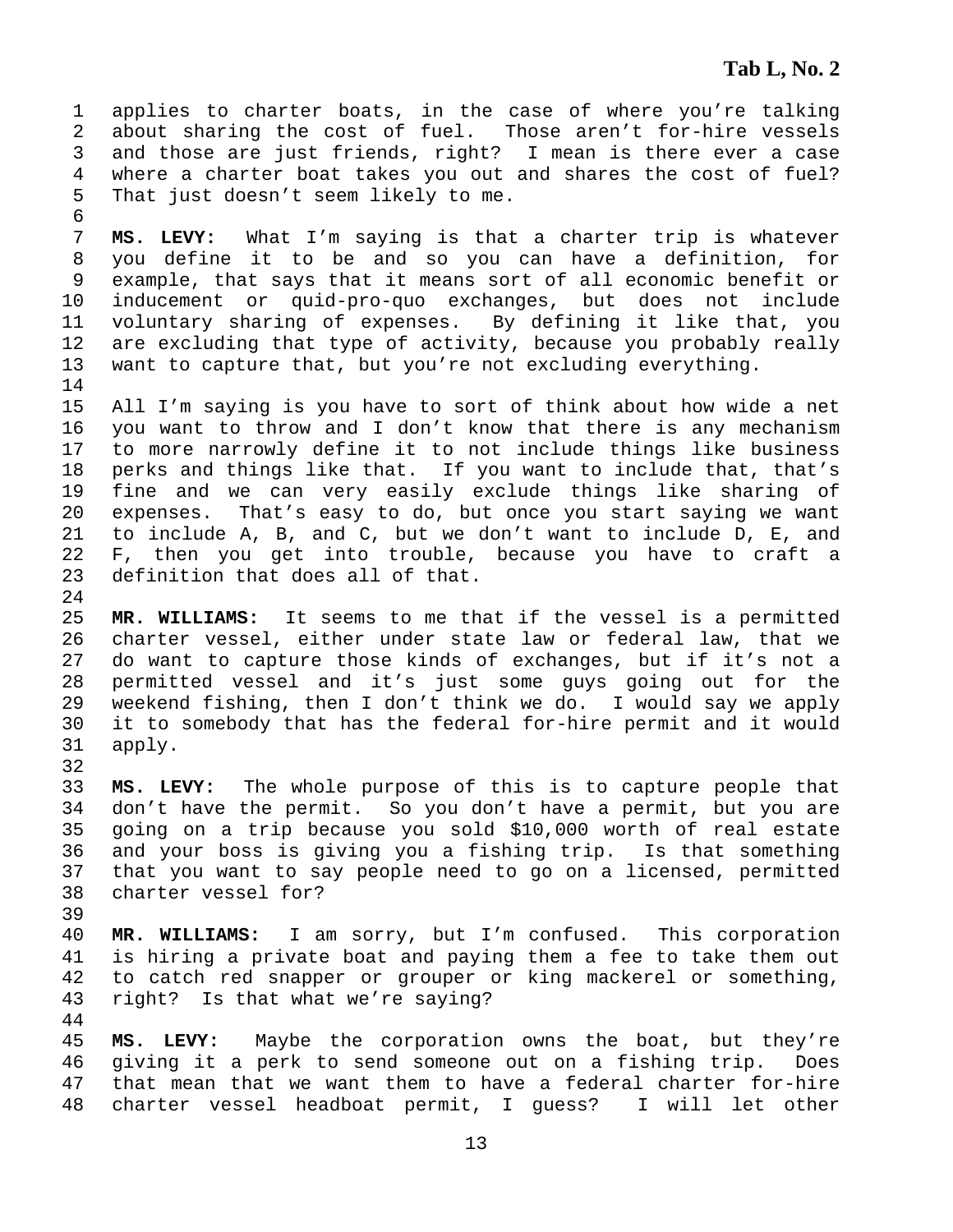applies to charter boats, in the case of where you're talking about sharing the cost of fuel. Those aren't for-hire vessels and those are just friends, right? I mean is there ever a case where a charter boat takes you out and shares the cost of fuel? That just doesn't seem likely to me.

**MS. LEVY:** What I'm saying is that a charter trip is whatever you define it to be and so you can have a definition, for example, that says that it means sort of all economic benefit or inducement or quid-pro-quo exchanges, but does not include voluntary sharing of expenses. By defining it like that, you are excluding that type of activity, because you probably really want to capture that, but you're not excluding everything.

All I'm saying is you have to sort of think about how wide a net you want to throw and I don't know that there is any mechanism to more narrowly define it to not include things like business perks and things like that. If you want to include that, that's fine and we can very easily exclude things like sharing of expenses. That's easy to do, but once you start saying we want to include A, B, and C, but we don't want to include D, E, and F, then you get into trouble, because you have to craft a definition that does all of that.

**MR. WILLIAMS:** It seems to me that if the vessel is a permitted charter vessel, either under state law or federal law, that we do want to capture those kinds of exchanges, but if it's not a permitted vessel and it's just some guys going out for the weekend fishing, then I don't think we do. I would say we apply it to somebody that has the federal for-hire permit and it would apply.

**MS. LEVY:** The whole purpose of this is to capture people that don't have the permit. So you don't have a permit, but you are going on a trip because you sold $10,000 worth of real estate and your boss is giving you a fishing trip. Is that something that you want to say people need to go on a licensed, permitted charter vessel for?

**MR. WILLIAMS:** I am sorry, but I'm confused. This corporation is hiring a private boat and paying them a fee to take them out to catch red snapper or grouper or king mackerel or something, right? Is that what we're saying?

**MS. LEVY:** Maybe the corporation owns the boat, but they're giving it a perk to send someone out on a fishing trip. Does that mean that we want them to have a federal charter for-hire charter vessel headboat permit, I guess? I will let other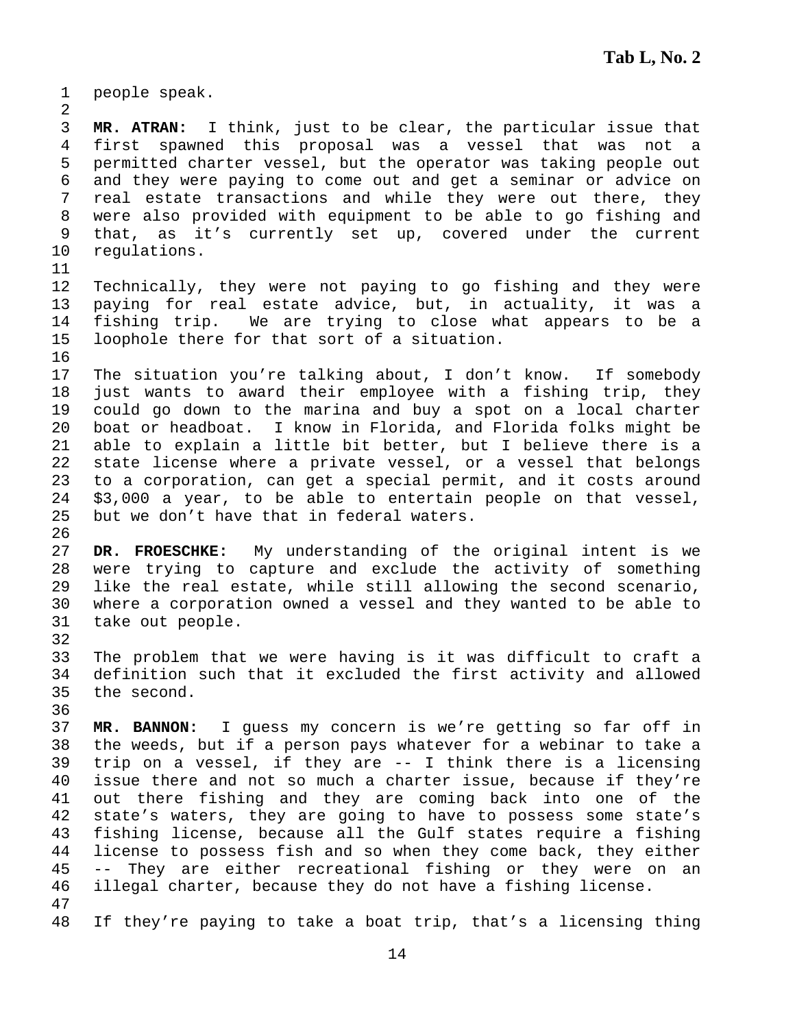people speak.

**MR. ATRAN:** I think, just to be clear, the particular issue that first spawned this proposal was a vessel that was not a permitted charter vessel, but the operator was taking people out and they were paying to come out and get a seminar or advice on real estate transactions and while they were out there, they were also provided with equipment to be able to go fishing and that, as it's currently set up, covered under the current regulations.

Technically, they were not paying to go fishing and they were paying for real estate advice, but, in actuality, it was a fishing trip. We are trying to close what appears to be a loophole there for that sort of a situation.

The situation you're talking about, I don't know. If somebody just wants to award their employee with a fishing trip, they could go down to the marina and buy a spot on a local charter boat or headboat. I know in Florida, and Florida folks might be able to explain a little bit better, but I believe there is a state license where a private vessel, or a vessel that belongs to a corporation, can get a special permit, and it costs around $3,000 a year, to be able to entertain people on that vessel, but we don't have that in federal waters.

**DR. FROESCHKE:** My understanding of the original intent is we were trying to capture and exclude the activity of something like the real estate, while still allowing the second scenario, where a corporation owned a vessel and they wanted to be able to take out people.

The problem that we were having is it was difficult to craft a definition such that it excluded the first activity and allowed the second.

**MR. BANNON:** I guess my concern is we're getting so far off in the weeds, but if a person pays whatever for a webinar to take a trip on a vessel, if they are -- I think there is a licensing issue there and not so much a charter issue, because if they're out there fishing and they are coming back into one of the state's waters, they are going to have to possess some state's fishing license, because all the Gulf states require a fishing license to possess fish and so when they come back, they either -- They are either recreational fishing or they were on an illegal charter, because they do not have a fishing license.

If they're paying to take a boat trip, that's a licensing thing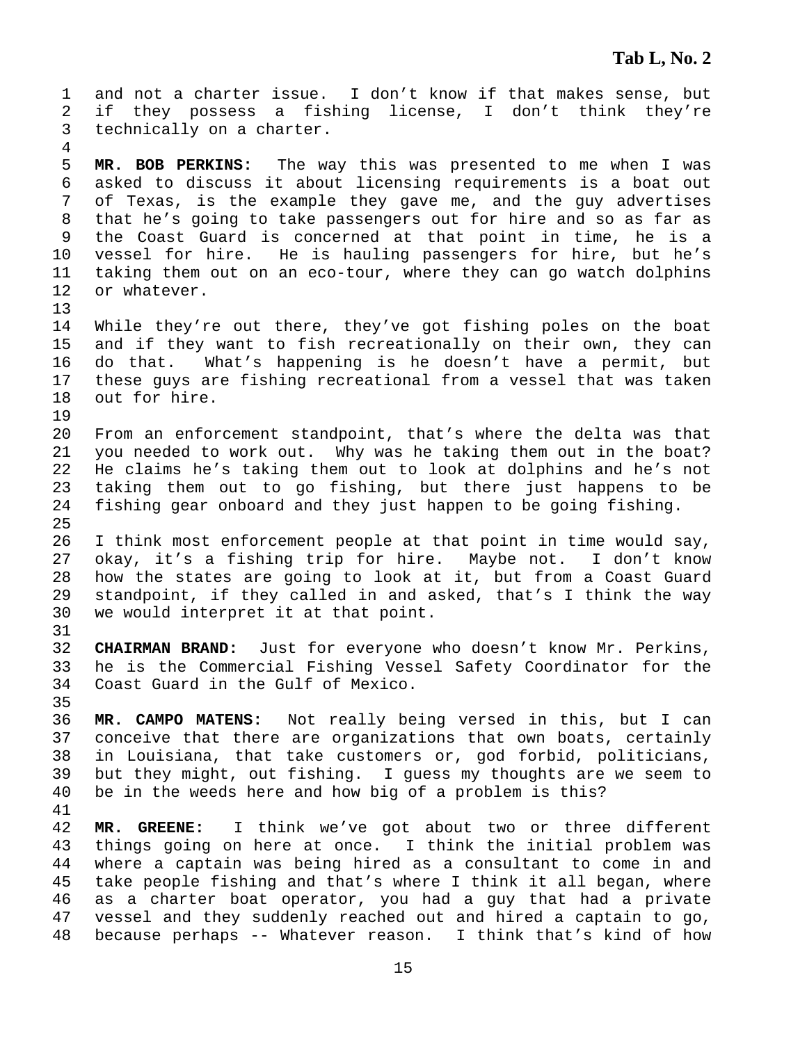and not a charter issue. I don't know if that makes sense, but if they possess a fishing license, I don't think they're technically on a charter.

**MR. BOB PERKINS:** The way this was presented to me when I was asked to discuss it about licensing requirements is a boat out of Texas, is the example they gave me, and the guy advertises that he's going to take passengers out for hire and so as far as the Coast Guard is concerned at that point in time, he is a vessel for hire. He is hauling passengers for hire, but he's taking them out on an eco-tour, where they can go watch dolphins or whatever.

While they're out there, they've got fishing poles on the boat and if they want to fish recreationally on their own, they can do that. What's happening is he doesn't have a permit, but these guys are fishing recreational from a vessel that was taken out for hire.

From an enforcement standpoint, that's where the delta was that you needed to work out. Why was he taking them out in the boat? He claims he's taking them out to look at dolphins and he's not taking them out to go fishing, but there just happens to be fishing gear onboard and they just happen to be going fishing.

I think most enforcement people at that point in time would say, okay, it's a fishing trip for hire. Maybe not. I don't know how the states are going to look at it, but from a Coast Guard standpoint, if they called in and asked, that's I think the way we would interpret it at that point.

**CHAIRMAN BRAND:** Just for everyone who doesn't know Mr. Perkins, he is the Commercial Fishing Vessel Safety Coordinator for the Coast Guard in the Gulf of Mexico.

**MR. CAMPO MATENS:** Not really being versed in this, but I can conceive that there are organizations that own boats, certainly in Louisiana, that take customers or, god forbid, politicians, but they might, out fishing. I guess my thoughts are we seem to be in the weeds here and how big of a problem is this?

**MR. GREENE:** I think we've got about two or three different things going on here at once. I think the initial problem was where a captain was being hired as a consultant to come in and take people fishing and that's where I think it all began, where as a charter boat operator, you had a guy that had a private vessel and they suddenly reached out and hired a captain to go, because perhaps -- Whatever reason. I think that's kind of how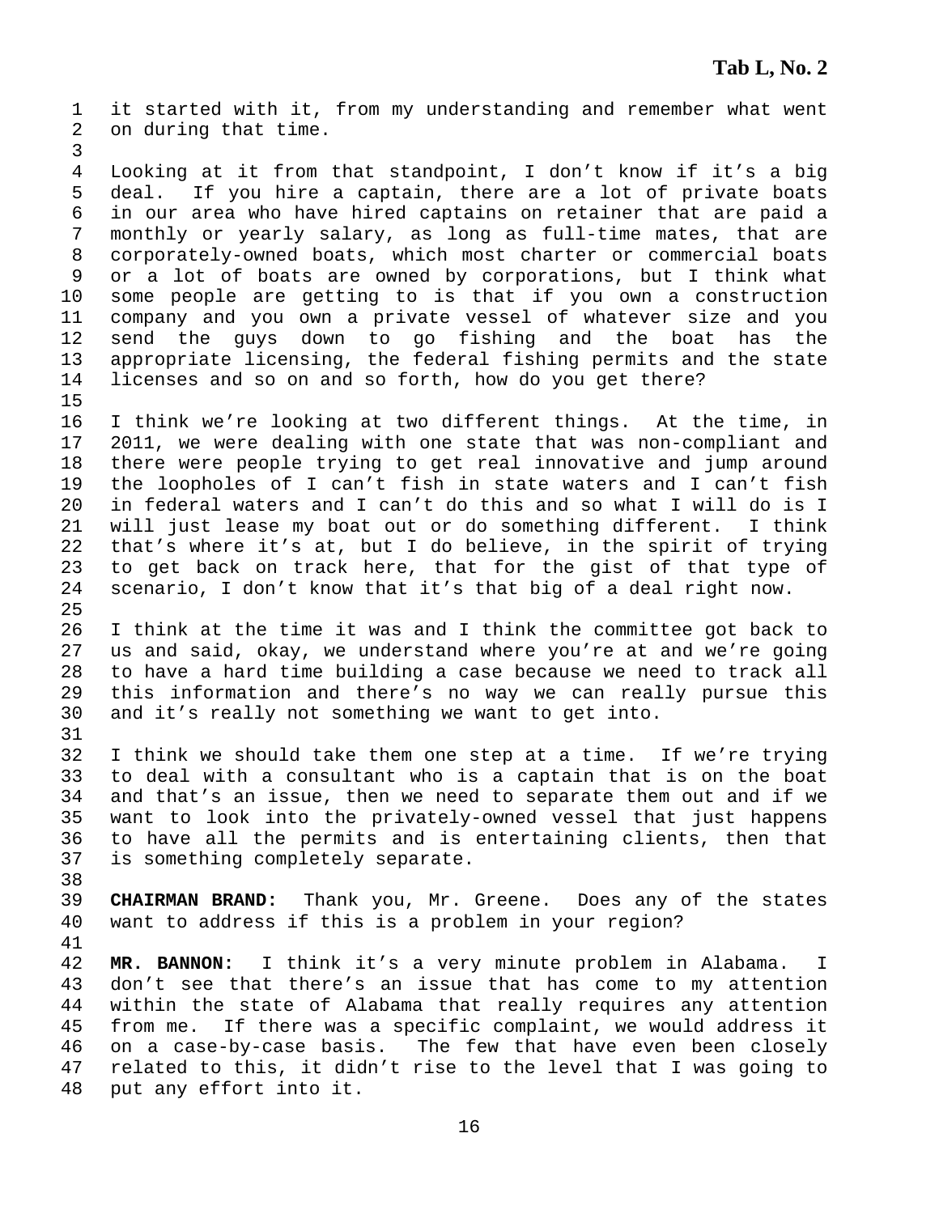it started with it, from my understanding and remember what went on during that time.

Looking at it from that standpoint, I don't know if it's a big deal. If you hire a captain, there are a lot of private boats in our area who have hired captains on retainer that are paid a monthly or yearly salary, as long as full-time mates, that are corporately-owned boats, which most charter or commercial boats or a lot of boats are owned by corporations, but I think what some people are getting to is that if you own a construction company and you own a private vessel of whatever size and you send the guys down to go fishing and the boat has the appropriate licensing, the federal fishing permits and the state licenses and so on and so forth, how do you get there?

I think we're looking at two different things. At the time, in 2011, we were dealing with one state that was non-compliant and there were people trying to get real innovative and jump around the loopholes of I can't fish in state waters and I can't fish in federal waters and I can't do this and so what I will do is I will just lease my boat out or do something different. I think that's where it's at, but I do believe, in the spirit of trying to get back on track here, that for the gist of that type of scenario, I don't know that it's that big of a deal right now.

I think at the time it was and I think the committee got back to us and said, okay, we understand where you're at and we're going to have a hard time building a case because we need to track all this information and there's no way we can really pursue this and it's really not something we want to get into.

I think we should take them one step at a time. If we're trying to deal with a consultant who is a captain that is on the boat and that's an issue, then we need to separate them out and if we want to look into the privately-owned vessel that just happens to have all the permits and is entertaining clients, then that is something completely separate.

**CHAIRMAN BRAND:** Thank you, Mr. Greene. Does any of the states want to address if this is a problem in your region?

**MR. BANNON:** I think it's a very minute problem in Alabama. I don't see that there's an issue that has come to my attention within the state of Alabama that really requires any attention from me. If there was a specific complaint, we would address it on a case-by-case basis. The few that have even been closely related to this, it didn't rise to the level that I was going to put any effort into it.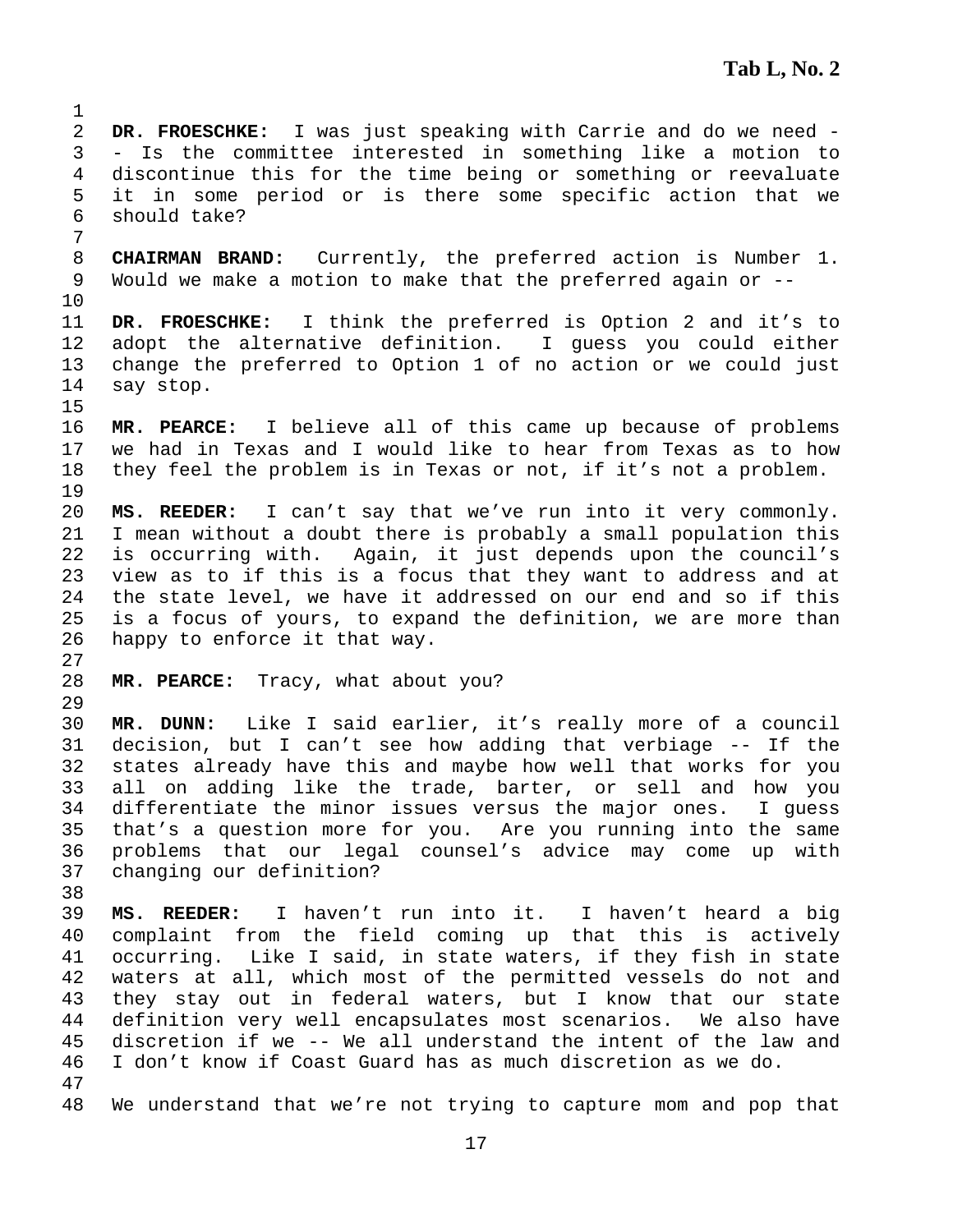**DR. FROESCHKE:** I was just speaking with Carrie and do we need -- Is the committee interested in something like a motion to discontinue this for the time being or something or reevaluate it in some period or is there some specific action that we should take?

**CHAIRMAN BRAND:** Currently, the preferred action is Number 1. Would we make a motion to make that the preferred again or --

**DR. FROESCHKE:** I think the preferred is Option 2 and it's to adopt the alternative definition. I guess you could either change the preferred to Option 1 of no action or we could just say stop.

**MR. PEARCE:** I believe all of this came up because of problems we had in Texas and I would like to hear from Texas as to how they feel the problem is in Texas or not, if it's not a problem.

**MS. REEDER:** I can't say that we've run into it very commonly. I mean without a doubt there is probably a small population this is occurring with. Again, it just depends upon the council's view as to if this is a focus that they want to address and at the state level, we have it addressed on our end and so if this is a focus of yours, to expand the definition, we are more than happy to enforce it that way.

**MR. PEARCE:** Tracy, what about you?

**MR. DUNN:** Like I said earlier, it's really more of a council decision, but I can't see how adding that verbiage -- If the states already have this and maybe how well that works for you all on adding like the trade, barter, or sell and how you differentiate the minor issues versus the major ones. I guess that's a question more for you. Are you running into the same problems that our legal counsel's advice may come up with changing our definition?

**MS. REEDER:** I haven't run into it. I haven't heard a big complaint from the field coming up that this is actively occurring. Like I said, in state waters, if they fish in state waters at all, which most of the permitted vessels do not and they stay out in federal waters, but I know that our state definition very well encapsulates most scenarios. We also have discretion if we -- We all understand the intent of the law and I don't know if Coast Guard has as much discretion as we do.

We understand that we're not trying to capture mom and pop that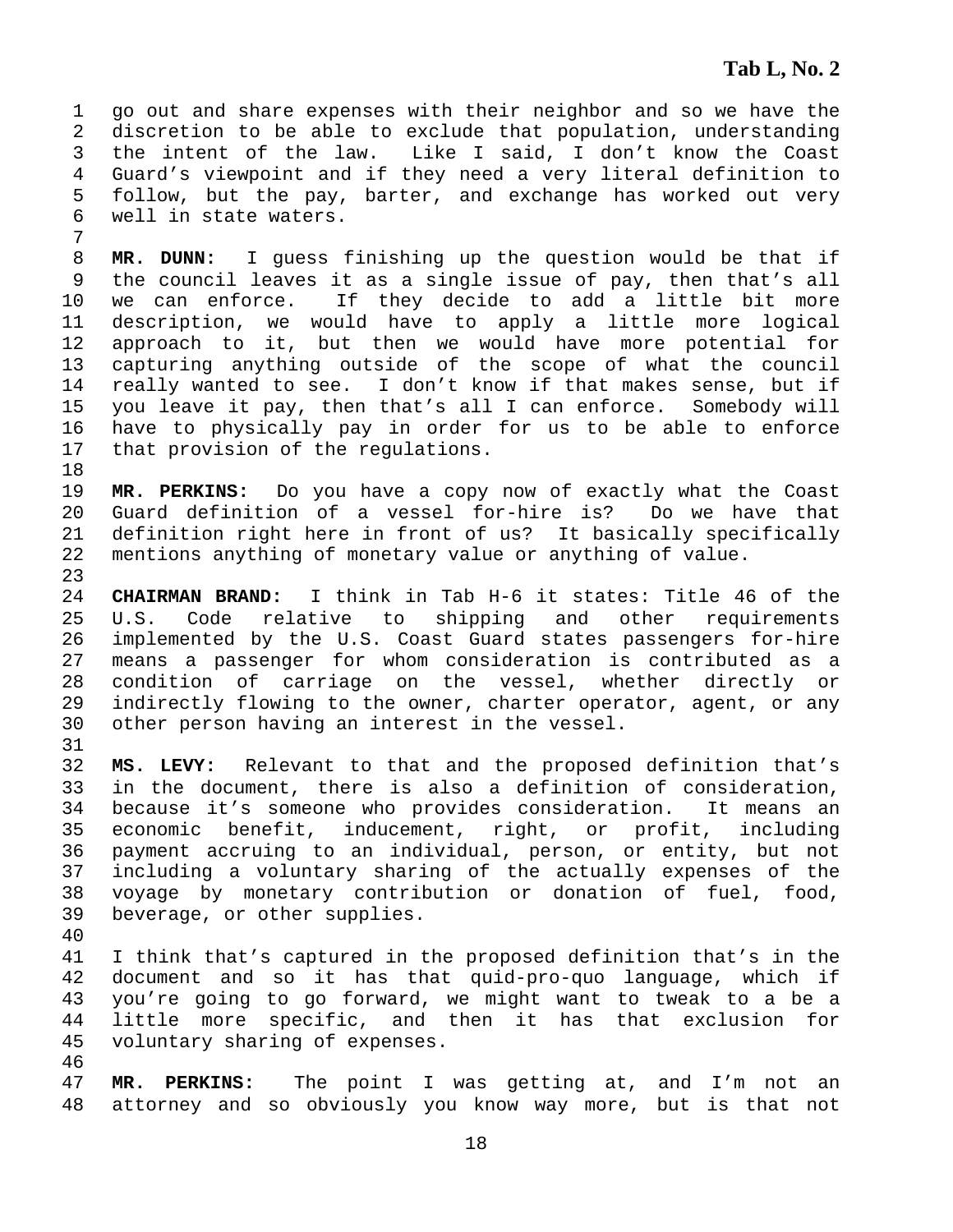go out and share expenses with their neighbor and so we have the discretion to be able to exclude that population, understanding the intent of the law. Like I said, I don't know the Coast Guard's viewpoint and if they need a very literal definition to follow, but the pay, barter, and exchange has worked out very well in state waters.

**MR. DUNN:** I guess finishing up the question would be that if the council leaves it as a single issue of pay, then that's all we can enforce. If they decide to add a little bit more description, we would have to apply a little more logical approach to it, but then we would have more potential for capturing anything outside of the scope of what the council really wanted to see. I don't know if that makes sense, but if you leave it pay, then that's all I can enforce. Somebody will have to physically pay in order for us to be able to enforce that provision of the regulations.

**MR. PERKINS:** Do you have a copy now of exactly what the Coast Guard definition of a vessel for-hire is? Do we have that definition right here in front of us? It basically specifically mentions anything of monetary value or anything of value.

**CHAIRMAN BRAND:** I think in Tab H-6 it states: Title 46 of the U.S. Code relative to shipping and other requirements implemented by the U.S. Coast Guard states passengers for-hire means a passenger for whom consideration is contributed as a condition of carriage on the vessel, whether directly or indirectly flowing to the owner, charter operator, agent, or any other person having an interest in the vessel.

**MS. LEVY:** Relevant to that and the proposed definition that's in the document, there is also a definition of consideration, because it's someone who provides consideration. It means an economic benefit, inducement, right, or profit, including payment accruing to an individual, person, or entity, but not including a voluntary sharing of the actually expenses of the voyage by monetary contribution or donation of fuel, food, beverage, or other supplies.

I think that's captured in the proposed definition that's in the document and so it has that quid-pro-quo language, which if you're going to go forward, we might want to tweak to a be a little more specific, and then it has that exclusion for voluntary sharing of expenses.

**MR. PERKINS:** The point I was getting at, and I'm not an attorney and so obviously you know way more, but is that not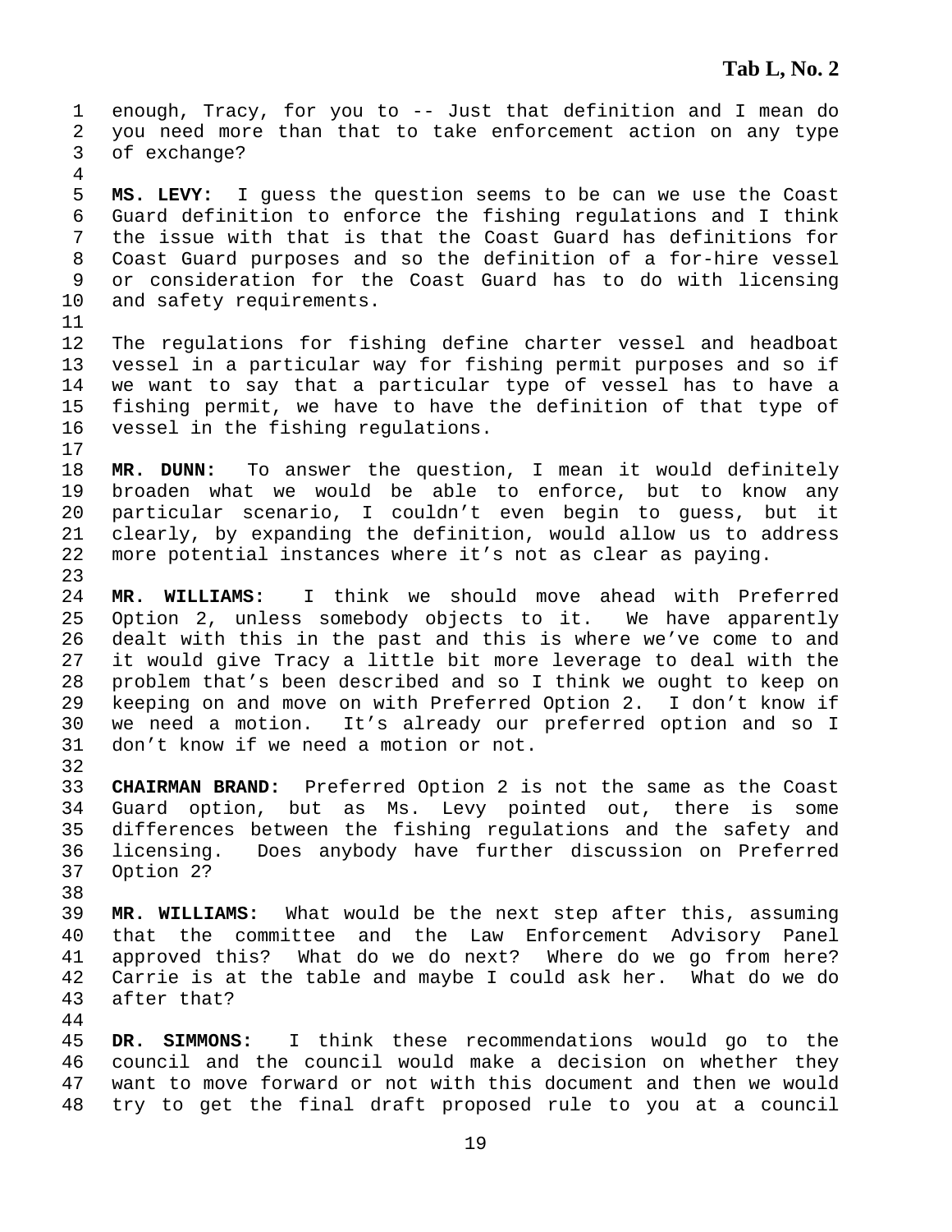enough, Tracy, for you to -- Just that definition and I mean do you need more than that to take enforcement action on any type of exchange?

**MS. LEVY:** I guess the question seems to be can we use the Coast Guard definition to enforce the fishing regulations and I think the issue with that is that the Coast Guard has definitions for Coast Guard purposes and so the definition of a for-hire vessel or consideration for the Coast Guard has to do with licensing and safety requirements.

The regulations for fishing define charter vessel and headboat vessel in a particular way for fishing permit purposes and so if we want to say that a particular type of vessel has to have a fishing permit, we have to have the definition of that type of vessel in the fishing regulations.

**MR. DUNN:** To answer the question, I mean it would definitely broaden what we would be able to enforce, but to know any particular scenario, I couldn't even begin to guess, but it clearly, by expanding the definition, would allow us to address more potential instances where it's not as clear as paying.

**MR. WILLIAMS:** I think we should move ahead with Preferred Option 2, unless somebody objects to it. We have apparently dealt with this in the past and this is where we've come to and it would give Tracy a little bit more leverage to deal with the problem that's been described and so I think we ought to keep on keeping on and move on with Preferred Option 2. I don't know if we need a motion. It's already our preferred option and so I don't know if we need a motion or not.

**CHAIRMAN BRAND:** Preferred Option 2 is not the same as the Coast Guard option, but as Ms. Levy pointed out, there is some differences between the fishing regulations and the safety and licensing. Does anybody have further discussion on Preferred Option 2?

**MR. WILLIAMS:** What would be the next step after this, assuming that the committee and the Law Enforcement Advisory Panel approved this? What do we do next? Where do we go from here? Carrie is at the table and maybe I could ask her. What do we do after that?

**DR. SIMMONS:** I think these recommendations would go to the council and the council would make a decision on whether they want to move forward or not with this document and then we would try to get the final draft proposed rule to you at a council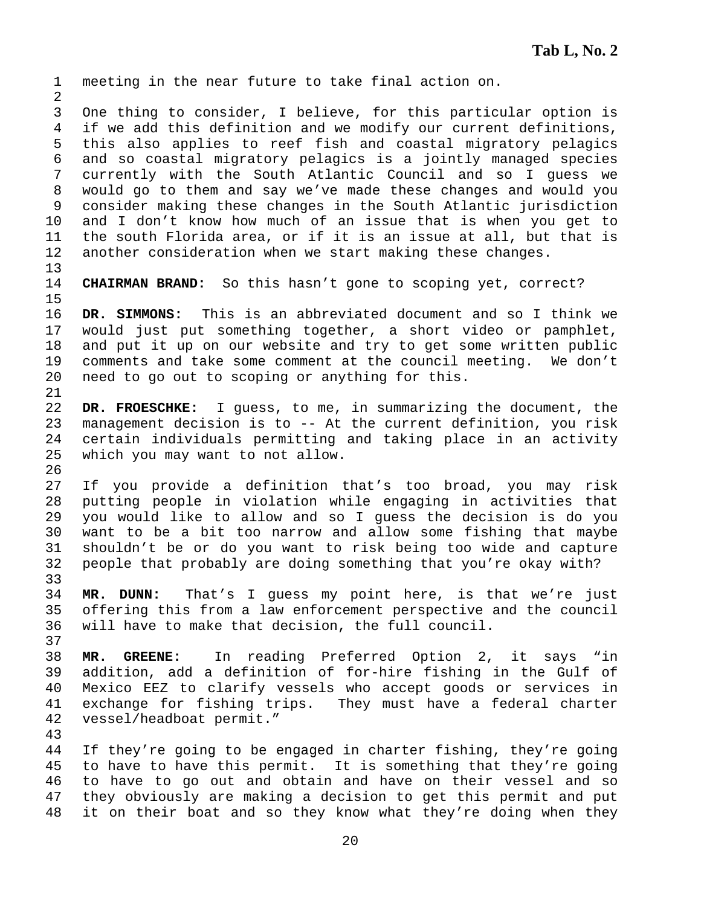meeting in the near future to take final action on.

One thing to consider, I believe, for this particular option is if we add this definition and we modify our current definitions, this also applies to reef fish and coastal migratory pelagics and so coastal migratory pelagics is a jointly managed species currently with the South Atlantic Council and so I guess we would go to them and say we've made these changes and would you consider making these changes in the South Atlantic jurisdiction and I don't know how much of an issue that is when you get to the south Florida area, or if it is an issue at all, but that is another consideration when we start making these changes.

**CHAIRMAN BRAND:** So this hasn't gone to scoping yet, correct?

**DR. SIMMONS:** This is an abbreviated document and so I think we would just put something together, a short video or pamphlet, and put it up on our website and try to get some written public comments and take some comment at the council meeting. We don't need to go out to scoping or anything for this.

**DR. FROESCHKE:** I guess, to me, in summarizing the document, the management decision is to -- At the current definition, you risk certain individuals permitting and taking place in an activity which you may want to not allow.

If you provide a definition that's too broad, you may risk putting people in violation while engaging in activities that you would like to allow and so I guess the decision is do you want to be a bit too narrow and allow some fishing that maybe shouldn't be or do you want to risk being too wide and capture people that probably are doing something that you're okay with?

**MR. DUNN:** That's I guess my point here, is that we're just offering this from a law enforcement perspective and the council will have to make that decision, the full council.

**MR. GREENE:** In reading Preferred Option 2, it says "in addition, add a definition of for-hire fishing in the Gulf of Mexico EEZ to clarify vessels who accept goods or services in exchange for fishing trips. They must have a federal charter vessel/headboat permit."

If they're going to be engaged in charter fishing, they're going to have to have this permit. It is something that they're going to have to go out and obtain and have on their vessel and so they obviously are making a decision to get this permit and put it on their boat and so they know what they're doing when they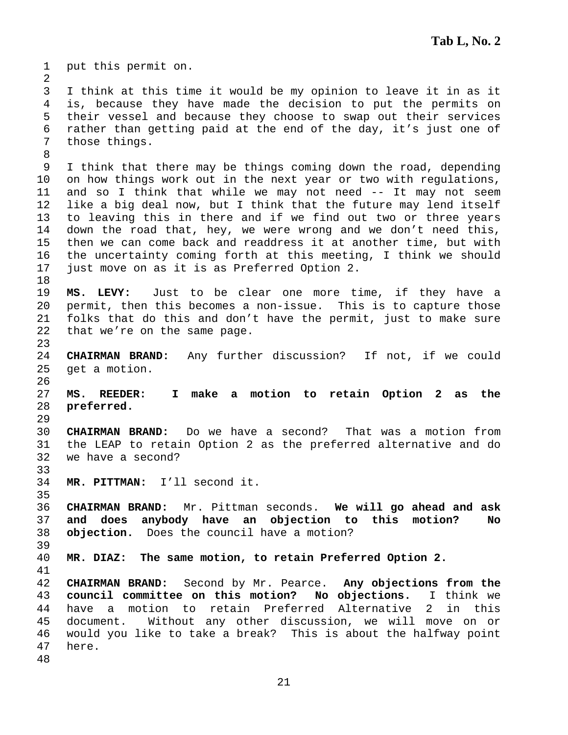put this permit on.

I think at this time it would be my opinion to leave it in as it is, because they have made the decision to put the permits on their vessel and because they choose to swap out their services rather than getting paid at the end of the day, it's just one of those things.

I think that there may be things coming down the road, depending on how things work out in the next year or two with regulations, and so I think that while we may not need -- It may not seem like a big deal now, but I think that the future may lend itself to leaving this in there and if we find out two or three years down the road that, hey, we were wrong and we don't need this, then we can come back and readdress it at another time, but with the uncertainty coming forth at this meeting, I think we should just move on as it is as Preferred Option 2.

**MS. LEVY:** Just to be clear one more time, if they have a permit, then this becomes a non-issue. This is to capture those folks that do this and don't have the permit, just to make sure that we're on the same page.

**CHAIRMAN BRAND:** Any further discussion? If not, if we could get a motion.

**MS. REEDER: I make a motion to retain Option 2 as the preferred.**

**CHAIRMAN BRAND:** Do we have a second? That was a motion from the LEAP to retain Option 2 as the preferred alternative and do we have a second?

**MR. PITTMAN:** I'll second it.

**CHAIRMAN BRAND:** Mr. Pittman seconds. **We will go ahead and ask and does anybody have an objection to this motion? No objection.** Does the council have a motion?

**MR. DIAZ: The same motion, to retain Preferred Option 2.**

**CHAIRMAN BRAND:** Second by Mr. Pearce. **Any objections from the council committee on this motion? No objections.** I think we have a motion to retain Preferred Alternative 2 in this document. Without any other discussion, we will move on or would you like to take a break? This is about the halfway point here.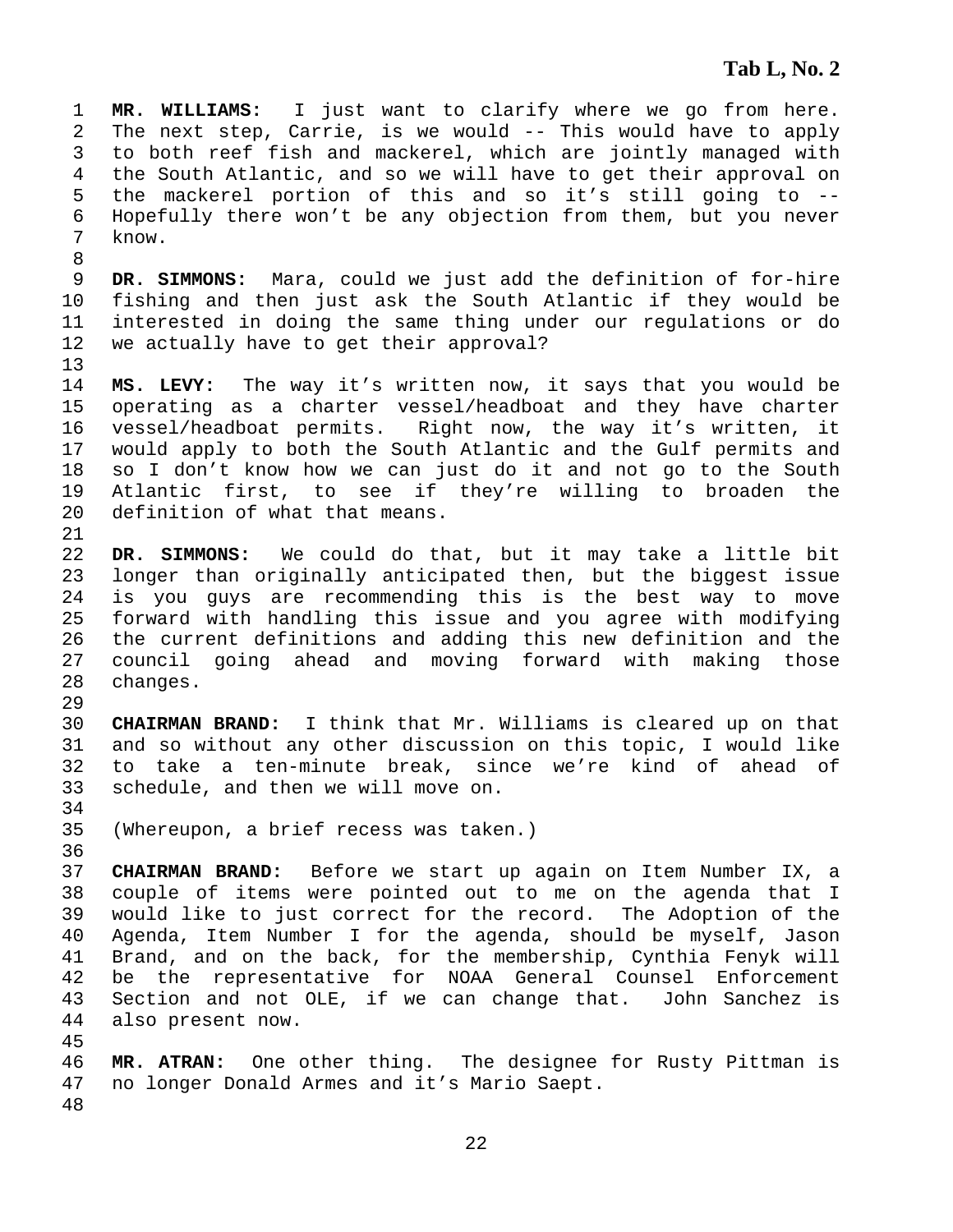**MR. WILLIAMS:** I just want to clarify where we go from here. The next step, Carrie, is we would -- This would have to apply to both reef fish and mackerel, which are jointly managed with the South Atlantic, and so we will have to get their approval on the mackerel portion of this and so it's still going to -- Hopefully there won't be any objection from them, but you never know.

**DR. SIMMONS:** Mara, could we just add the definition of for-hire fishing and then just ask the South Atlantic if they would be interested in doing the same thing under our regulations or do we actually have to get their approval?

**MS. LEVY:** The way it's written now, it says that you would be operating as a charter vessel/headboat and they have charter vessel/headboat permits. Right now, the way it's written, it would apply to both the South Atlantic and the Gulf permits and so I don't know how we can just do it and not go to the South Atlantic first, to see if they're willing to broaden the definition of what that means.

**DR. SIMMONS:** We could do that, but it may take a little bit longer than originally anticipated then, but the biggest issue is you guys are recommending this is the best way to move forward with handling this issue and you agree with modifying the current definitions and adding this new definition and the council going ahead and moving forward with making those changes.

**CHAIRMAN BRAND:** I think that Mr. Williams is cleared up on that and so without any other discussion on this topic, I would like to take a ten-minute break, since we're kind of ahead of schedule, and then we will move on.

(Whereupon, a brief recess was taken.)

**CHAIRMAN BRAND:** Before we start up again on Item Number IX, a couple of items were pointed out to me on the agenda that I would like to just correct for the record. The Adoption of the Agenda, Item Number I for the agenda, should be myself, Jason Brand, and on the back, for the membership, Cynthia Fenyk will be the representative for NOAA General Counsel Enforcement Section and not OLE, if we can change that. John Sanchez is also present now.

**MR. ATRAN:** One other thing. The designee for Rusty Pittman is no longer Donald Armes and it's Mario Saept.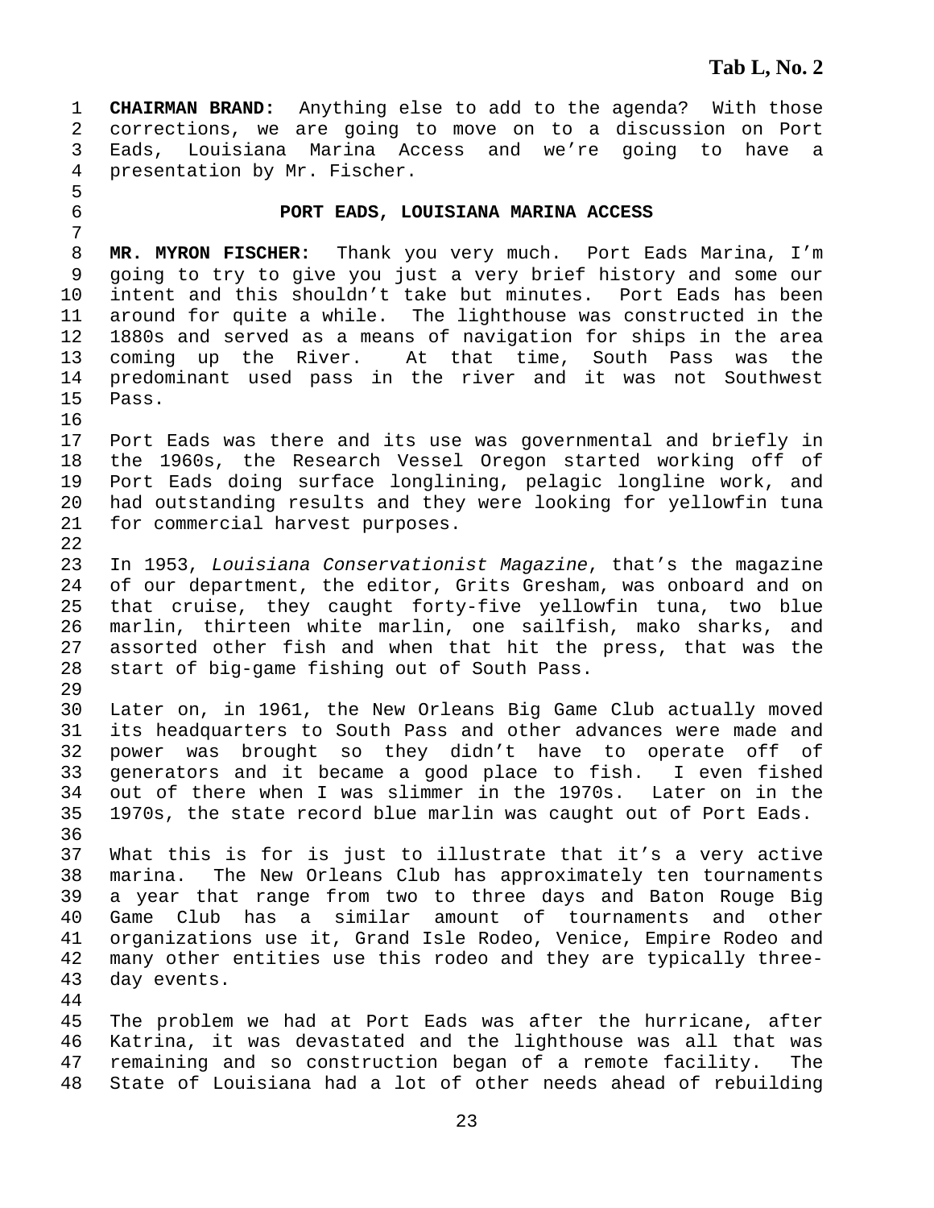**CHAIRMAN BRAND:** Anything else to add to the agenda? With those corrections, we are going to move on to a discussion on Port Eads, Louisiana Marina Access and we're going to have a presentation by Mr. Fischer.

## PORT EADS, LOUISIANA MARINA ACCESS

**MR. MYRON FISCHER:** Thank you very much. Port Eads Marina, I'm going to try to give you just a very brief history and some our intent and this shouldn't take but minutes. Port Eads has been around for quite a while. The lighthouse was constructed in the 1880s and served as a means of navigation for ships in the area coming up the River. At that time, South Pass was the predominant used pass in the river and it was not Southwest Pass.

Port Eads was there and its use was governmental and briefly in the 1960s, the Research Vessel Oregon started working off of Port Eads doing surface longlining, pelagic longline work, and had outstanding results and they were looking for yellowfin tuna for commercial harvest purposes.

In 1953, *Louisiana Conservationist Magazine*, that's the magazine of our department, the editor, Grits Gresham, was onboard and on that cruise, they caught forty-five yellowfin tuna, two blue marlin, thirteen white marlin, one sailfish, mako sharks, and assorted other fish and when that hit the press, that was the start of big-game fishing out of South Pass.

Later on, in 1961, the New Orleans Big Game Club actually moved its headquarters to South Pass and other advances were made and power was brought so they didn't have to operate off of generators and it became a good place to fish. I even fished out of there when I was slimmer in the 1970s. Later on in the 1970s, the state record blue marlin was caught out of Port Eads.

What this is for is just to illustrate that it's a very active marina. The New Orleans Club has approximately ten tournaments a year that range from two to three days and Baton Rouge Big Game Club has a similar amount of tournaments and other organizations use it, Grand Isle Rodeo, Venice, Empire Rodeo and many other entities use this rodeo and they are typically three-day events.

The problem we had at Port Eads was after the hurricane, after Katrina, it was devastated and the lighthouse was all that was remaining and so construction began of a remote facility. The State of Louisiana had a lot of other needs ahead of rebuilding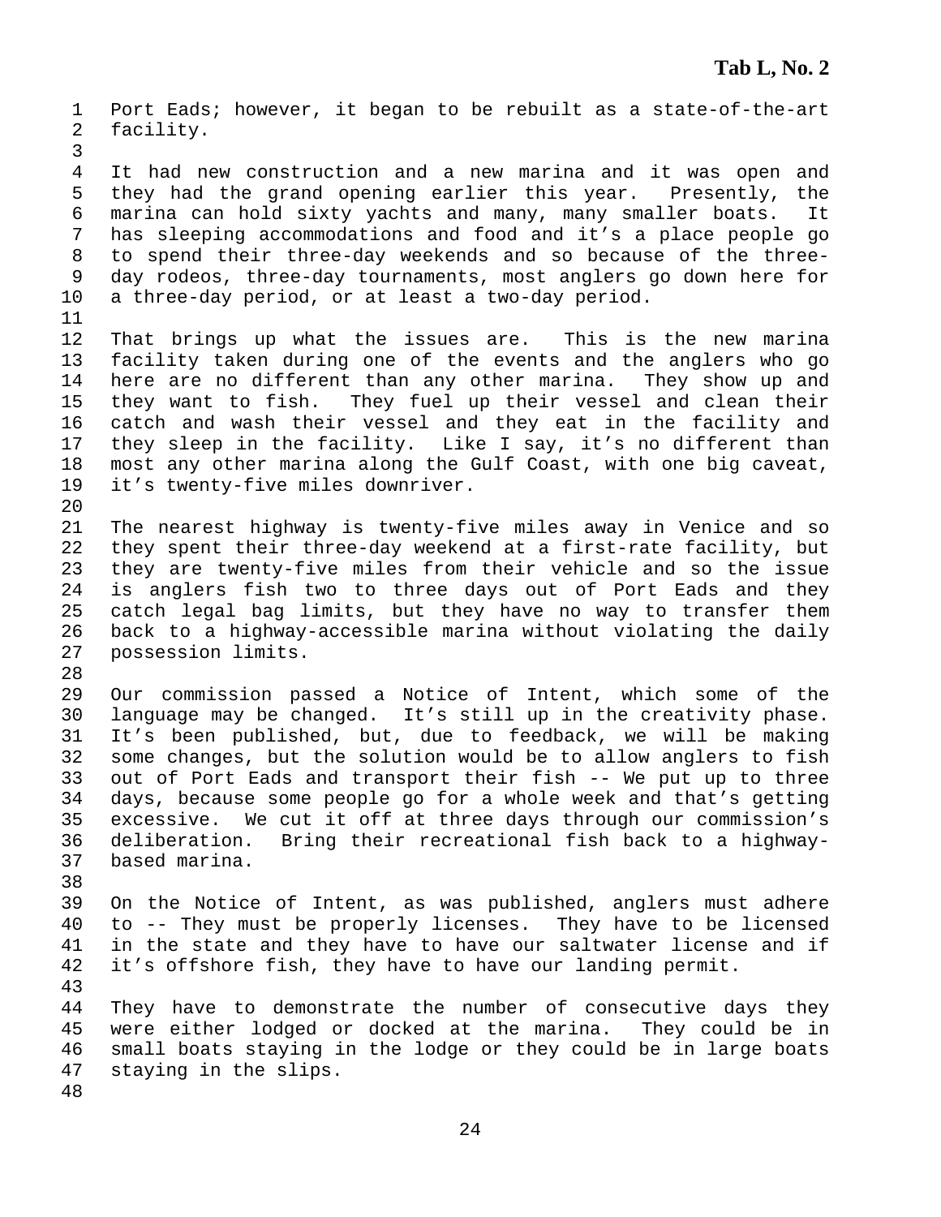Port Eads; however, it began to be rebuilt as a state-of-the-art facility.

It had new construction and a new marina and it was open and they had the grand opening earlier this year. Presently, the marina can hold sixty yachts and many, many smaller boats. It has sleeping accommodations and food and it's a place people go to spend their three-day weekends and so because of the three-day rodeos, three-day tournaments, most anglers go down here for a three-day period, or at least a two-day period.

That brings up what the issues are. This is the new marina facility taken during one of the events and the anglers who go here are no different than any other marina. They show up and they want to fish. They fuel up their vessel and clean their catch and wash their vessel and they eat in the facility and they sleep in the facility. Like I say, it's no different than most any other marina along the Gulf Coast, with one big caveat, it's twenty-five miles downriver.

The nearest highway is twenty-five miles away in Venice and so they spent their three-day weekend at a first-rate facility, but they are twenty-five miles from their vehicle and so the issue is anglers fish two to three days out of Port Eads and they catch legal bag limits, but they have no way to transfer them back to a highway-accessible marina without violating the daily possession limits.

Our commission passed a Notice of Intent, which some of the language may be changed. It's still up in the creativity phase. It's been published, but, due to feedback, we will be making some changes, but the solution would be to allow anglers to fish out of Port Eads and transport their fish -- We put up to three days, because some people go for a whole week and that's getting excessive. We cut it off at three days through our commission's deliberation. Bring their recreational fish back to a highway-based marina.

On the Notice of Intent, as was published, anglers must adhere to -- They must be properly licenses. They have to be licensed in the state and they have to have our saltwater license and if it's offshore fish, they have to have our landing permit.

They have to demonstrate the number of consecutive days they were either lodged or docked at the marina. They could be in small boats staying in the lodge or they could be in large boats staying in the slips.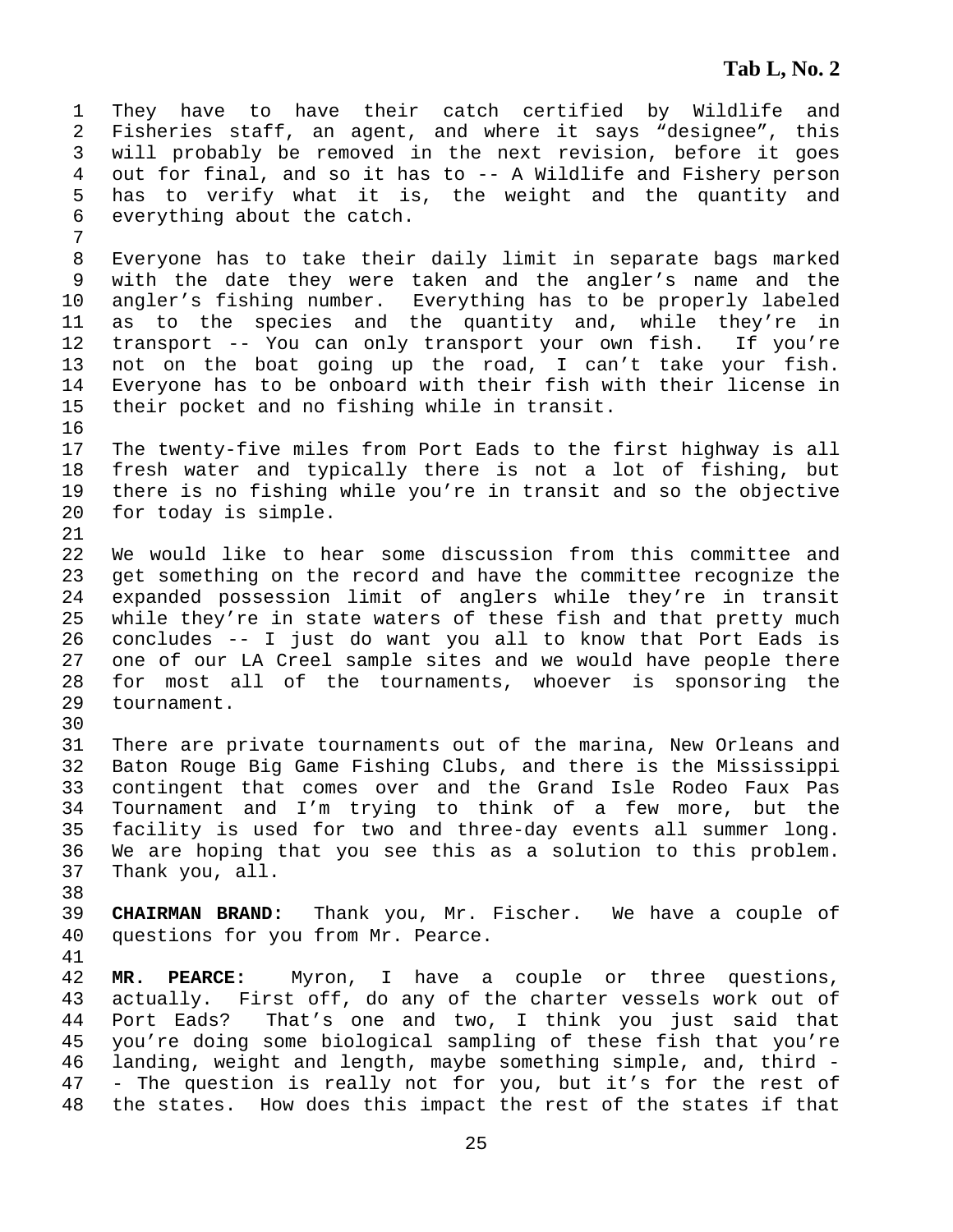They have to have their catch certified by Wildlife and Fisheries staff, an agent, and where it says "designee", this will probably be removed in the next revision, before it goes out for final, and so it has to -- A Wildlife and Fishery person has to verify what it is, the weight and the quantity and everything about the catch.

Everyone has to take their daily limit in separate bags marked with the date they were taken and the angler's name and the angler's fishing number. Everything has to be properly labeled as to the species and the quantity and, while they're in transport -- You can only transport your own fish. If you're not on the boat going up the road, I can't take your fish. Everyone has to be onboard with their fish with their license in their pocket and no fishing while in transit.

The twenty-five miles from Port Eads to the first highway is all fresh water and typically there is not a lot of fishing, but there is no fishing while you're in transit and so the objective for today is simple.

We would like to hear some discussion from this committee and get something on the record and have the committee recognize the expanded possession limit of anglers while they're in transit while they're in state waters of these fish and that pretty much concludes -- I just do want you all to know that Port Eads is one of our LA Creel sample sites and we would have people there for most all of the tournaments, whoever is sponsoring the tournament.

There are private tournaments out of the marina, New Orleans and Baton Rouge Big Game Fishing Clubs, and there is the Mississippi contingent that comes over and the Grand Isle Rodeo Faux Pas Tournament and I'm trying to think of a few more, but the facility is used for two and three-day events all summer long. We are hoping that you see this as a solution to this problem. Thank you, all.

**CHAIRMAN BRAND:** Thank you, Mr. Fischer. We have a couple of questions for you from Mr. Pearce.

**MR. PEARCE:** Myron, I have a couple or three questions, actually. First off, do any of the charter vessels work out of Port Eads? That's one and two, I think you just said that you're doing some biological sampling of these fish that you're landing, weight and length, maybe something simple, and, third -- The question is really not for you, but it's for the rest of the states. How does this impact the rest of the states if that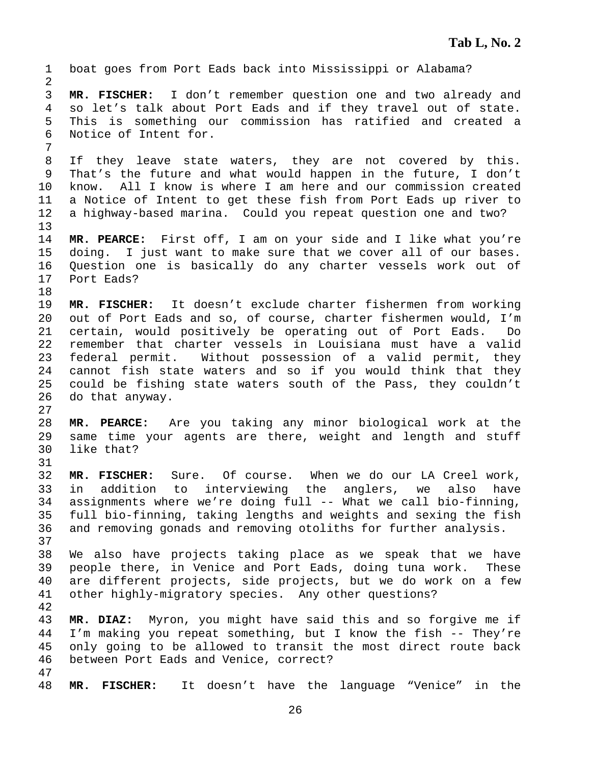boat goes from Port Eads back into Mississippi or Alabama?

**MR. FISCHER:** I don't remember question one and two already and so let's talk about Port Eads and if they travel out of state. This is something our commission has ratified and created a Notice of Intent for.

If they leave state waters, they are not covered by this. That's the future and what would happen in the future, I don't know. All I know is where I am here and our commission created a Notice of Intent to get these fish from Port Eads up river to a highway-based marina. Could you repeat question one and two?

**MR. PEARCE:** First off, I am on your side and I like what you're doing. I just want to make sure that we cover all of our bases. Question one is basically do any charter vessels work out of Port Eads?

**MR. FISCHER:** It doesn't exclude charter fishermen from working out of Port Eads and so, of course, charter fishermen would, I'm certain, would positively be operating out of Port Eads. Do remember that charter vessels in Louisiana must have a valid federal permit. Without possession of a valid permit, they cannot fish state waters and so if you would think that they could be fishing state waters south of the Pass, they couldn't do that anyway.

**MR. PEARCE:** Are you taking any minor biological work at the same time your agents are there, weight and length and stuff like that?

**MR. FISCHER:** Sure. Of course. When we do our LA Creel work, in addition to interviewing the anglers, we also have assignments where we're doing full -- What we call bio-finning, full bio-finning, taking lengths and weights and sexing the fish and removing gonads and removing otoliths for further analysis.

We also have projects taking place as we speak that we have people there, in Venice and Port Eads, doing tuna work. These are different projects, side projects, but we do work on a few other highly-migratory species. Any other questions?

**MR. DIAZ:** Myron, you might have said this and so forgive me if I'm making you repeat something, but I know the fish -- They're only going to be allowed to transit the most direct route back between Port Eads and Venice, correct?

**MR. FISCHER:** It doesn't have the language "Venice" in the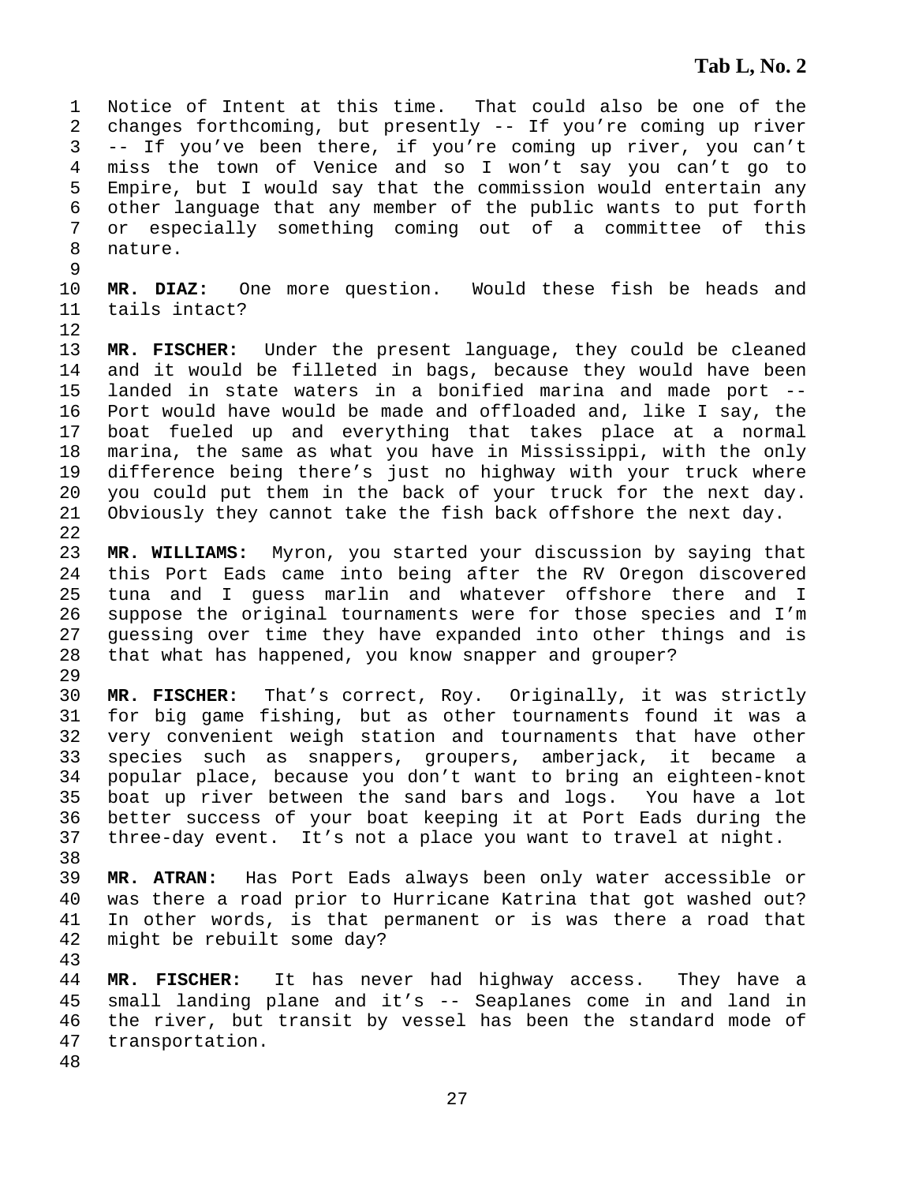Notice of Intent at this time. That could also be one of the changes forthcoming, but presently -- If you're coming up river -- If you've been there, if you're coming up river, you can't miss the town of Venice and so I won't say you can't go to Empire, but I would say that the commission would entertain any other language that any member of the public wants to put forth or especially something coming out of a committee of this nature.

**MR. DIAZ:** One more question. Would these fish be heads and tails intact?

**MR. FISCHER:** Under the present language, they could be cleaned and it would be filleted in bags, because they would have been landed in state waters in a bonified marina and made port -- Port would have would be made and offloaded and, like I say, the boat fueled up and everything that takes place at a normal marina, the same as what you have in Mississippi, with the only difference being there's just no highway with your truck where you could put them in the back of your truck for the next day. Obviously they cannot take the fish back offshore the next day.

**MR. WILLIAMS:** Myron, you started your discussion by saying that this Port Eads came into being after the RV Oregon discovered tuna and I guess marlin and whatever offshore there and I suppose the original tournaments were for those species and I'm guessing over time they have expanded into other things and is that what has happened, you know snapper and grouper?

**MR. FISCHER:** That's correct, Roy. Originally, it was strictly for big game fishing, but as other tournaments found it was a very convenient weigh station and tournaments that have other species such as snappers, groupers, amberjack, it became a popular place, because you don't want to bring an eighteen-knot boat up river between the sand bars and logs. You have a lot better success of your boat keeping it at Port Eads during the three-day event. It's not a place you want to travel at night.

**MR. ATRAN:** Has Port Eads always been only water accessible or was there a road prior to Hurricane Katrina that got washed out? In other words, is that permanent or is was there a road that might be rebuilt some day?

**MR. FISCHER:** It has never had highway access. They have a small landing plane and it's -- Seaplanes come in and land in the river, but transit by vessel has been the standard mode of transportation.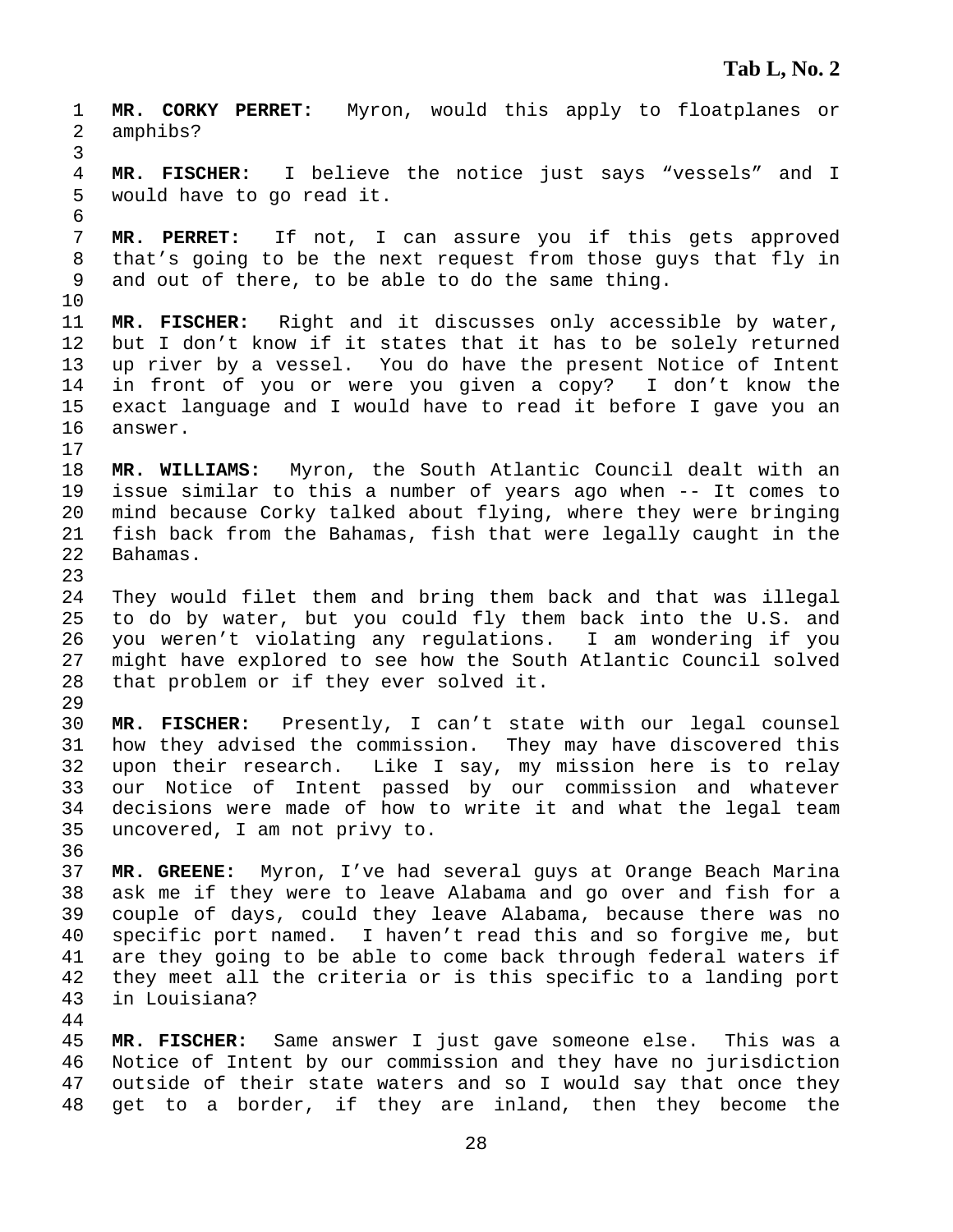**MR. CORKY PERRET:** Myron, would this apply to floatplanes or amphibs?

**MR. FISCHER:** I believe the notice just says "vessels" and I would have to go read it.

**MR. PERRET:** If not, I can assure you if this gets approved that's going to be the next request from those guys that fly in and out of there, to be able to do the same thing.

**MR. FISCHER:** Right and it discusses only accessible by water, but I don't know if it states that it has to be solely returned up river by a vessel. You do have the present Notice of Intent in front of you or were you given a copy? I don't know the exact language and I would have to read it before I gave you an answer.

**MR. WILLIAMS:** Myron, the South Atlantic Council dealt with an issue similar to this a number of years ago when -- It comes to mind because Corky talked about flying, where they were bringing fish back from the Bahamas, fish that were legally caught in the Bahamas.

They would filet them and bring them back and that was illegal to do by water, but you could fly them back into the U.S. and you weren't violating any regulations. I am wondering if you might have explored to see how the South Atlantic Council solved that problem or if they ever solved it.

**MR. FISCHER:** Presently, I can't state with our legal counsel how they advised the commission. They may have discovered this upon their research. Like I say, my mission here is to relay our Notice of Intent passed by our commission and whatever decisions were made of how to write it and what the legal team uncovered, I am not privy to.

**MR. GREENE:** Myron, I've had several guys at Orange Beach Marina ask me if they were to leave Alabama and go over and fish for a couple of days, could they leave Alabama, because there was no specific port named. I haven't read this and so forgive me, but are they going to be able to come back through federal waters if they meet all the criteria or is this specific to a landing port in Louisiana?

**MR. FISCHER:** Same answer I just gave someone else. This was a Notice of Intent by our commission and they have no jurisdiction outside of their state waters and so I would say that once they get to a border, if they are inland, then they become the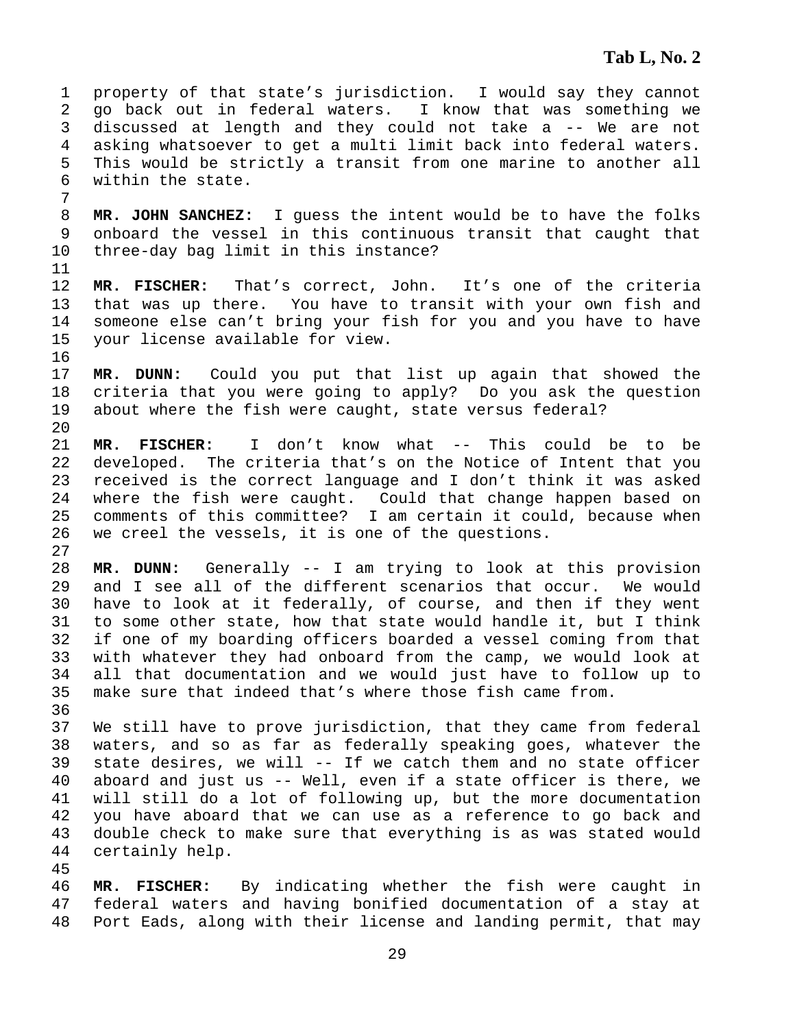property of that state's jurisdiction. I would say they cannot go back out in federal waters. I know that was something we discussed at length and they could not take a -- We are not asking whatsoever to get a multi limit back into federal waters. This would be strictly a transit from one marine to another all within the state.

**MR. JOHN SANCHEZ:** I guess the intent would be to have the folks onboard the vessel in this continuous transit that caught that three-day bag limit in this instance?

**MR. FISCHER:** That's correct, John. It's one of the criteria that was up there. You have to transit with your own fish and someone else can't bring your fish for you and you have to have your license available for view.

**MR. DUNN:** Could you put that list up again that showed the criteria that you were going to apply? Do you ask the question about where the fish were caught, state versus federal?

**MR. FISCHER:** I don't know what -- This could be to be developed. The criteria that's on the Notice of Intent that you received is the correct language and I don't think it was asked where the fish were caught. Could that change happen based on comments of this committee? I am certain it could, because when we creel the vessels, it is one of the questions.

**MR. DUNN:** Generally -- I am trying to look at this provision and I see all of the different scenarios that occur. We would have to look at it federally, of course, and then if they went to some other state, how that state would handle it, but I think if one of my boarding officers boarded a vessel coming from that with whatever they had onboard from the camp, we would look at all that documentation and we would just have to follow up to make sure that indeed that's where those fish came from.

We still have to prove jurisdiction, that they came from federal waters, and so as far as federally speaking goes, whatever the state desires, we will -- If we catch them and no state officer aboard and just us -- Well, even if a state officer is there, we will still do a lot of following up, but the more documentation you have aboard that we can use as a reference to go back and double check to make sure that everything is as was stated would certainly help.

**MR. FISCHER:** By indicating whether the fish were caught in federal waters and having bonified documentation of a stay at Port Eads, along with their license and landing permit, that may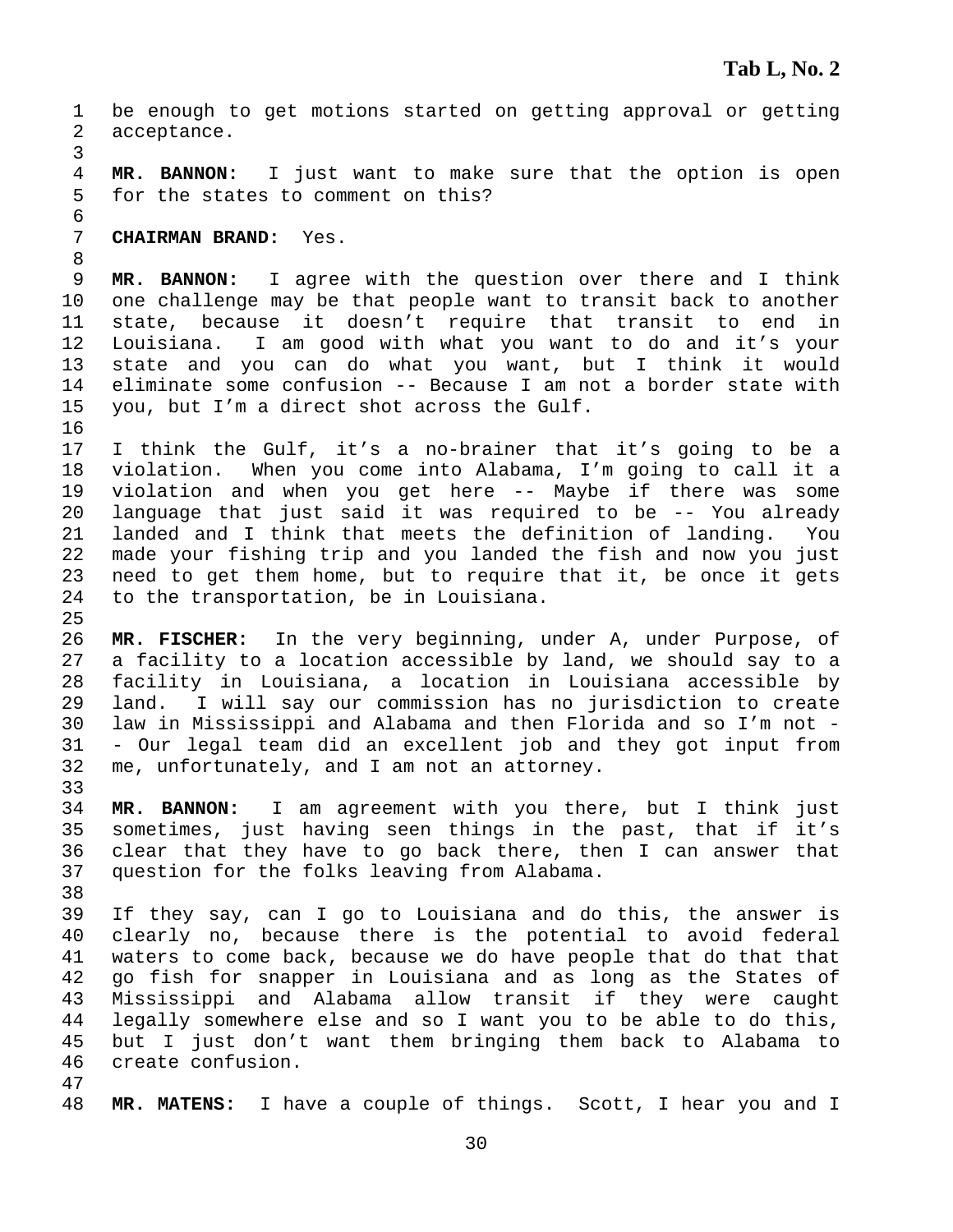be enough to get motions started on getting approval or getting acceptance.

**MR. BANNON:** I just want to make sure that the option is open for the states to comment on this?

**CHAIRMAN BRAND:** Yes.

**MR. BANNON:** I agree with the question over there and I think one challenge may be that people want to transit back to another state, because it doesn't require that transit to end in Louisiana. I am good with what you want to do and it's your state and you can do what you want, but I think it would eliminate some confusion -- Because I am not a border state with you, but I'm a direct shot across the Gulf.

I think the Gulf, it's a no-brainer that it's going to be a violation. When you come into Alabama, I'm going to call it a violation and when you get here -- Maybe if there was some language that just said it was required to be -- You already landed and I think that meets the definition of landing. You made your fishing trip and you landed the fish and now you just need to get them home, but to require that it, be once it gets to the transportation, be in Louisiana.

**MR. FISCHER:** In the very beginning, under A, under Purpose, of a facility to a location accessible by land, we should say to a facility in Louisiana, a location in Louisiana accessible by land. I will say our commission has no jurisdiction to create law in Mississippi and Alabama and then Florida and so I'm not -- Our legal team did an excellent job and they got input from me, unfortunately, and I am not an attorney.

**MR. BANNON:** I am agreement with you there, but I think just sometimes, just having seen things in the past, that if it's clear that they have to go back there, then I can answer that question for the folks leaving from Alabama.

If they say, can I go to Louisiana and do this, the answer is clearly no, because there is the potential to avoid federal waters to come back, because we do have people that do that that go fish for snapper in Louisiana and as long as the States of Mississippi and Alabama allow transit if they were caught legally somewhere else and so I want you to be able to do this, but I just don't want them bringing them back to Alabama to create confusion.

**MR. MATENS:** I have a couple of things. Scott, I hear you and I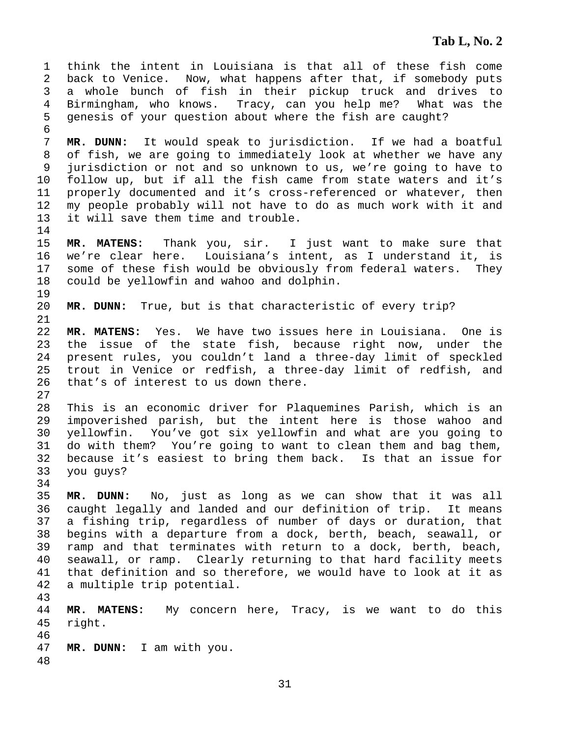think the intent in Louisiana is that all of these fish come back to Venice. Now, what happens after that, if somebody puts a whole bunch of fish in their pickup truck and drives to Birmingham, who knows. Tracy, can you help me? What was the genesis of your question about where the fish are caught?

**MR. DUNN:** It would speak to jurisdiction. If we had a boatful of fish, we are going to immediately look at whether we have any jurisdiction or not and so unknown to us, we're going to have to follow up, but if all the fish came from state waters and it's properly documented and it's cross-referenced or whatever, then my people probably will not have to do as much work with it and it will save them time and trouble.

**MR. MATENS:** Thank you, sir. I just want to make sure that we're clear here. Louisiana's intent, as I understand it, is some of these fish would be obviously from federal waters. They could be yellowfin and wahoo and dolphin.

**MR. DUNN:** True, but is that characteristic of every trip?

**MR. MATENS:** Yes. We have two issues here in Louisiana. One is the issue of the state fish, because right now, under the present rules, you couldn't land a three-day limit of speckled trout in Venice or redfish, a three-day limit of redfish, and that's of interest to us down there.

This is an economic driver for Plaquemines Parish, which is an impoverished parish, but the intent here is those wahoo and yellowfin. You've got six yellowfin and what are you going to do with them? You're going to want to clean them and bag them, because it's easiest to bring them back. Is that an issue for you guys?

**MR. DUNN:** No, just as long as we can show that it was all caught legally and landed and our definition of trip. It means a fishing trip, regardless of number of days or duration, that begins with a departure from a dock, berth, beach, seawall, or ramp and that terminates with return to a dock, berth, beach, seawall, or ramp. Clearly returning to that hard facility meets that definition and so therefore, we would have to look at it as a multiple trip potential.

**MR. MATENS:** My concern here, Tracy, is we want to do this right.

**MR. DUNN:** I am with you.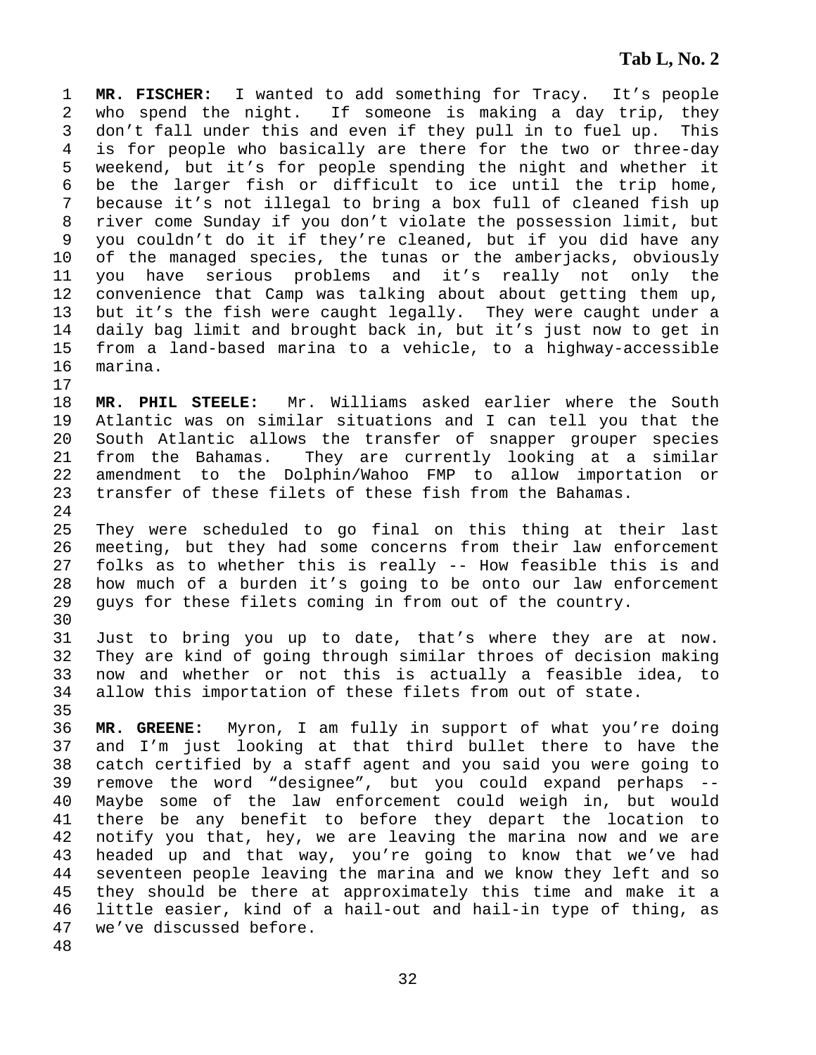**MR. FISCHER:** I wanted to add something for Tracy. It's people who spend the night. If someone is making a day trip, they don't fall under this and even if they pull in to fuel up. This is for people who basically are there for the two or three-day weekend, but it's for people spending the night and whether it be the larger fish or difficult to ice until the trip home, because it's not illegal to bring a box full of cleaned fish up river come Sunday if you don't violate the possession limit, but you couldn't do it if they're cleaned, but if you did have any of the managed species, the tunas or the amberjacks, obviously you have serious problems and it's really not only the convenience that Camp was talking about about getting them up, but it's the fish were caught legally. They were caught under a daily bag limit and brought back in, but it's just now to get in from a land-based marina to a vehicle, to a highway-accessible marina.

**MR. PHIL STEELE:** Mr. Williams asked earlier where the South Atlantic was on similar situations and I can tell you that the South Atlantic allows the transfer of snapper grouper species from the Bahamas. They are currently looking at a similar amendment to the Dolphin/Wahoo FMP to allow importation or transfer of these filets of these fish from the Bahamas.

They were scheduled to go final on this thing at their last meeting, but they had some concerns from their law enforcement folks as to whether this is really -- How feasible this is and how much of a burden it's going to be onto our law enforcement guys for these filets coming in from out of the country.

Just to bring you up to date, that's where they are at now. They are kind of going through similar throes of decision making now and whether or not this is actually a feasible idea, to allow this importation of these filets from out of state.

**MR. GREENE:** Myron, I am fully in support of what you're doing and I'm just looking at that third bullet there to have the catch certified by a staff agent and you said you were going to remove the word "designee", but you could expand perhaps -- Maybe some of the law enforcement could weigh in, but would there be any benefit to before they depart the location to notify you that, hey, we are leaving the marina now and we are headed up and that way, you're going to know that we've had seventeen people leaving the marina and we know they left and so they should be there at approximately this time and make it a little easier, kind of a hail-out and hail-in type of thing, as we've discussed before.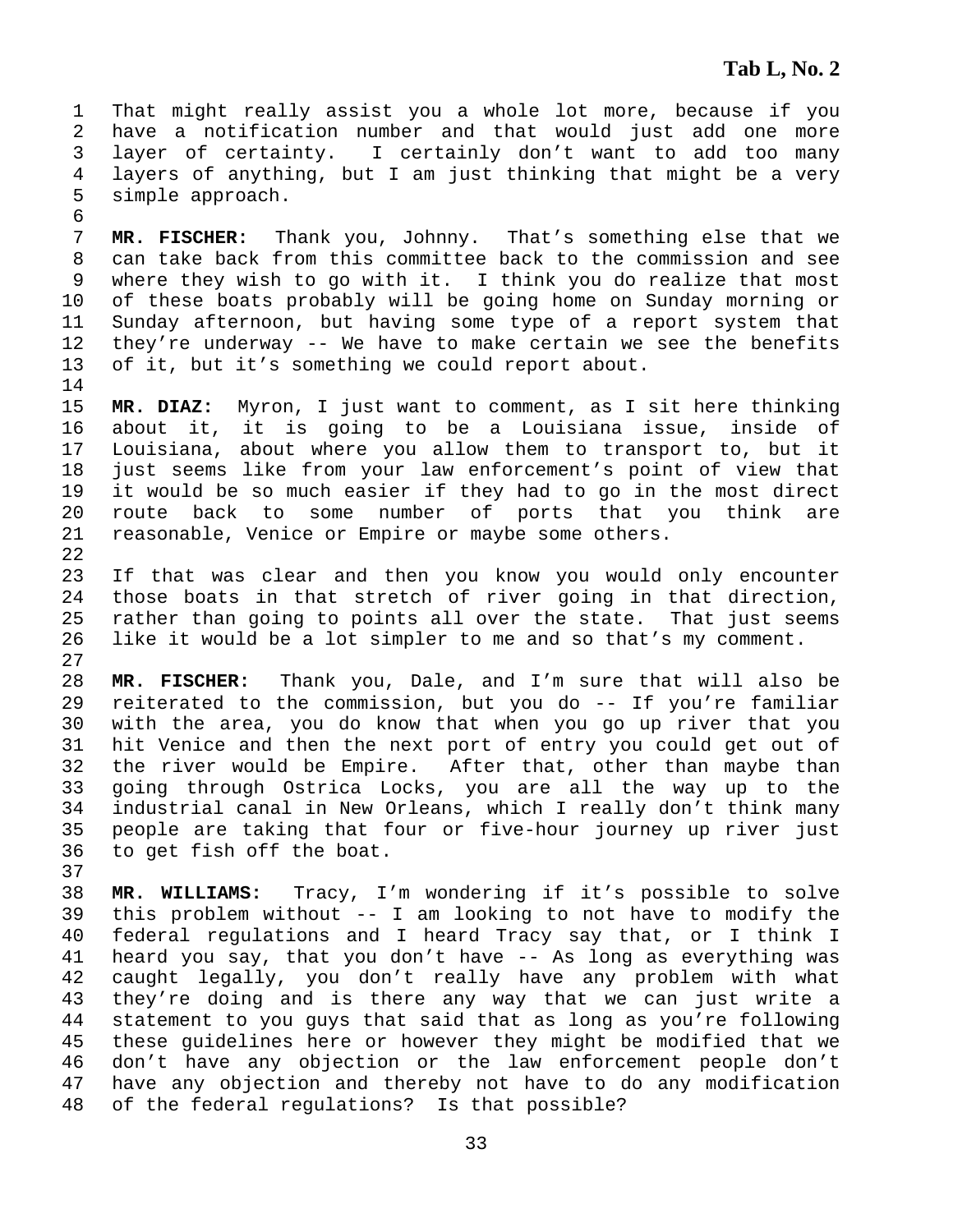That might really assist you a whole lot more, because if you have a notification number and that would just add one more layer of certainty. I certainly don't want to add too many layers of anything, but I am just thinking that might be a very simple approach.

**MR. FISCHER:** Thank you, Johnny. That's something else that we can take back from this committee back to the commission and see where they wish to go with it. I think you do realize that most of these boats probably will be going home on Sunday morning or Sunday afternoon, but having some type of a report system that they're underway -- We have to make certain we see the benefits of it, but it's something we could report about.

**MR. DIAZ:** Myron, I just want to comment, as I sit here thinking about it, it is going to be a Louisiana issue, inside of Louisiana, about where you allow them to transport to, but it just seems like from your law enforcement's point of view that it would be so much easier if they had to go in the most direct route back to some number of ports that you think are reasonable, Venice or Empire or maybe some others.

If that was clear and then you know you would only encounter those boats in that stretch of river going in that direction, rather than going to points all over the state. That just seems like it would be a lot simpler to me and so that's my comment.

**MR. FISCHER:** Thank you, Dale, and I'm sure that will also be reiterated to the commission, but you do -- If you're familiar with the area, you do know that when you go up river that you hit Venice and then the next port of entry you could get out of the river would be Empire. After that, other than maybe than going through Ostrica Locks, you are all the way up to the industrial canal in New Orleans, which I really don't think many people are taking that four or five-hour journey up river just to get fish off the boat.

**MR. WILLIAMS:** Tracy, I'm wondering if it's possible to solve this problem without -- I am looking to not have to modify the federal regulations and I heard Tracy say that, or I think I heard you say, that you don't have -- As long as everything was caught legally, you don't really have any problem with what they're doing and is there any way that we can just write a statement to you guys that said that as long as you're following these guidelines here or however they might be modified that we don't have any objection or the law enforcement people don't have any objection and thereby not have to do any modification of the federal regulations? Is that possible?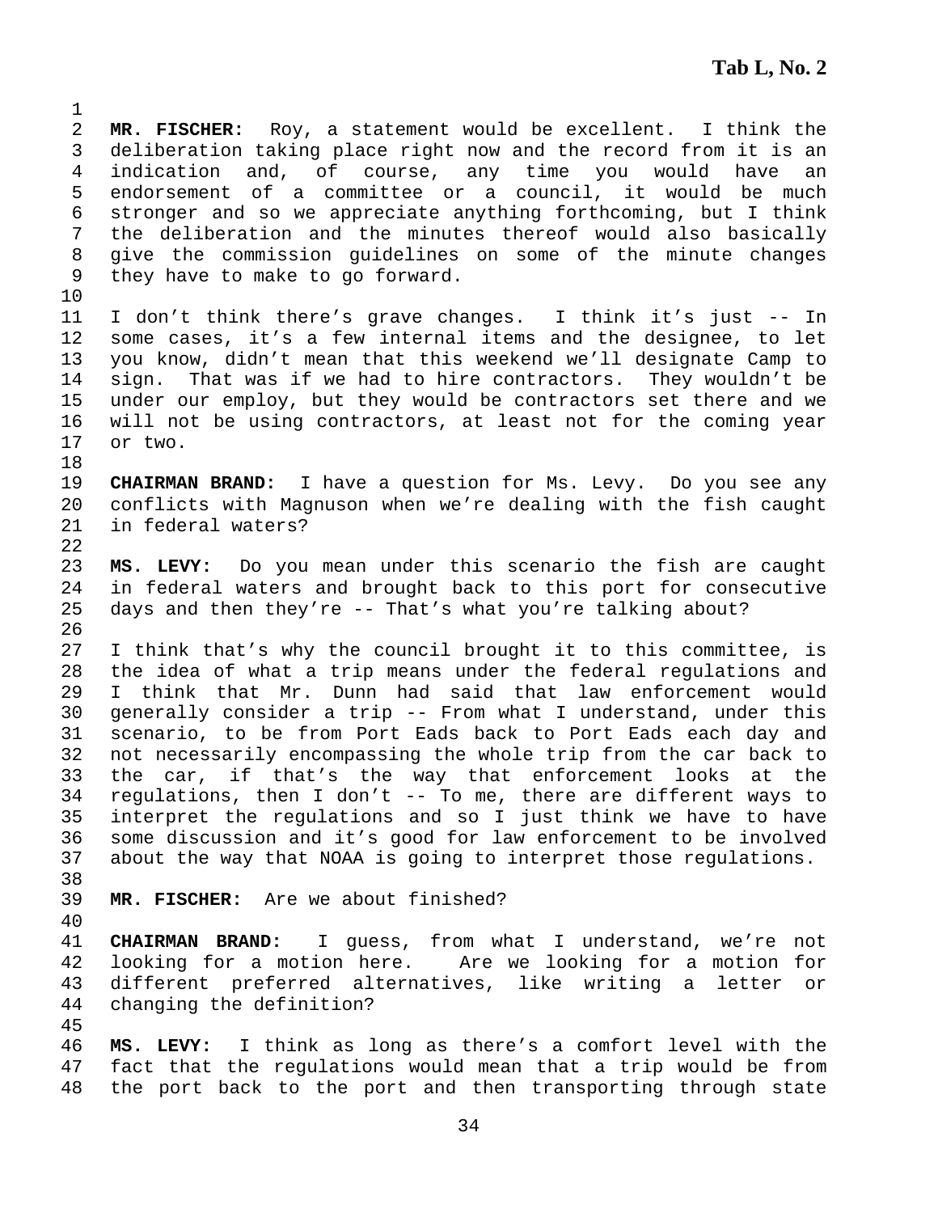**MR. FISCHER:** Roy, a statement would be excellent. I think the deliberation taking place right now and the record from it is an indication and, of course, any time you would have an endorsement of a committee or a council, it would be much stronger and so we appreciate anything forthcoming, but I think the deliberation and the minutes thereof would also basically give the commission guidelines on some of the minute changes they have to make to go forward.

I don't think there's grave changes. I think it's just -- In some cases, it's a few internal items and the designee, to let you know, didn't mean that this weekend we'll designate Camp to sign. That was if we had to hire contractors. They wouldn't be under our employ, but they would be contractors set there and we will not be using contractors, at least not for the coming year or two.

**CHAIRMAN BRAND:** I have a question for Ms. Levy. Do you see any conflicts with Magnuson when we're dealing with the fish caught in federal waters?

**MS. LEVY:** Do you mean under this scenario the fish are caught in federal waters and brought back to this port for consecutive days and then they're -- That's what you're talking about?

I think that's why the council brought it to this committee, is the idea of what a trip means under the federal regulations and I think that Mr. Dunn had said that law enforcement would generally consider a trip -- From what I understand, under this scenario, to be from Port Eads back to Port Eads each day and not necessarily encompassing the whole trip from the car back to the car, if that's the way that enforcement looks at the regulations, then I don't -- To me, there are different ways to interpret the regulations and so I just think we have to have some discussion and it's good for law enforcement to be involved about the way that NOAA is going to interpret those regulations.

**MR. FISCHER:** Are we about finished?

**CHAIRMAN BRAND:** I guess, from what I understand, we're not looking for a motion here. Are we looking for a motion for different preferred alternatives, like writing a letter or changing the definition?

**MS. LEVY:** I think as long as there's a comfort level with the fact that the regulations would mean that a trip would be from the port back to the port and then transporting through state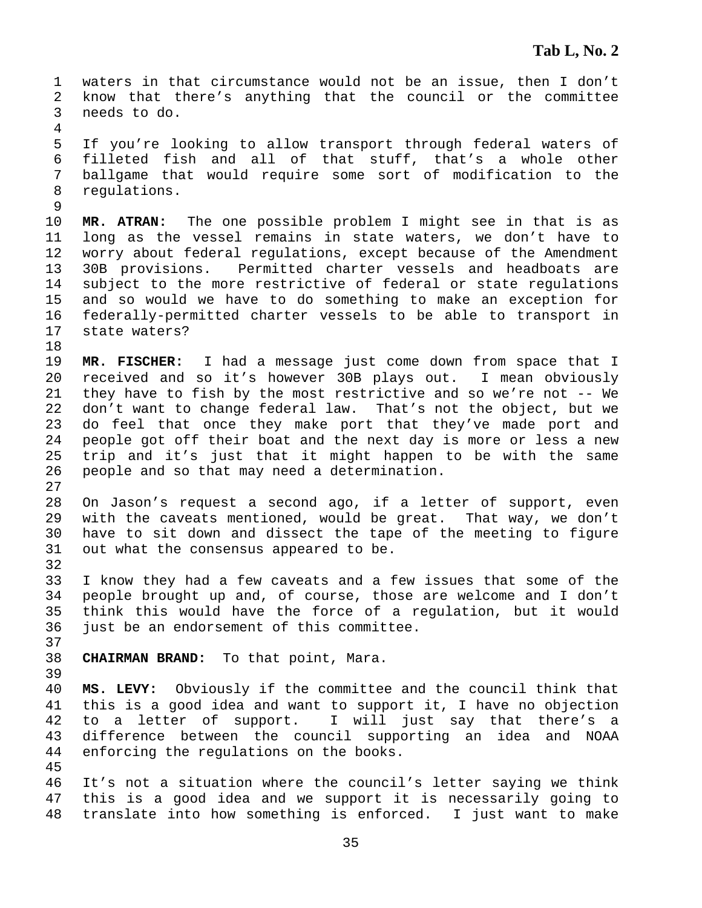waters in that circumstance would not be an issue, then I don't know that there's anything that the council or the committee needs to do.

If you're looking to allow transport through federal waters of filleted fish and all of that stuff, that's a whole other ballgame that would require some sort of modification to the regulations.

**MR. ATRAN:** The one possible problem I might see in that is as long as the vessel remains in state waters, we don't have to worry about federal regulations, except because of the Amendment 30B provisions. Permitted charter vessels and headboats are subject to the more restrictive of federal or state regulations and so would we have to do something to make an exception for federally-permitted charter vessels to be able to transport in state waters?

**MR. FISCHER:** I had a message just come down from space that I received and so it's however 30B plays out. I mean obviously they have to fish by the most restrictive and so we're not -- We don't want to change federal law. That's not the object, but we do feel that once they make port that they've made port and people got off their boat and the next day is more or less a new trip and it's just that it might happen to be with the same people and so that may need a determination.

On Jason's request a second ago, if a letter of support, even with the caveats mentioned, would be great. That way, we don't have to sit down and dissect the tape of the meeting to figure out what the consensus appeared to be.

I know they had a few caveats and a few issues that some of the people brought up and, of course, those are welcome and I don't think this would have the force of a regulation, but it would just be an endorsement of this committee.

**CHAIRMAN BRAND:** To that point, Mara.

**MS. LEVY:** Obviously if the committee and the council think that this is a good idea and want to support it, I have no objection to a letter of support. I will just say that there's a difference between the council supporting an idea and NOAA enforcing the regulations on the books.

It's not a situation where the council's letter saying we think this is a good idea and we support it is necessarily going to translate into how something is enforced. I just want to make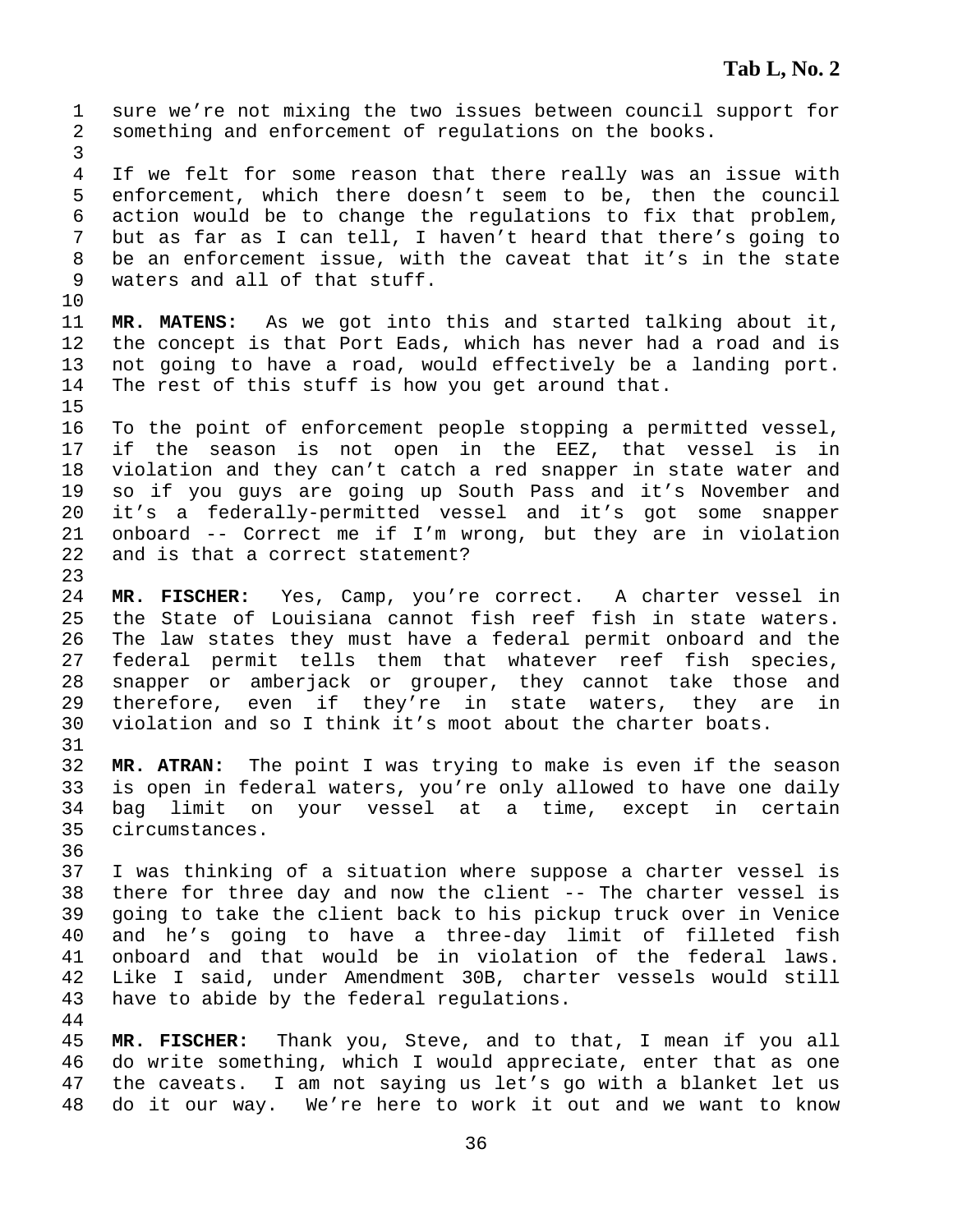sure we're not mixing the two issues between council support for something and enforcement of regulations on the books.

If we felt for some reason that there really was an issue with enforcement, which there doesn't seem to be, then the council action would be to change the regulations to fix that problem, but as far as I can tell, I haven't heard that there's going to be an enforcement issue, with the caveat that it's in the state waters and all of that stuff.

**MR. MATENS:** As we got into this and started talking about it, the concept is that Port Eads, which has never had a road and is not going to have a road, would effectively be a landing port. The rest of this stuff is how you get around that.

To the point of enforcement people stopping a permitted vessel, if the season is not open in the EEZ, that vessel is in violation and they can't catch a red snapper in state water and so if you guys are going up South Pass and it's November and it's a federally-permitted vessel and it's got some snapper onboard -- Correct me if I'm wrong, but they are in violation and is that a correct statement?

**MR. FISCHER:** Yes, Camp, you're correct. A charter vessel in the State of Louisiana cannot fish reef fish in state waters. The law states they must have a federal permit onboard and the federal permit tells them that whatever reef fish species, snapper or amberjack or grouper, they cannot take those and therefore, even if they're in state waters, they are in violation and so I think it's moot about the charter boats.

**MR. ATRAN:** The point I was trying to make is even if the season is open in federal waters, you're only allowed to have one daily bag limit on your vessel at a time, except in certain circumstances.

I was thinking of a situation where suppose a charter vessel is there for three day and now the client -- The charter vessel is going to take the client back to his pickup truck over in Venice and he's going to have a three-day limit of filleted fish onboard and that would be in violation of the federal laws. Like I said, under Amendment 30B, charter vessels would still have to abide by the federal regulations.

**MR. FISCHER:** Thank you, Steve, and to that, I mean if you all do write something, which I would appreciate, enter that as one the caveats. I am not saying us let's go with a blanket let us do it our way. We're here to work it out and we want to know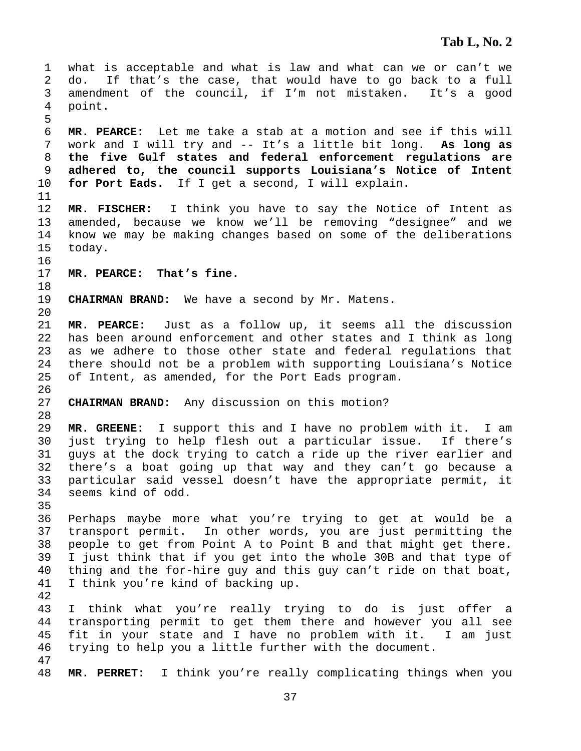what is acceptable and what is law and what can we or can't we do. If that's the case, that would have to go back to a full amendment of the council, if I'm not mistaken. It's a good point.

**MR. PEARCE:** Let me take a stab at a motion and see if this will work and I will try and -- It's a little bit long. **As long as the five Gulf states and federal enforcement regulations are adhered to, the council supports Louisiana's Notice of Intent for Port Eads.** If I get a second, I will explain.

**MR. FISCHER:** I think you have to say the Notice of Intent as amended, because we know we'll be removing "designee" and we know we may be making changes based on some of the deliberations today.

**MR. PEARCE: That's fine.**

**CHAIRMAN BRAND:** We have a second by Mr. Matens.

**MR. PEARCE:** Just as a follow up, it seems all the discussion has been around enforcement and other states and I think as long as we adhere to those other state and federal regulations that there should not be a problem with supporting Louisiana's Notice of Intent, as amended, for the Port Eads program.

**CHAIRMAN BRAND:** Any discussion on this motion?

**MR. GREENE:** I support this and I have no problem with it. I am just trying to help flesh out a particular issue. If there's guys at the dock trying to catch a ride up the river earlier and there's a boat going up that way and they can't go because a particular said vessel doesn't have the appropriate permit, it seems kind of odd.

Perhaps maybe more what you're trying to get at would be a transport permit. In other words, you are just permitting the people to get from Point A to Point B and that might get there. I just think that if you get into the whole 30B and that type of thing and the for-hire guy and this guy can't ride on that boat, I think you're kind of backing up.

I think what you're really trying to do is just offer a transporting permit to get them there and however you all see fit in your state and I have no problem with it. I am just trying to help you a little further with the document.

**MR. PERRET:** I think you're really complicating things when you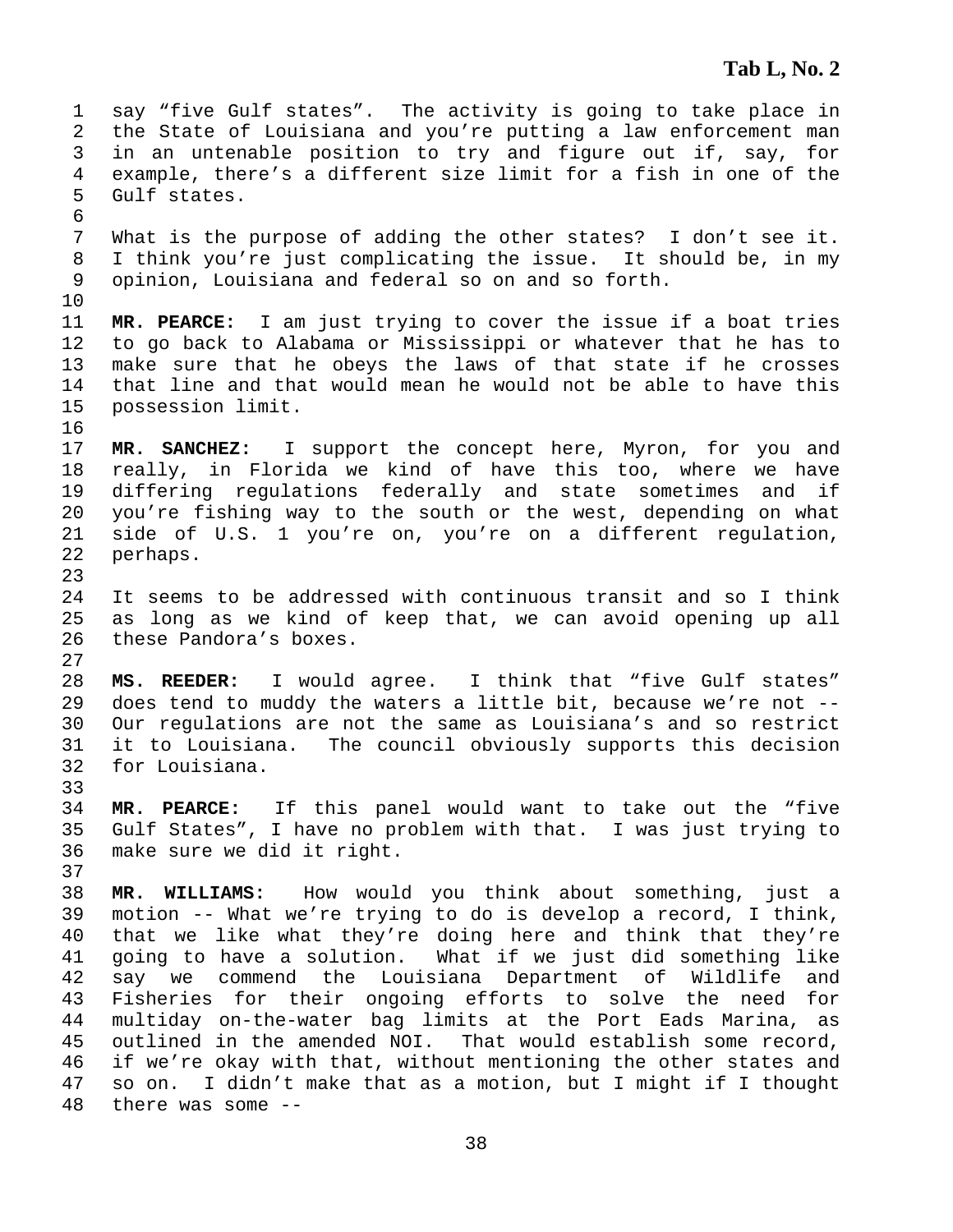say "five Gulf states". The activity is going to take place in the State of Louisiana and you're putting a law enforcement man in an untenable position to try and figure out if, say, for example, there's a different size limit for a fish in one of the Gulf states.

What is the purpose of adding the other states? I don't see it. I think you're just complicating the issue. It should be, in my opinion, Louisiana and federal so on and so forth.

**MR. PEARCE:** I am just trying to cover the issue if a boat tries to go back to Alabama or Mississippi or whatever that he has to make sure that he obeys the laws of that state if he crosses that line and that would mean he would not be able to have this possession limit.

**MR. SANCHEZ:** I support the concept here, Myron, for you and really, in Florida we kind of have this too, where we have differing regulations federally and state sometimes and if you're fishing way to the south or the west, depending on what side of U.S. 1 you're on, you're on a different regulation, perhaps.

It seems to be addressed with continuous transit and so I think as long as we kind of keep that, we can avoid opening up all these Pandora's boxes.

**MS. REEDER:** I would agree. I think that "five Gulf states" does tend to muddy the waters a little bit, because we're not -- Our regulations are not the same as Louisiana's and so restrict it to Louisiana. The council obviously supports this decision for Louisiana.

**MR. PEARCE:** If this panel would want to take out the "five Gulf States", I have no problem with that. I was just trying to make sure we did it right.

**MR. WILLIAMS:** How would you think about something, just a motion -- What we're trying to do is develop a record, I think, that we like what they're doing here and think that they're going to have a solution. What if we just did something like say we commend the Louisiana Department of Wildlife and Fisheries for their ongoing efforts to solve the need for multiday on-the-water bag limits at the Port Eads Marina, as outlined in the amended NOI. That would establish some record, if we're okay with that, without mentioning the other states and so on. I didn't make that as a motion, but I might if I thought there was some --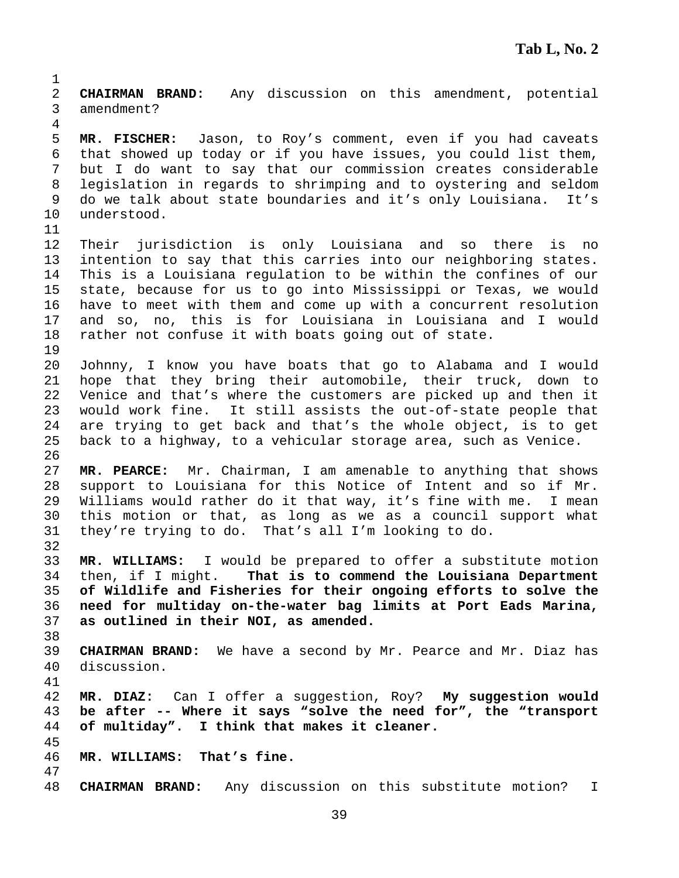**CHAIRMAN BRAND:** Any discussion on this amendment, potential amendment?

**MR. FISCHER:** Jason, to Roy's comment, even if you had caveats that showed up today or if you have issues, you could list them, but I do want to say that our commission creates considerable legislation in regards to shrimping and to oystering and seldom do we talk about state boundaries and it's only Louisiana. It's understood.

Their jurisdiction is only Louisiana and so there is no intention to say that this carries into our neighboring states. This is a Louisiana regulation to be within the confines of our state, because for us to go into Mississippi or Texas, we would have to meet with them and come up with a concurrent resolution and so, no, this is for Louisiana in Louisiana and I would rather not confuse it with boats going out of state.

Johnny, I know you have boats that go to Alabama and I would hope that they bring their automobile, their truck, down to Venice and that's where the customers are picked up and then it would work fine. It still assists the out-of-state people that are trying to get back and that's the whole object, is to get back to a highway, to a vehicular storage area, such as Venice.

**MR. PEARCE:** Mr. Chairman, I am amenable to anything that shows support to Louisiana for this Notice of Intent and so if Mr. Williams would rather do it that way, it's fine with me. I mean this motion or that, as long as we as a council support what they're trying to do. That's all I'm looking to do.

**MR. WILLIAMS:** I would be prepared to offer a substitute motion then, if I might. **That is to commend the Louisiana Department of Wildlife and Fisheries for their ongoing efforts to solve the need for multiday on-the-water bag limits at Port Eads Marina, as outlined in their NOI, as amended.**

**CHAIRMAN BRAND:** We have a second by Mr. Pearce and Mr. Diaz has discussion.

**MR. DIAZ:** Can I offer a suggestion, Roy? **My suggestion would be after -- Where it says "solve the need for", the "transport of multiday". I think that makes it cleaner.**

**MR. WILLIAMS: That's fine.**

**CHAIRMAN BRAND:** Any discussion on this substitute motion? I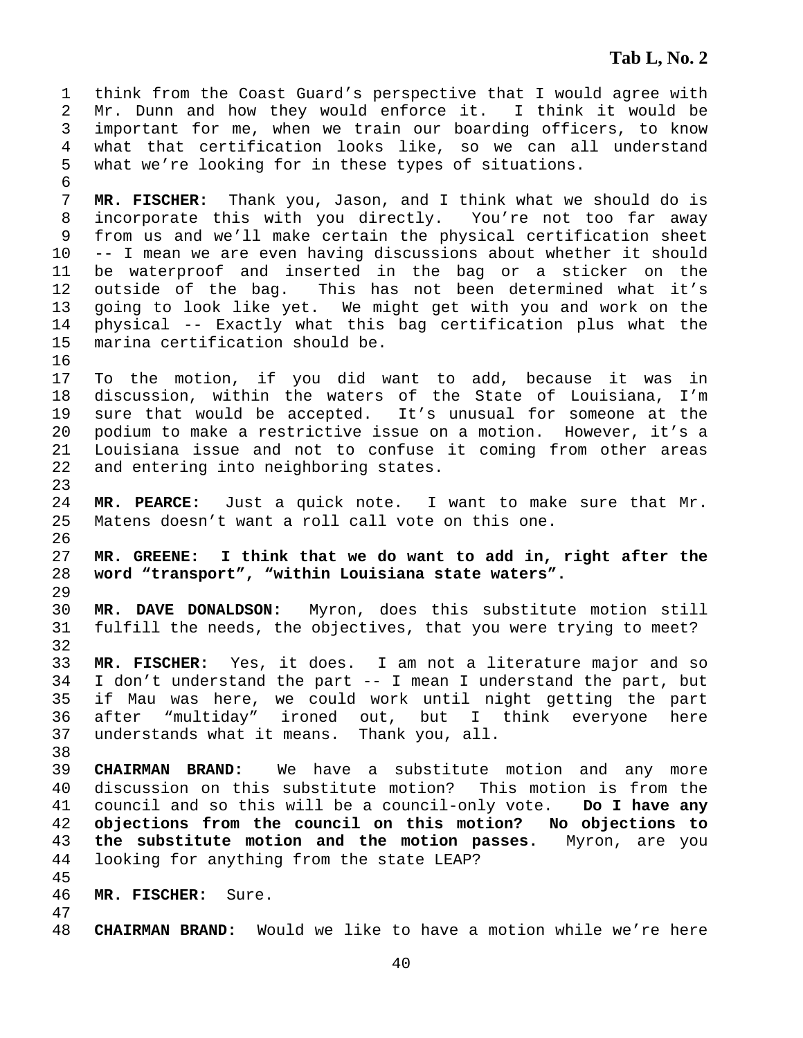think from the Coast Guard's perspective that I would agree with Mr. Dunn and how they would enforce it. I think it would be important for me, when we train our boarding officers, to know what that certification looks like, so we can all understand what we're looking for in these types of situations.

**MR. FISCHER:** Thank you, Jason, and I think what we should do is incorporate this with you directly. You're not too far away from us and we'll make certain the physical certification sheet -- I mean we are even having discussions about whether it should be waterproof and inserted in the bag or a sticker on the outside of the bag. This has not been determined what it's going to look like yet. We might get with you and work on the physical -- Exactly what this bag certification plus what the marina certification should be.

To the motion, if you did want to add, because it was in discussion, within the waters of the State of Louisiana, I'm sure that would be accepted. It's unusual for someone at the podium to make a restrictive issue on a motion. However, it's a Louisiana issue and not to confuse it coming from other areas and entering into neighboring states.

**MR. PEARCE:** Just a quick note. I want to make sure that Mr. Matens doesn't want a roll call vote on this one.

**MR. GREENE: I think that we do want to add in, right after the word "transport", "within Louisiana state waters".**

**MR. DAVE DONALDSON:** Myron, does this substitute motion still fulfill the needs, the objectives, that you were trying to meet?

**MR. FISCHER:** Yes, it does. I am not a literature major and so I don't understand the part -- I mean I understand the part, but if Mau was here, we could work until night getting the part after "multiday" ironed out, but I think everyone here understands what it means. Thank you, all.

**CHAIRMAN BRAND:** We have a substitute motion and any more discussion on this substitute motion? This motion is from the council and so this will be a council-only vote. **Do I have any objections from the council on this motion? No objections to the substitute motion and the motion passes.** Myron, are you looking for anything from the state LEAP?

**MR. FISCHER:** Sure.

**CHAIRMAN BRAND:** Would we like to have a motion while we're here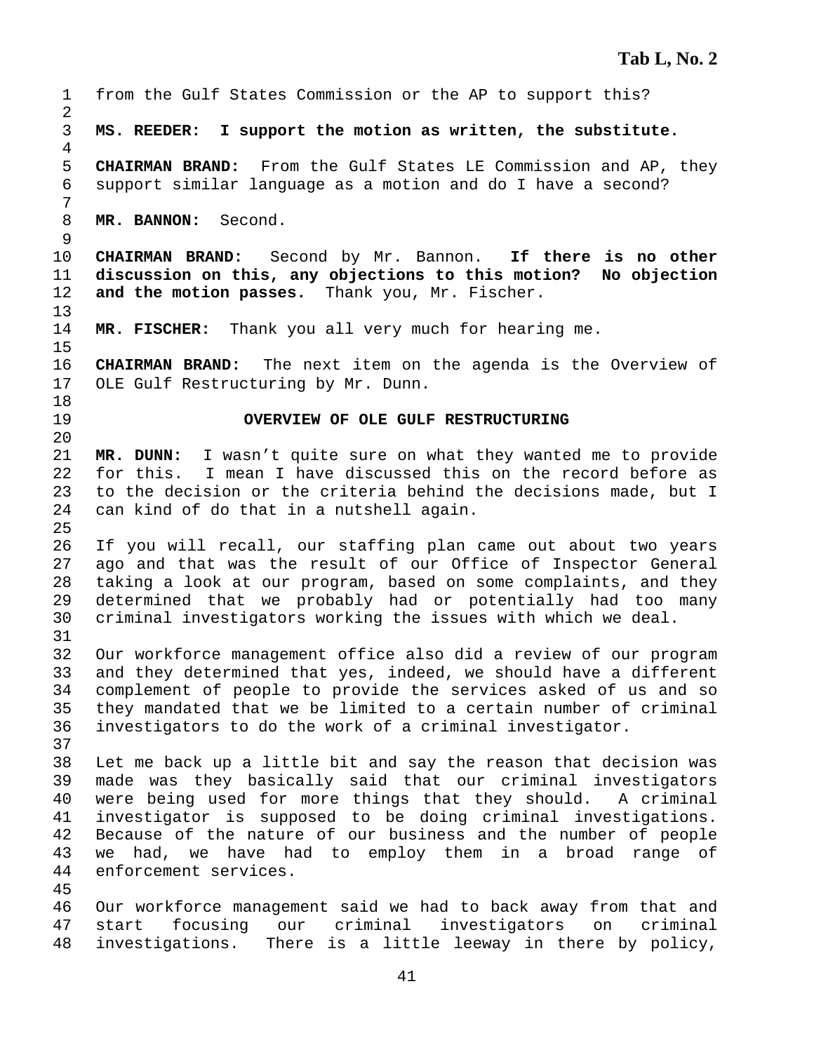from the Gulf States Commission or the AP to support this?

**MS. REEDER: I support the motion as written, the substitute.**

**CHAIRMAN BRAND:** From the Gulf States LE Commission and AP, they support similar language as a motion and do I have a second?

**MR. BANNON:** Second.

**CHAIRMAN BRAND:** Second by Mr. Bannon. **If there is no other discussion on this, any objections to this motion? No objection and the motion passes.** Thank you, Mr. Fischer.

**MR. FISCHER:** Thank you all very much for hearing me.

**CHAIRMAN BRAND:** The next item on the agenda is the Overview of OLE Gulf Restructuring by Mr. Dunn.

## OVERVIEW OF OLE GULF RESTRUCTURING

**MR. DUNN:** I wasn't quite sure on what they wanted me to provide for this. I mean I have discussed this on the record before as to the decision or the criteria behind the decisions made, but I can kind of do that in a nutshell again.

If you will recall, our staffing plan came out about two years ago and that was the result of our Office of Inspector General taking a look at our program, based on some complaints, and they determined that we probably had or potentially had too many criminal investigators working the issues with which we deal.

Our workforce management office also did a review of our program and they determined that yes, indeed, we should have a different complement of people to provide the services asked of us and so they mandated that we be limited to a certain number of criminal investigators to do the work of a criminal investigator.

Let me back up a little bit and say the reason that decision was made was they basically said that our criminal investigators were being used for more things that they should. A criminal investigator is supposed to be doing criminal investigations. Because of the nature of our business and the number of people we had, we have had to employ them in a broad range of enforcement services.

Our workforce management said we had to back away from that and start focusing our criminal investigators on criminal investigations. There is a little leeway in there by policy,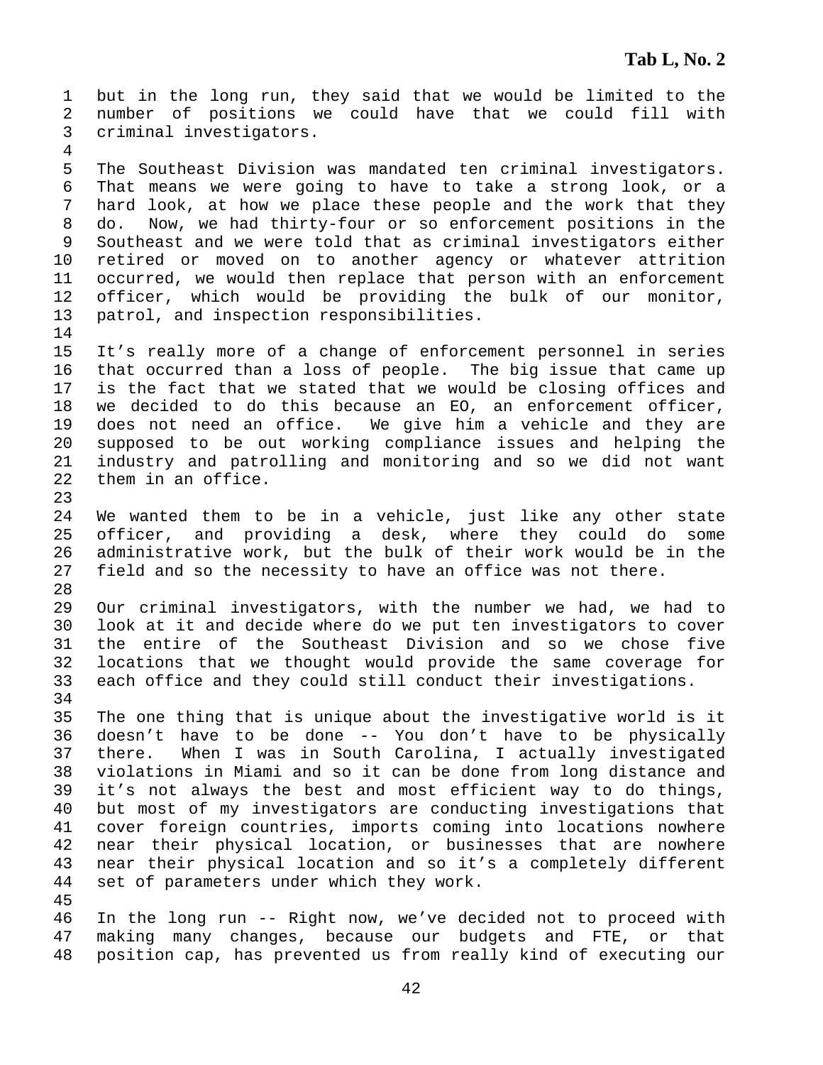but in the long run, they said that we would be limited to the number of positions we could have that we could fill with criminal investigators.

The Southeast Division was mandated ten criminal investigators. That means we were going to have to take a strong look, or a hard look, at how we place these people and the work that they do. Now, we had thirty-four or so enforcement positions in the Southeast and we were told that as criminal investigators either retired or moved on to another agency or whatever attrition occurred, we would then replace that person with an enforcement officer, which would be providing the bulk of our monitor, patrol, and inspection responsibilities.

It's really more of a change of enforcement personnel in series that occurred than a loss of people. The big issue that came up is the fact that we stated that we would be closing offices and we decided to do this because an EO, an enforcement officer, does not need an office. We give him a vehicle and they are supposed to be out working compliance issues and helping the industry and patrolling and monitoring and so we did not want them in an office.

We wanted them to be in a vehicle, just like any other state officer, and providing a desk, where they could do some administrative work, but the bulk of their work would be in the field and so the necessity to have an office was not there.

Our criminal investigators, with the number we had, we had to look at it and decide where do we put ten investigators to cover the entire of the Southeast Division and so we chose five locations that we thought would provide the same coverage for each office and they could still conduct their investigations.

The one thing that is unique about the investigative world is it doesn't have to be done -- You don't have to be physically there. When I was in South Carolina, I actually investigated violations in Miami and so it can be done from long distance and it's not always the best and most efficient way to do things, but most of my investigators are conducting investigations that cover foreign countries, imports coming into locations nowhere near their physical location, or businesses that are nowhere near their physical location and so it's a completely different set of parameters under which they work.

In the long run -- Right now, we've decided not to proceed with making many changes, because our budgets and FTE, or that position cap, has prevented us from really kind of executing our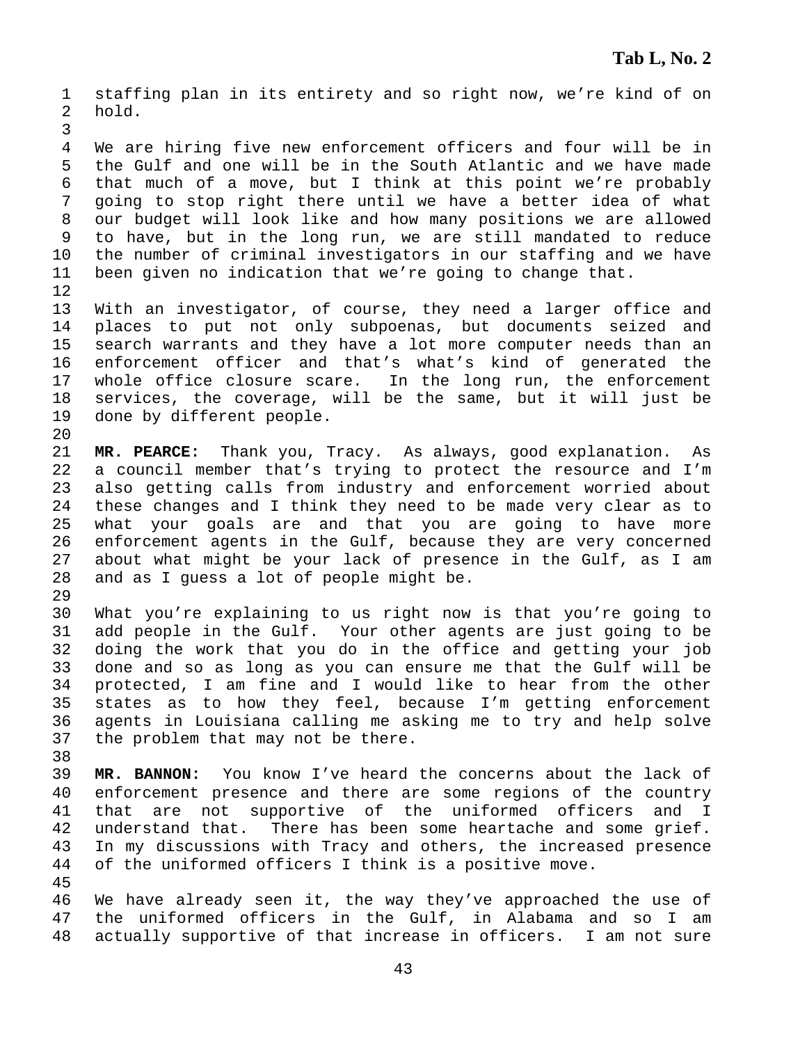staffing plan in its entirety and so right now, we're kind of on hold.

We are hiring five new enforcement officers and four will be in the Gulf and one will be in the South Atlantic and we have made that much of a move, but I think at this point we're probably going to stop right there until we have a better idea of what our budget will look like and how many positions we are allowed to have, but in the long run, we are still mandated to reduce the number of criminal investigators in our staffing and we have been given no indication that we're going to change that.

With an investigator, of course, they need a larger office and places to put not only subpoenas, but documents seized and search warrants and they have a lot more computer needs than an enforcement officer and that's what's kind of generated the whole office closure scare. In the long run, the enforcement services, the coverage, will be the same, but it will just be done by different people.

**MR. PEARCE:** Thank you, Tracy. As always, good explanation. As a council member that's trying to protect the resource and I'm also getting calls from industry and enforcement worried about these changes and I think they need to be made very clear as to what your goals are and that you are going to have more enforcement agents in the Gulf, because they are very concerned about what might be your lack of presence in the Gulf, as I am and as I guess a lot of people might be.

What you're explaining to us right now is that you're going to add people in the Gulf. Your other agents are just going to be doing the work that you do in the office and getting your job done and so as long as you can ensure me that the Gulf will be protected, I am fine and I would like to hear from the other states as to how they feel, because I'm getting enforcement agents in Louisiana calling me asking me to try and help solve the problem that may not be there.

**MR. BANNON:** You know I've heard the concerns about the lack of enforcement presence and there are some regions of the country that are not supportive of the uniformed officers and I understand that. There has been some heartache and some grief. In my discussions with Tracy and others, the increased presence of the uniformed officers I think is a positive move.

We have already seen it, the way they've approached the use of the uniformed officers in the Gulf, in Alabama and so I am actually supportive of that increase in officers. I am not sure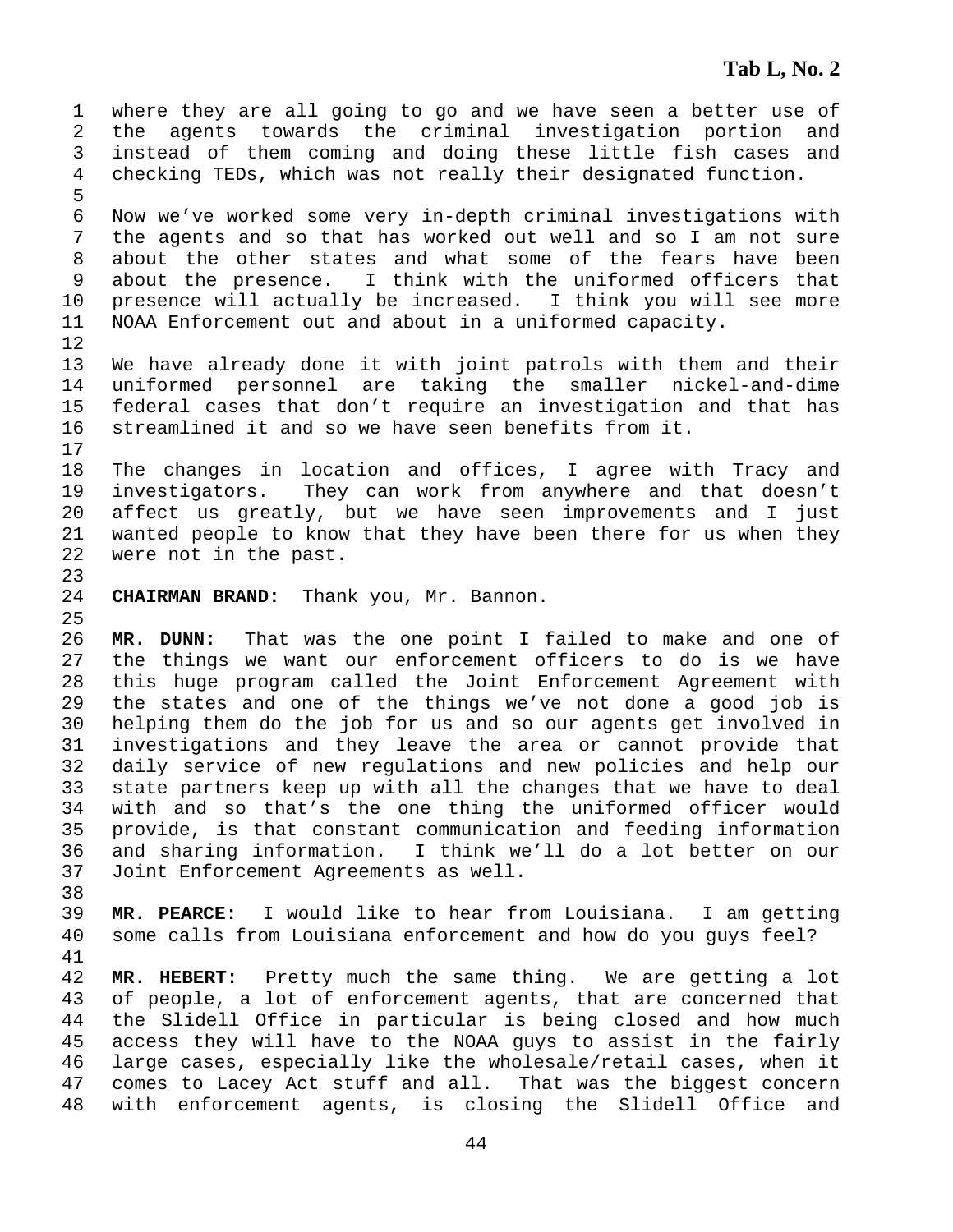where they are all going to go and we have seen a better use of the agents towards the criminal investigation portion and instead of them coming and doing these little fish cases and checking TEDs, which was not really their designated function.

Now we've worked some very in-depth criminal investigations with the agents and so that has worked out well and so I am not sure about the other states and what some of the fears have been about the presence. I think with the uniformed officers that presence will actually be increased. I think you will see more NOAA Enforcement out and about in a uniformed capacity.

We have already done it with joint patrols with them and their uniformed personnel are taking the smaller nickel-and-dime federal cases that don't require an investigation and that has streamlined it and so we have seen benefits from it.

The changes in location and offices, I agree with Tracy and investigators. They can work from anywhere and that doesn't affect us greatly, but we have seen improvements and I just wanted people to know that they have been there for us when they were not in the past.

**CHAIRMAN BRAND:** Thank you, Mr. Bannon.

**MR. DUNN:** That was the one point I failed to make and one of the things we want our enforcement officers to do is we have this huge program called the Joint Enforcement Agreement with the states and one of the things we've not done a good job is helping them do the job for us and so our agents get involved in investigations and they leave the area or cannot provide that daily service of new regulations and new policies and help our state partners keep up with all the changes that we have to deal with and so that's the one thing the uniformed officer would provide, is that constant communication and feeding information and sharing information. I think we'll do a lot better on our Joint Enforcement Agreements as well.

**MR. PEARCE:** I would like to hear from Louisiana. I am getting some calls from Louisiana enforcement and how do you guys feel?

**MR. HEBERT:** Pretty much the same thing. We are getting a lot of people, a lot of enforcement agents, that are concerned that the Slidell Office in particular is being closed and how much access they will have to the NOAA guys to assist in the fairly large cases, especially like the wholesale/retail cases, when it comes to Lacey Act stuff and all. That was the biggest concern with enforcement agents, is closing the Slidell Office and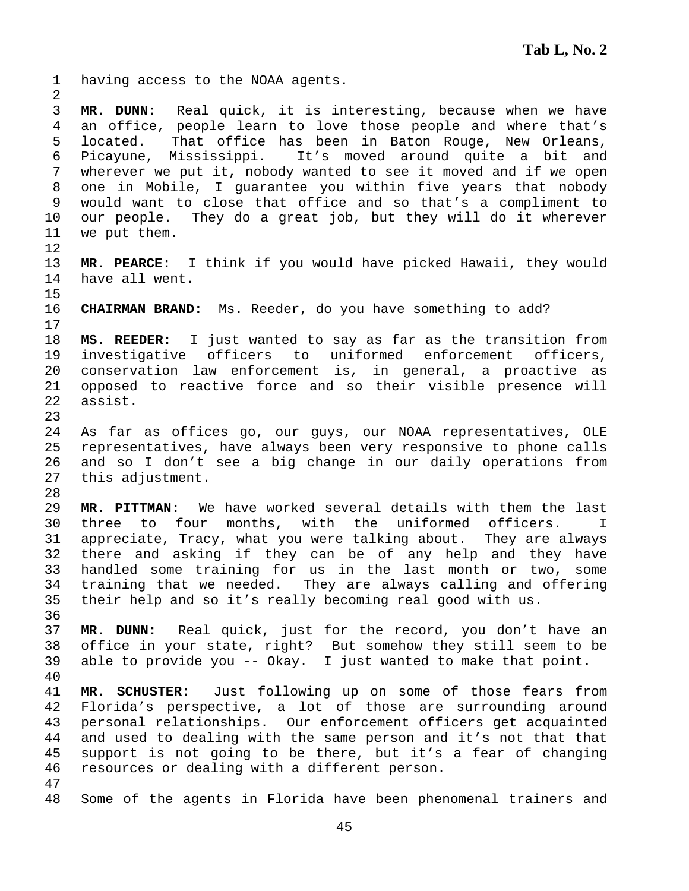having access to the NOAA agents.

**MR. DUNN:** Real quick, it is interesting, because when we have an office, people learn to love those people and where that's located. That office has been in Baton Rouge, New Orleans, Picayune, Mississippi. It's moved around quite a bit and wherever we put it, nobody wanted to see it moved and if we open one in Mobile, I guarantee you within five years that nobody would want to close that office and so that's a compliment to our people. They do a great job, but they will do it wherever we put them.

**MR. PEARCE:** I think if you would have picked Hawaii, they would have all went.

**CHAIRMAN BRAND:** Ms. Reeder, do you have something to add?

**MS. REEDER:** I just wanted to say as far as the transition from investigative officers to uniformed enforcement officers, conservation law enforcement is, in general, a proactive as opposed to reactive force and so their visible presence will assist.

As far as offices go, our guys, our NOAA representatives, OLE representatives, have always been very responsive to phone calls and so I don't see a big change in our daily operations from this adjustment.

**MR. PITTMAN:** We have worked several details with them the last three to four months, with the uniformed officers. I appreciate, Tracy, what you were talking about. They are always there and asking if they can be of any help and they have handled some training for us in the last month or two, some training that we needed. They are always calling and offering their help and so it's really becoming real good with us.

**MR. DUNN:** Real quick, just for the record, you don't have an office in your state, right? But somehow they still seem to be able to provide you -- Okay. I just wanted to make that point.

**MR. SCHUSTER:** Just following up on some of those fears from Florida's perspective, a lot of those are surrounding around personal relationships. Our enforcement officers get acquainted and used to dealing with the same person and it's not that that support is not going to be there, but it's a fear of changing resources or dealing with a different person.

Some of the agents in Florida have been phenomenal trainers and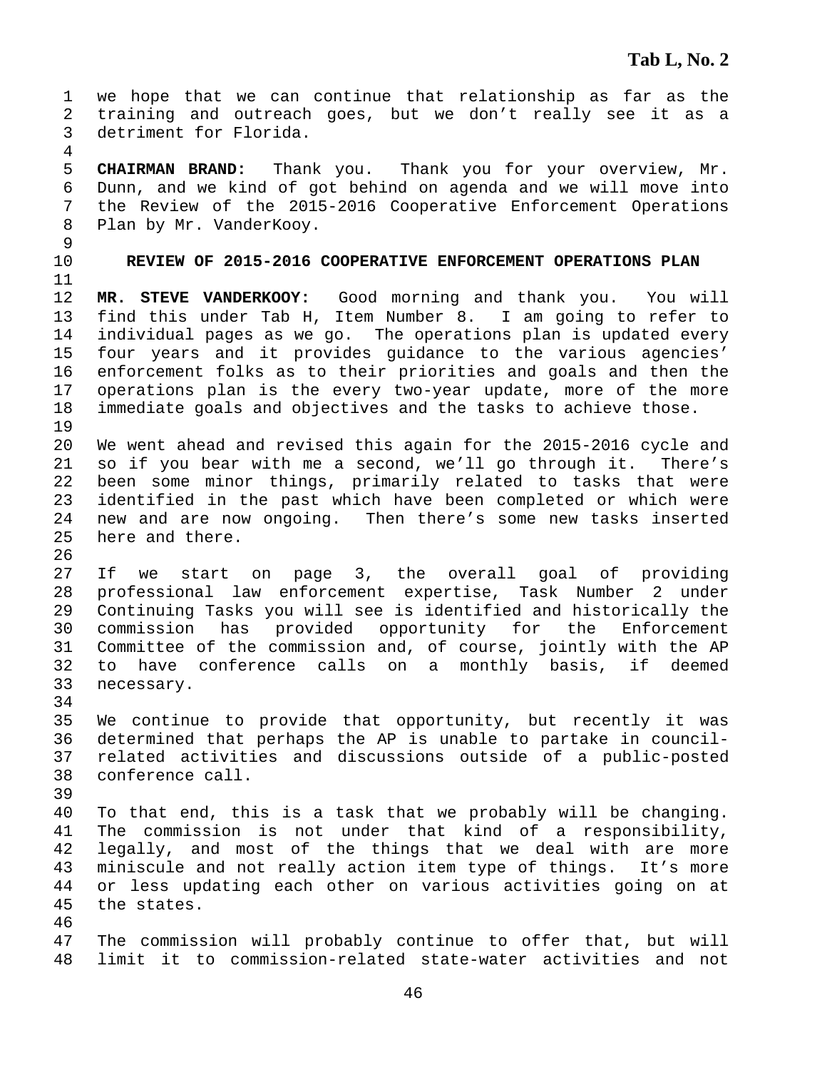we hope that we can continue that relationship as far as the training and outreach goes, but we don't really see it as a detriment for Florida.

**CHAIRMAN BRAND:** Thank you. Thank you for your overview, Mr. Dunn, and we kind of got behind on agenda and we will move into the Review of the 2015-2016 Cooperative Enforcement Operations Plan by Mr. VanderKooy.

## REVIEW OF 2015-2016 COOPERATIVE ENFORCEMENT OPERATIONS PLAN

**MR. STEVE VANDERKOOY:** Good morning and thank you. You will find this under Tab H, Item Number 8. I am going to refer to individual pages as we go. The operations plan is updated every four years and it provides guidance to the various agencies' enforcement folks as to their priorities and goals and then the operations plan is the every two-year update, more of the more immediate goals and objectives and the tasks to achieve those.

We went ahead and revised this again for the 2015-2016 cycle and so if you bear with me a second, we'll go through it. There's been some minor things, primarily related to tasks that were identified in the past which have been completed or which were new and are now ongoing. Then there's some new tasks inserted here and there.

If we start on page 3, the overall goal of providing professional law enforcement expertise, Task Number 2 under Continuing Tasks you will see is identified and historically the commission has provided opportunity for the Enforcement Committee of the commission and, of course, jointly with the AP to have conference calls on a monthly basis, if deemed necessary.

We continue to provide that opportunity, but recently it was determined that perhaps the AP is unable to partake in council-related activities and discussions outside of a public-posted conference call.

To that end, this is a task that we probably will be changing. The commission is not under that kind of a responsibility, legally, and most of the things that we deal with are more miniscule and not really action item type of things. It's more or less updating each other on various activities going on at the states.

The commission will probably continue to offer that, but will limit it to commission-related state-water activities and not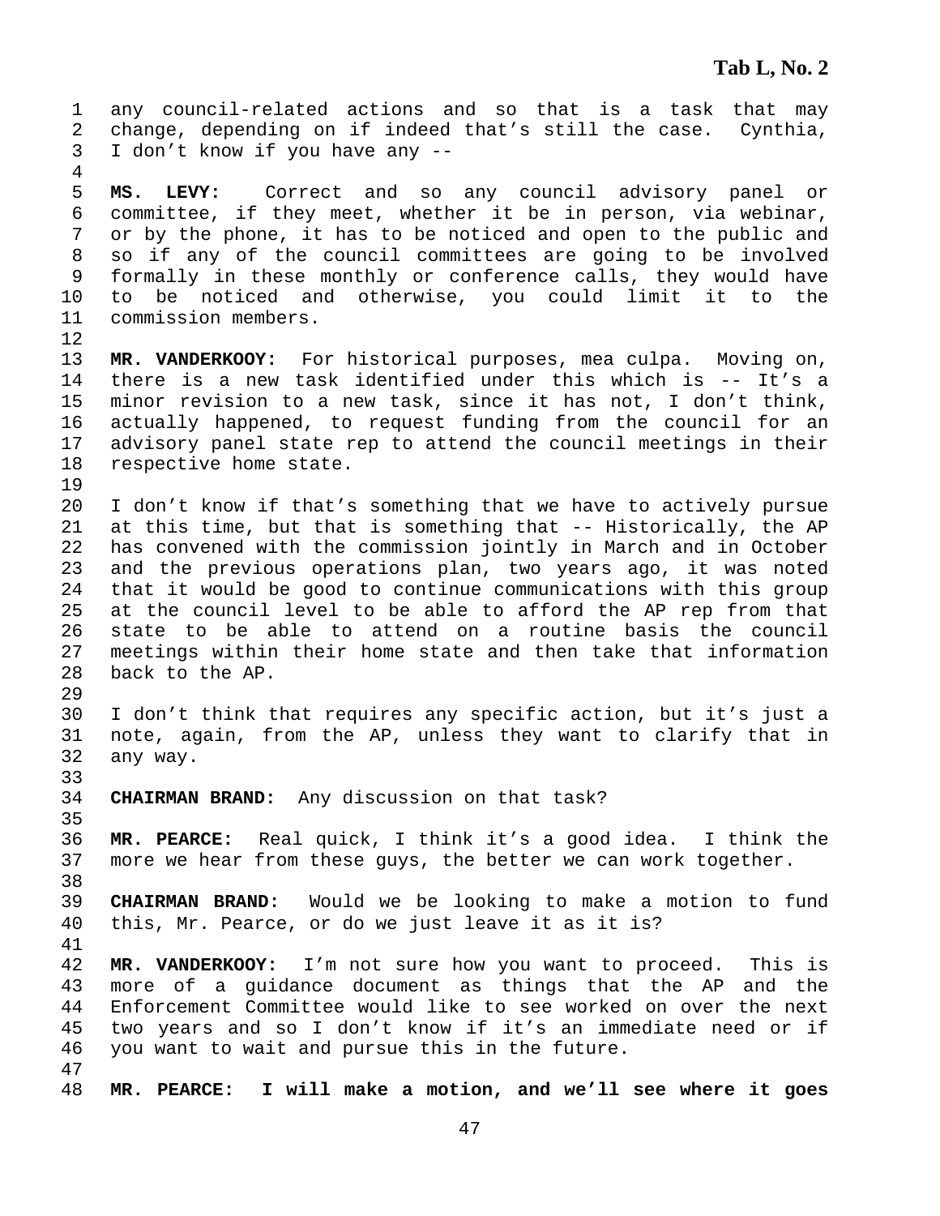any council-related actions and so that is a task that may change, depending on if indeed that's still the case. Cynthia, I don't know if you have any --

**MS. LEVY:** Correct and so any council advisory panel or committee, if they meet, whether it be in person, via webinar, or by the phone, it has to be noticed and open to the public and so if any of the council committees are going to be involved formally in these monthly or conference calls, they would have to be noticed and otherwise, you could limit it to the commission members.

**MR. VANDERKOOY:** For historical purposes, mea culpa. Moving on, there is a new task identified under this which is -- It's a minor revision to a new task, since it has not, I don't think, actually happened, to request funding from the council for an advisory panel state rep to attend the council meetings in their respective home state.

I don't know if that's something that we have to actively pursue at this time, but that is something that -- Historically, the AP has convened with the commission jointly in March and in October and the previous operations plan, two years ago, it was noted that it would be good to continue communications with this group at the council level to be able to afford the AP rep from that state to be able to attend on a routine basis the council meetings within their home state and then take that information back to the AP.

I don't think that requires any specific action, but it's just a note, again, from the AP, unless they want to clarify that in any way.

**CHAIRMAN BRAND:** Any discussion on that task?

**MR. PEARCE:** Real quick, I think it's a good idea. I think the more we hear from these guys, the better we can work together.

**CHAIRMAN BRAND:** Would we be looking to make a motion to fund this, Mr. Pearce, or do we just leave it as it is?

**MR. VANDERKOOY:** I'm not sure how you want to proceed. This is more of a guidance document as things that the AP and the Enforcement Committee would like to see worked on over the next two years and so I don't know if it's an immediate need or if you want to wait and pursue this in the future.

**MR. PEARCE: I will make a motion, and we'll see where it goes**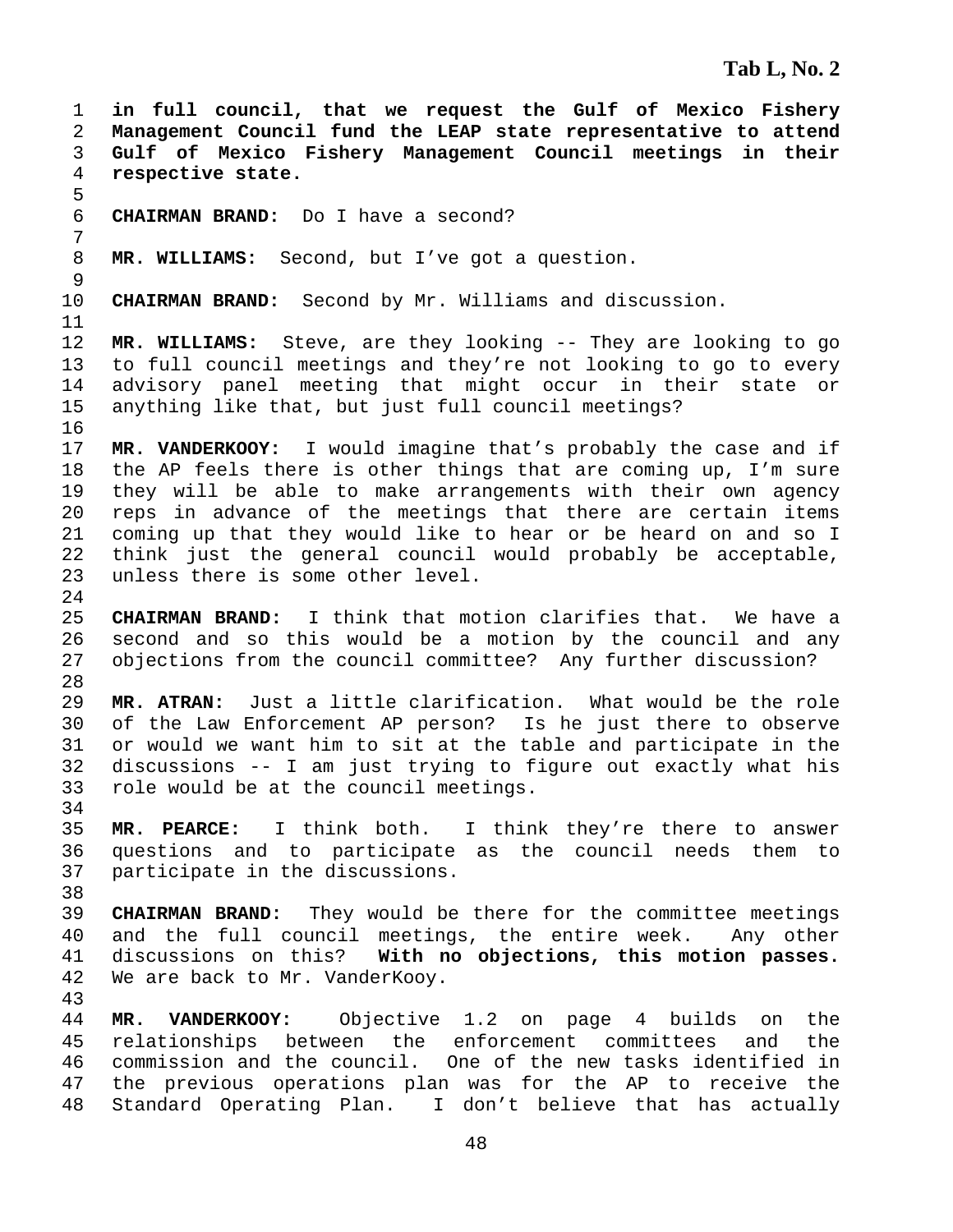**in full council, that we request the Gulf of Mexico Fishery Management Council fund the LEAP state representative to attend Gulf of Mexico Fishery Management Council meetings in their respective state.**

**CHAIRMAN BRAND:** Do I have a second?

**MR. WILLIAMS:** Second, but I've got a question.

**CHAIRMAN BRAND:** Second by Mr. Williams and discussion.

**MR. WILLIAMS:** Steve, are they looking -- They are looking to go to full council meetings and they're not looking to go to every advisory panel meeting that might occur in their state or anything like that, but just full council meetings?

**MR. VANDERKOOY:** I would imagine that's probably the case and if the AP feels there is other things that are coming up, I'm sure they will be able to make arrangements with their own agency reps in advance of the meetings that there are certain items coming up that they would like to hear or be heard on and so I think just the general council would probably be acceptable, unless there is some other level.

**CHAIRMAN BRAND:** I think that motion clarifies that. We have a second and so this would be a motion by the council and any objections from the council committee? Any further discussion?

**MR. ATRAN:** Just a little clarification. What would be the role of the Law Enforcement AP person? Is he just there to observe or would we want him to sit at the table and participate in the discussions -- I am just trying to figure out exactly what his role would be at the council meetings.

**MR. PEARCE:** I think both. I think they're there to answer questions and to participate as the council needs them to participate in the discussions.

**CHAIRMAN BRAND:** They would be there for the committee meetings and the full council meetings, the entire week. Any other discussions on this? **With no objections, this motion passes.** We are back to Mr. VanderKooy.

**MR. VANDERKOOY:** Objective 1.2 on page 4 builds on the relationships between the enforcement committees and the commission and the council. One of the new tasks identified in the previous operations plan was for the AP to receive the Standard Operating Plan. I don't believe that has actually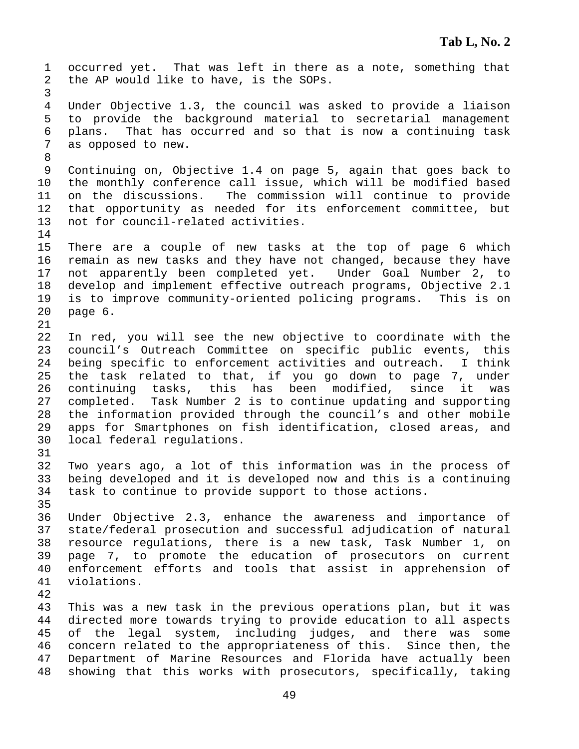occurred yet. That was left in there as a note, something that the AP would like to have, is the SOPs.

Under Objective 1.3, the council was asked to provide a liaison to provide the background material to secretarial management plans. That has occurred and so that is now a continuing task as opposed to new.

Continuing on, Objective 1.4 on page 5, again that goes back to the monthly conference call issue, which will be modified based on the discussions. The commission will continue to provide that opportunity as needed for its enforcement committee, but not for council-related activities.

There are a couple of new tasks at the top of page 6 which remain as new tasks and they have not changed, because they have not apparently been completed yet. Under Goal Number 2, to develop and implement effective outreach programs, Objective 2.1 is to improve community-oriented policing programs. This is on page 6.

In red, you will see the new objective to coordinate with the council's Outreach Committee on specific public events, this being specific to enforcement activities and outreach. I think the task related to that, if you go down to page 7, under continuing tasks, this has been modified, since it was completed. Task Number 2 is to continue updating and supporting the information provided through the council's and other mobile apps for Smartphones on fish identification, closed areas, and local federal regulations.

Two years ago, a lot of this information was in the process of being developed and it is developed now and this is a continuing task to continue to provide support to those actions.

Under Objective 2.3, enhance the awareness and importance of state/federal prosecution and successful adjudication of natural resource regulations, there is a new task, Task Number 1, on page 7, to promote the education of prosecutors on current enforcement efforts and tools that assist in apprehension of violations.

This was a new task in the previous operations plan, but it was directed more towards trying to provide education to all aspects of the legal system, including judges, and there was some concern related to the appropriateness of this. Since then, the Department of Marine Resources and Florida have actually been showing that this works with prosecutors, specifically, taking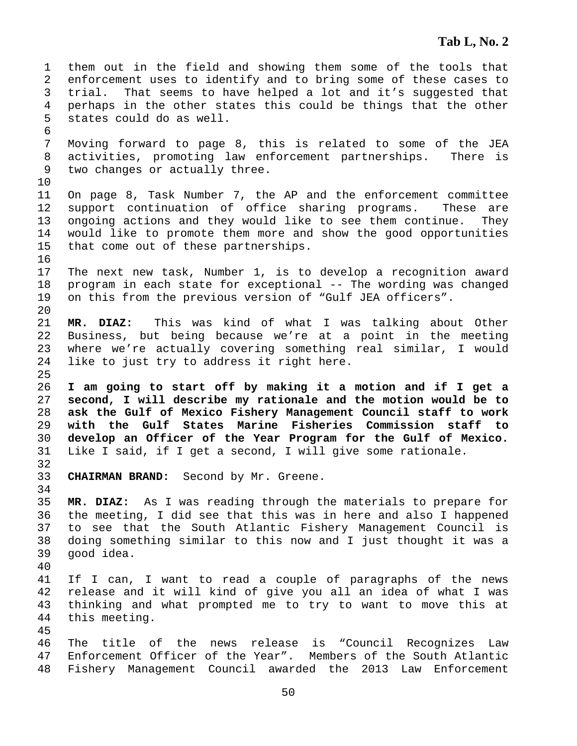them out in the field and showing them some of the tools that enforcement uses to identify and to bring some of these cases to trial. That seems to have helped a lot and it's suggested that perhaps in the other states this could be things that the other states could do as well.

Moving forward to page 8, this is related to some of the JEA activities, promoting law enforcement partnerships. There is two changes or actually three.

On page 8, Task Number 7, the AP and the enforcement committee support continuation of office sharing programs. These are ongoing actions and they would like to see them continue. They would like to promote them more and show the good opportunities that come out of these partnerships.

The next new task, Number 1, is to develop a recognition award program in each state for exceptional -- The wording was changed on this from the previous version of "Gulf JEA officers".

**MR. DIAZ:** This was kind of what I was talking about Other Business, but being because we're at a point in the meeting where we're actually covering something real similar, I would like to just try to address it right here.

**I am going to start off by making it a motion and if I get a second, I will describe my rationale and the motion would be to ask the Gulf of Mexico Fishery Management Council staff to work with the Gulf States Marine Fisheries Commission staff to develop an Officer of the Year Program for the Gulf of Mexico.** Like I said, if I get a second, I will give some rationale.

**CHAIRMAN BRAND:** Second by Mr. Greene.

**MR. DIAZ:** As I was reading through the materials to prepare for the meeting, I did see that this was in here and also I happened to see that the South Atlantic Fishery Management Council is doing something similar to this now and I just thought it was a good idea.

If I can, I want to read a couple of paragraphs of the news release and it will kind of give you all an idea of what I was thinking and what prompted me to try to want to move this at this meeting.

The title of the news release is "Council Recognizes Law Enforcement Officer of the Year". Members of the South Atlantic Fishery Management Council awarded the 2013 Law Enforcement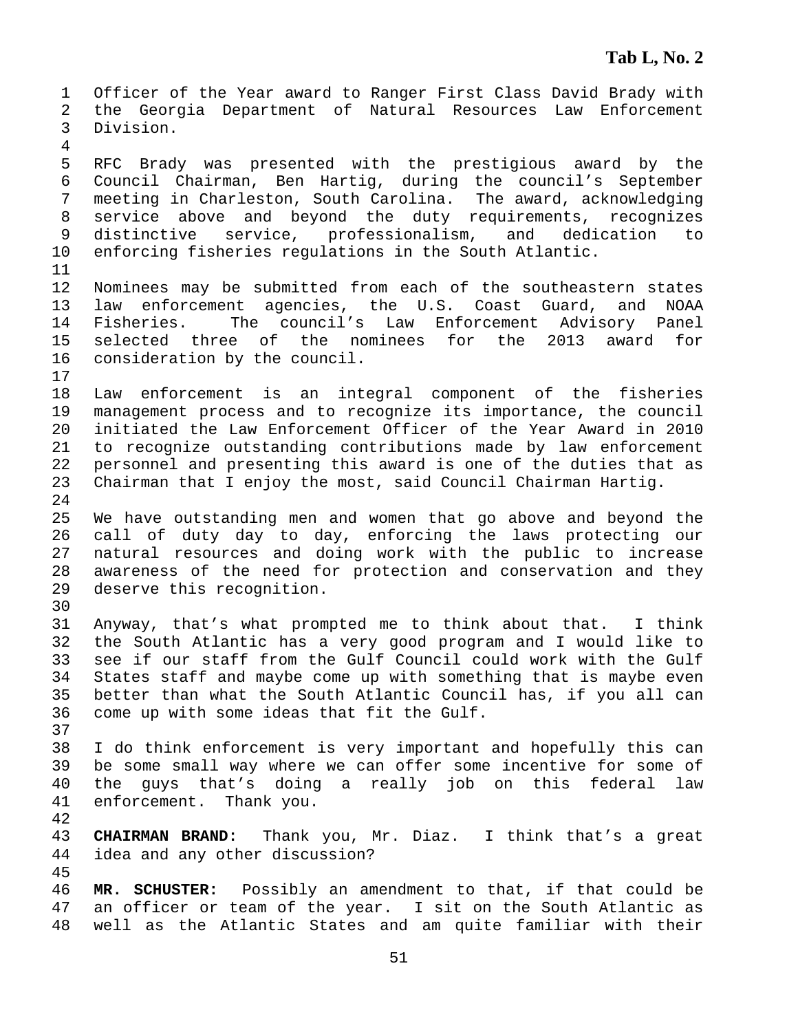Officer of the Year award to Ranger First Class David Brady with the Georgia Department of Natural Resources Law Enforcement Division.

RFC Brady was presented with the prestigious award by the Council Chairman, Ben Hartig, during the council's September meeting in Charleston, South Carolina. The award, acknowledging service above and beyond the duty requirements, recognizes distinctive service, professionalism, and dedication to enforcing fisheries regulations in the South Atlantic.

Nominees may be submitted from each of the southeastern states law enforcement agencies, the U.S. Coast Guard, and NOAA Fisheries. The council's Law Enforcement Advisory Panel selected three of the nominees for the 2013 award for consideration by the council.

Law enforcement is an integral component of the fisheries management process and to recognize its importance, the council initiated the Law Enforcement Officer of the Year Award in 2010 to recognize outstanding contributions made by law enforcement personnel and presenting this award is one of the duties that as Chairman that I enjoy the most, said Council Chairman Hartig.

We have outstanding men and women that go above and beyond the call of duty day to day, enforcing the laws protecting our natural resources and doing work with the public to increase awareness of the need for protection and conservation and they deserve this recognition.

Anyway, that's what prompted me to think about that. I think the South Atlantic has a very good program and I would like to see if our staff from the Gulf Council could work with the Gulf States staff and maybe come up with something that is maybe even better than what the South Atlantic Council has, if you all can come up with some ideas that fit the Gulf.

I do think enforcement is very important and hopefully this can be some small way where we can offer some incentive for some of the guys that's doing a really job on this federal law enforcement. Thank you.

**CHAIRMAN BRAND:** Thank you, Mr. Diaz. I think that's a great idea and any other discussion?

**MR. SCHUSTER:** Possibly an amendment to that, if that could be an officer or team of the year. I sit on the South Atlantic as well as the Atlantic States and am quite familiar with their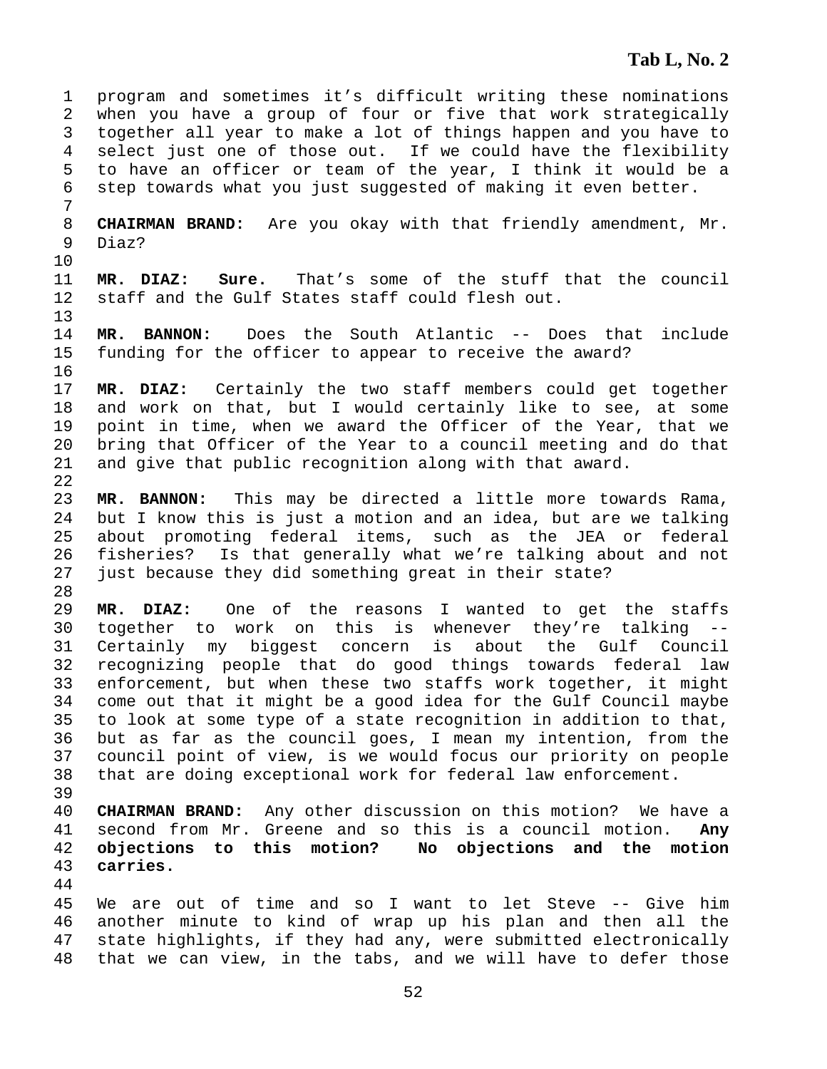program and sometimes it's difficult writing these nominations when you have a group of four or five that work strategically together all year to make a lot of things happen and you have to select just one of those out. If we could have the flexibility to have an officer or team of the year, I think it would be a step towards what you just suggested of making it even better.

**CHAIRMAN BRAND:** Are you okay with that friendly amendment, Mr. Diaz?

**MR. DIAZ: Sure.** That's some of the stuff that the council staff and the Gulf States staff could flesh out.

**MR. BANNON:** Does the South Atlantic -- Does that include funding for the officer to appear to receive the award?

**MR. DIAZ:** Certainly the two staff members could get together and work on that, but I would certainly like to see, at some point in time, when we award the Officer of the Year, that we bring that Officer of the Year to a council meeting and do that and give that public recognition along with that award.

**MR. BANNON:** This may be directed a little more towards Rama, but I know this is just a motion and an idea, but are we talking about promoting federal items, such as the JEA or federal fisheries? Is that generally what we're talking about and not just because they did something great in their state?

**MR. DIAZ:** One of the reasons I wanted to get the staffs together to work on this is whenever they're talking -- Certainly my biggest concern is about the Gulf Council recognizing people that do good things towards federal law enforcement, but when these two staffs work together, it might come out that it might be a good idea for the Gulf Council maybe to look at some type of a state recognition in addition to that, but as far as the council goes, I mean my intention, from the council point of view, is we would focus our priority on people that are doing exceptional work for federal law enforcement.

**CHAIRMAN BRAND:** Any other discussion on this motion? We have a second from Mr. Greene and so this is a council motion. **Any objections to this motion? No objections and the motion carries.**

We are out of time and so I want to let Steve -- Give him another minute to kind of wrap up his plan and then all the state highlights, if they had any, were submitted electronically that we can view, in the tabs, and we will have to defer those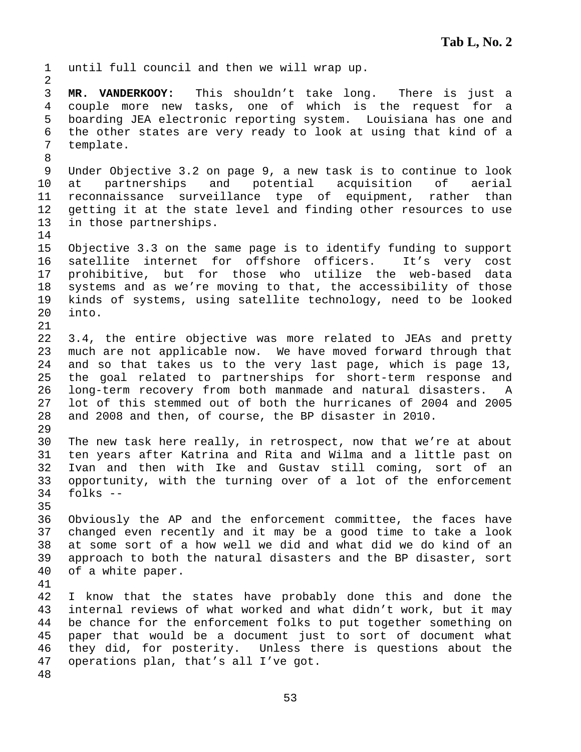until full council and then we will wrap up.

**MR. VANDERKOOY:** This shouldn't take long. There is just a couple more new tasks, one of which is the request for a boarding JEA electronic reporting system. Louisiana has one and the other states are very ready to look at using that kind of a template.

Under Objective 3.2 on page 9, a new task is to continue to look at partnerships and potential acquisition of aerial reconnaissance surveillance type of equipment, rather than getting it at the state level and finding other resources to use in those partnerships.

Objective 3.3 on the same page is to identify funding to support satellite internet for offshore officers. It's very cost prohibitive, but for those who utilize the web-based data systems and as we're moving to that, the accessibility of those kinds of systems, using satellite technology, need to be looked into.

3.4, the entire objective was more related to JEAs and pretty much are not applicable now. We have moved forward through that and so that takes us to the very last page, which is page 13, the goal related to partnerships for short-term response and long-term recovery from both manmade and natural disasters. A lot of this stemmed out of both the hurricanes of 2004 and 2005 and 2008 and then, of course, the BP disaster in 2010.

The new task here really, in retrospect, now that we're at about ten years after Katrina and Rita and Wilma and a little past on Ivan and then with Ike and Gustav still coming, sort of an opportunity, with the turning over of a lot of the enforcement folks --

Obviously the AP and the enforcement committee, the faces have changed even recently and it may be a good time to take a look at some sort of a how well we did and what did we do kind of an approach to both the natural disasters and the BP disaster, sort of a white paper.

I know that the states have probably done this and done the internal reviews of what worked and what didn't work, but it may be chance for the enforcement folks to put together something on paper that would be a document just to sort of document what they did, for posterity. Unless there is questions about the operations plan, that's all I've got.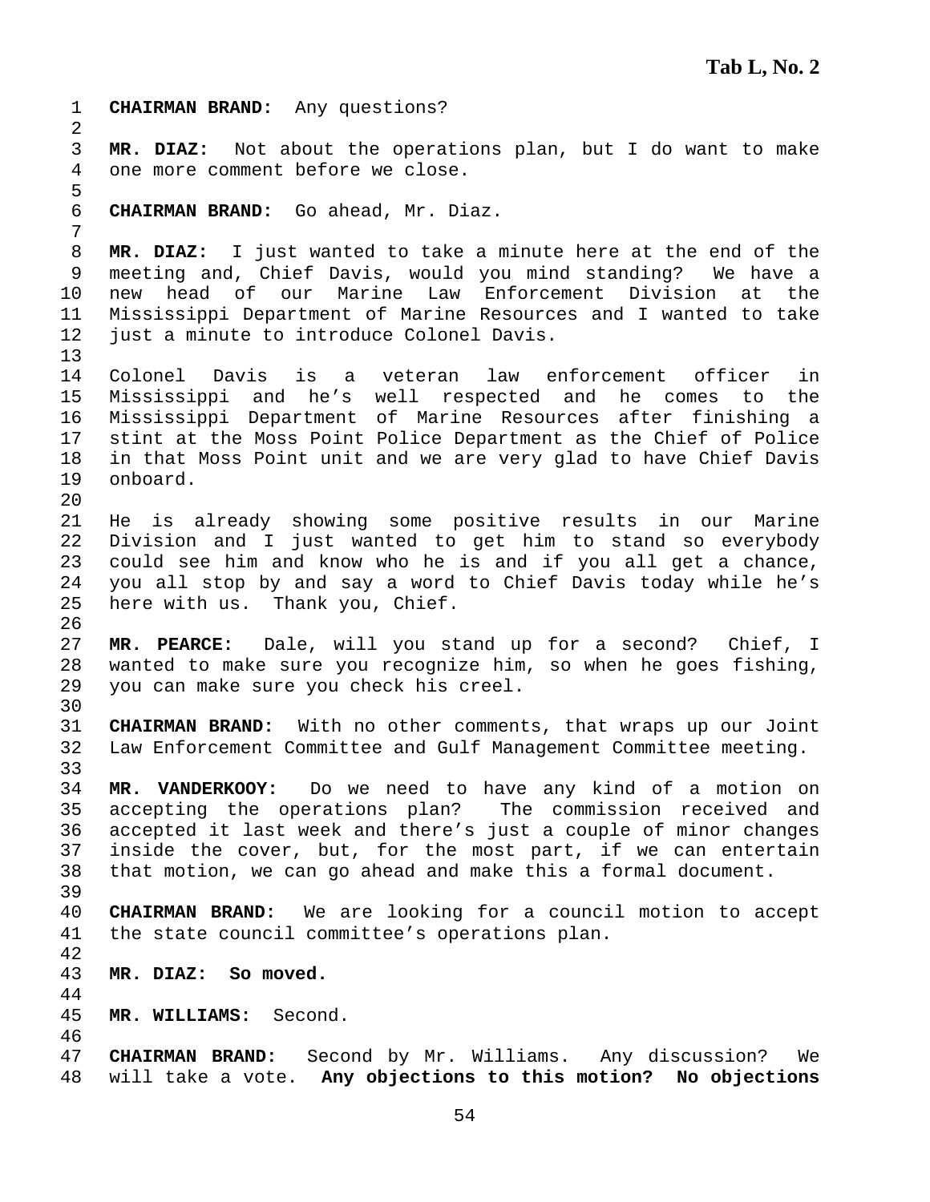**CHAIRMAN BRAND:** Any questions?

**MR. DIAZ:** Not about the operations plan, but I do want to make one more comment before we close.

**CHAIRMAN BRAND:** Go ahead, Mr. Diaz.

**MR. DIAZ:** I just wanted to take a minute here at the end of the meeting and, Chief Davis, would you mind standing? We have a new head of our Marine Law Enforcement Division at the Mississippi Department of Marine Resources and I wanted to take just a minute to introduce Colonel Davis.

Colonel Davis is a veteran law enforcement officer in Mississippi and he's well respected and he comes to the Mississippi Department of Marine Resources after finishing a stint at the Moss Point Police Department as the Chief of Police in that Moss Point unit and we are very glad to have Chief Davis onboard.

He is already showing some positive results in our Marine Division and I just wanted to get him to stand so everybody could see him and know who he is and if you all get a chance, you all stop by and say a word to Chief Davis today while he's here with us. Thank you, Chief.

**MR. PEARCE:** Dale, will you stand up for a second? Chief, I wanted to make sure you recognize him, so when he goes fishing, you can make sure you check his creel.

**CHAIRMAN BRAND:** With no other comments, that wraps up our Joint Law Enforcement Committee and Gulf Management Committee meeting.

**MR. VANDERKOOY:** Do we need to have any kind of a motion on accepting the operations plan? The commission received and accepted it last week and there's just a couple of minor changes inside the cover, but, for the most part, if we can entertain that motion, we can go ahead and make this a formal document.

**CHAIRMAN BRAND:** We are looking for a council motion to accept the state council committee's operations plan.

**MR. DIAZ: So moved.**

**MR. WILLIAMS:** Second.

**CHAIRMAN BRAND:** Second by Mr. Williams. Any discussion? We will take a vote. **Any objections to this motion? No objections**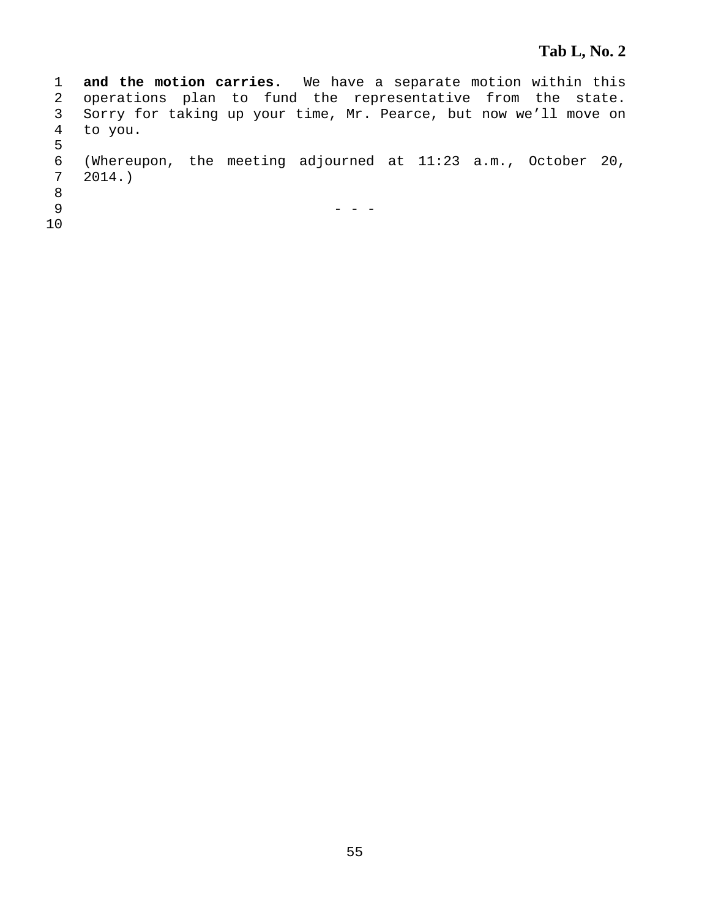**and the motion carries.** We have a separate motion within this operations plan to fund the representative from the state. Sorry for taking up your time, Mr. Pearce, but now we'll move on to you.

(Whereupon, the meeting adjourned at 11:23 a.m., October 20, 2014.)

\- - -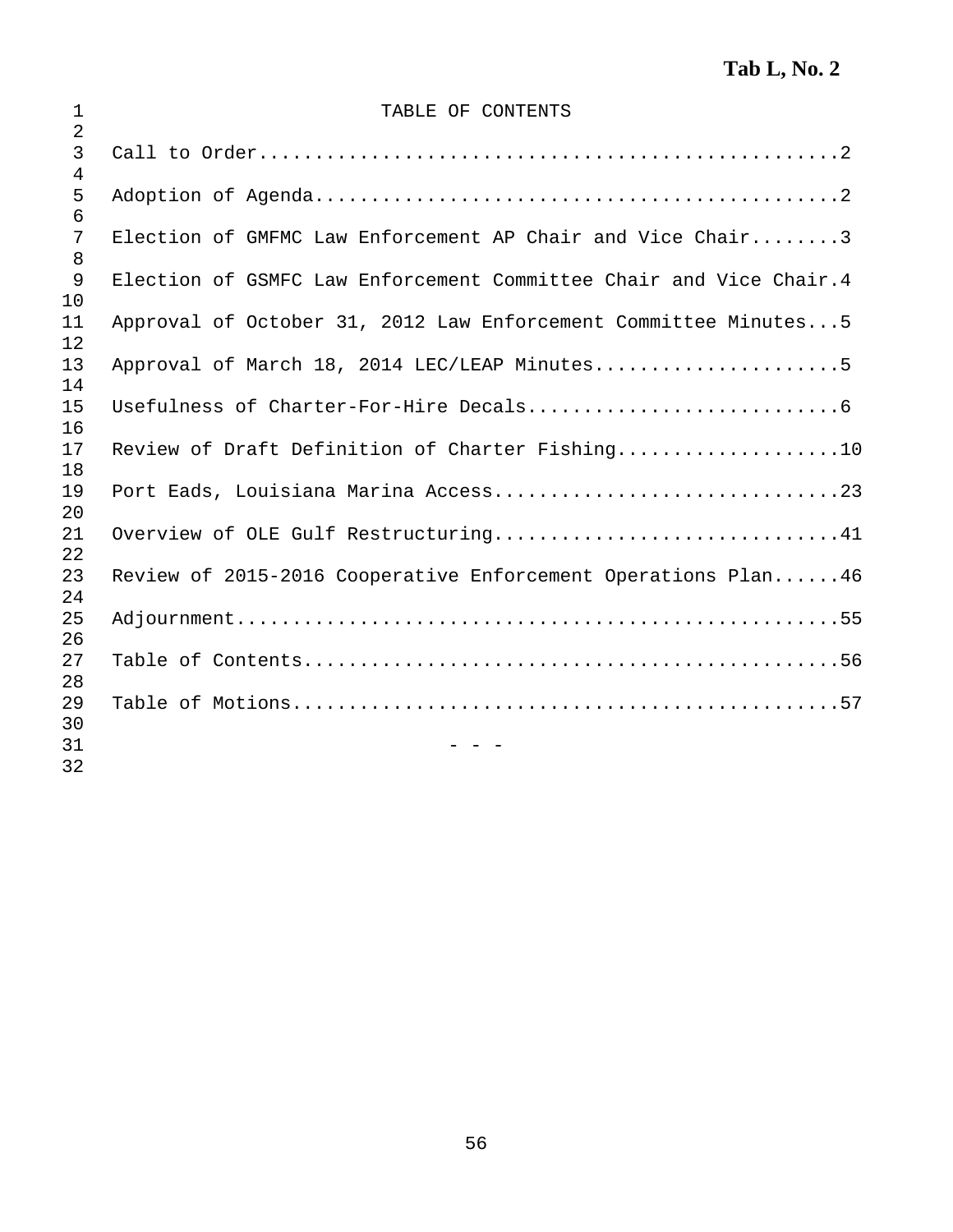Tab L, No. 2

# TABLE OF CONTENTS

Call to Order....................................................2

Adoption of Agenda...............................................2

Election of GMFMC Law Enforcement AP Chair and Vice Chair........3

Election of GSMFC Law Enforcement Committee Chair and Vice Chair.4

Approval of October 31, 2012 Law Enforcement Committee Minutes...5

Approval of March 18, 2014 LEC/LEAP Minutes......................5

Usefulness of Charter-For-Hire Decals............................6

Review of Draft Definition of Charter Fishing....................10

Port Eads, Louisiana Marina Access...............................23

Overview of OLE Gulf Restructuring...............................41

Review of 2015-2016 Cooperative Enforcement Operations Plan......46

Adjournment......................................................55

Table of Contents................................................56

Table of Motions.................................................57

\- - -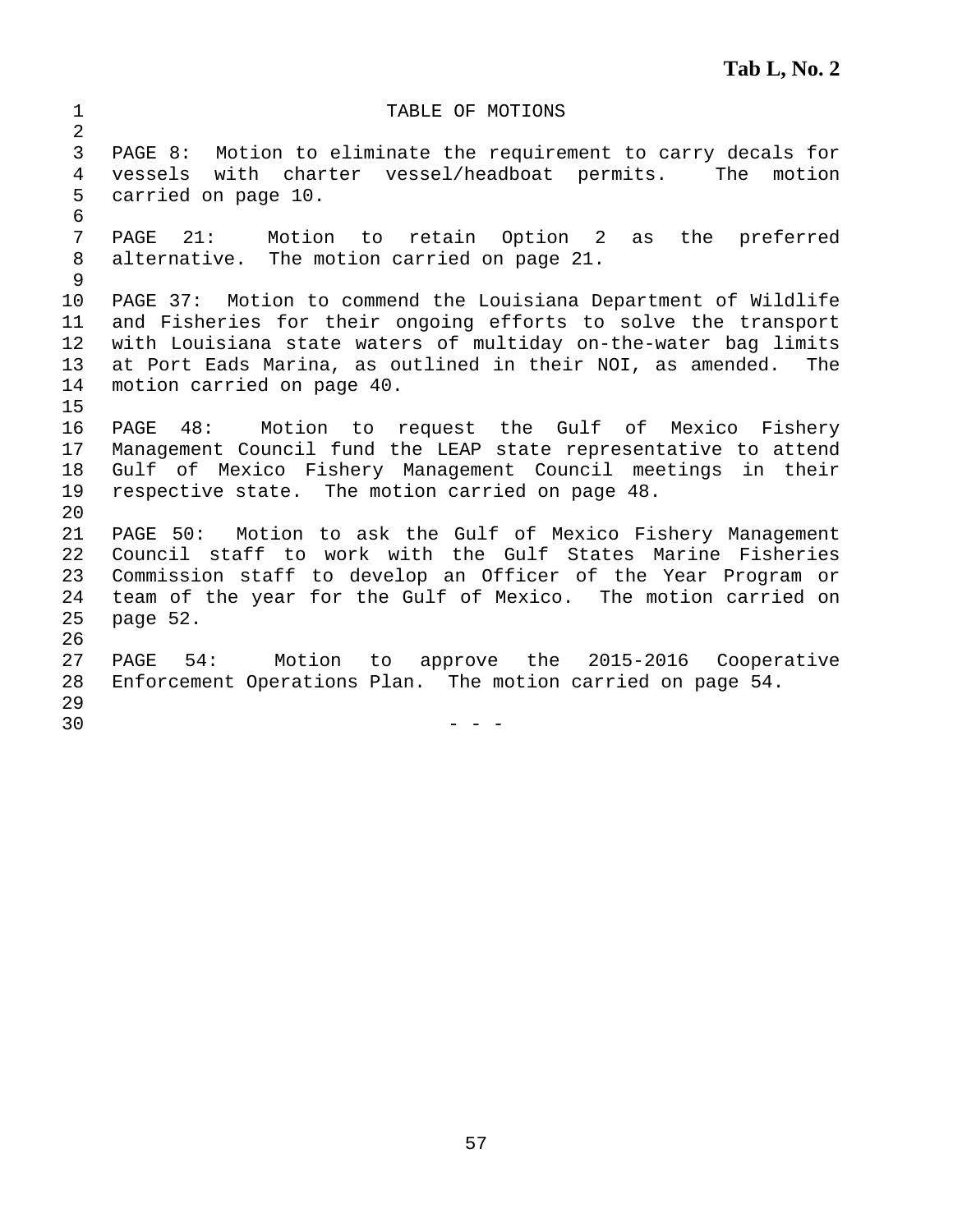Tab L, No. 2

# TABLE OF MOTIONS

PAGE 8: Motion to eliminate the requirement to carry decals for vessels with charter vessel/headboat permits. The motion carried on page 10.

PAGE 21: Motion to retain Option 2 as the preferred alternative. The motion carried on page 21.

PAGE 37: Motion to commend the Louisiana Department of Wildlife and Fisheries for their ongoing efforts to solve the transport with Louisiana state waters of multiday on-the-water bag limits at Port Eads Marina, as outlined in their NOI, as amended. The motion carried on page 40.

PAGE 48: Motion to request the Gulf of Mexico Fishery Management Council fund the LEAP state representative to attend Gulf of Mexico Fishery Management Council meetings in their respective state. The motion carried on page 48.

PAGE 50: Motion to ask the Gulf of Mexico Fishery Management Council staff to work with the Gulf States Marine Fisheries Commission staff to develop an Officer of the Year Program or team of the year for the Gulf of Mexico. The motion carried on page 52.

PAGE 54: Motion to approve the 2015-2016 Cooperative Enforcement Operations Plan. The motion carried on page 54.

- - -